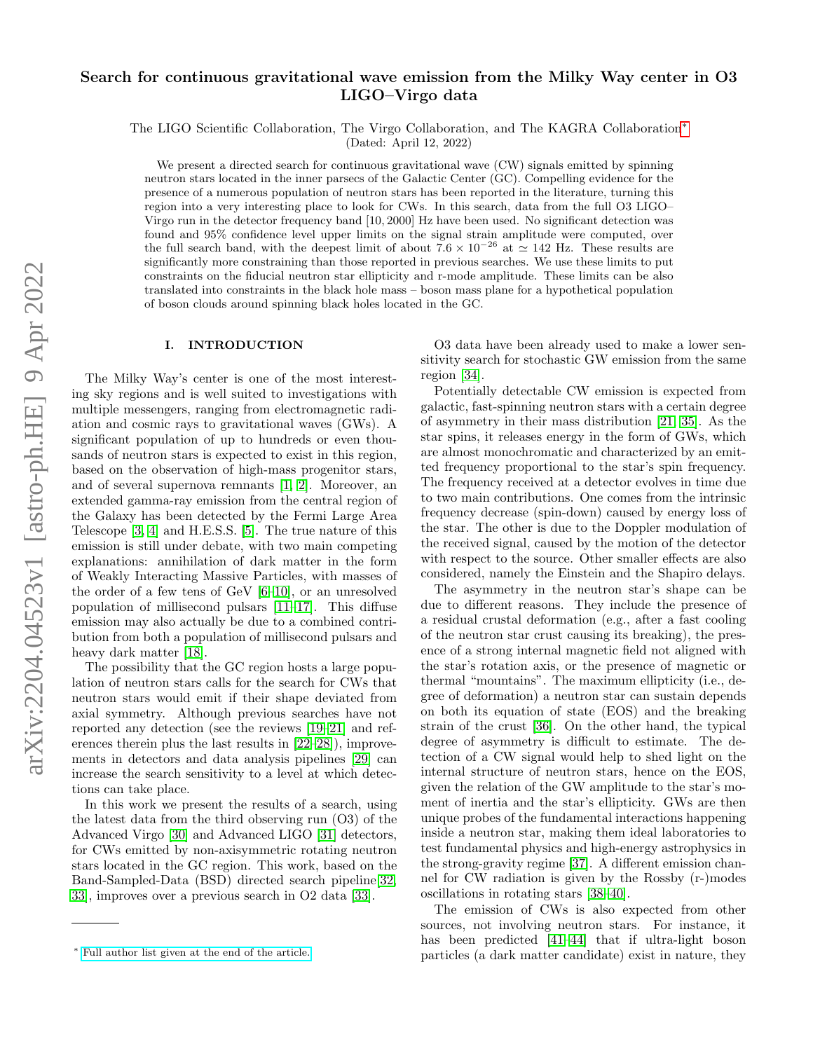# Search for continuous gravitational wave emission from the Milky Way center in O3 LIGO–Virgo data

The LIGO Scientific Collaboration, The Virgo Collaboration, and The KAGRA Collaboration[*]

(Dated: April 12, 2022)

We present a directed search for continuous gravitational wave (CW) signals emitted by spinning neutron stars located in the inner parsecs of the Galactic Center (GC). Compelling evidence for the presence of a numerous population of neutron stars has been reported in the literature, turning this region into a very interesting place to look for CWs. In this search, data from the full O3 LIGO–Virgo run in the detector frequency band [10, 2000] Hz have been used. No significant detection was found and 95% confidence level upper limits on the signal strain amplitude were computed, over the full search band, with the deepest limit of about $7.6 \times 10^{-26}$ at $\simeq 142$ Hz. These results are significantly more constraining than those reported in previous searches. We use these limits to put constraints on the fiducial neutron star ellipticity and r-mode amplitude. These limits can be also translated into constraints in the black hole mass – boson mass plane for a hypothetical population of boson clouds around spinning black holes located in the GC.

## I. INTRODUCTION

The Milky Way's center is one of the most interesting sky regions and is well suited to investigations with multiple messengers, ranging from electromagnetic radiation and cosmic rays to gravitational waves (GWs). A significant population of up to hundreds or even thousands of neutron stars is expected to exist in this region, based on the observation of high-mass progenitor stars, and of several supernova remnants [1, 2]. Moreover, an extended gamma-ray emission from the central region of the Galaxy has been detected by the Fermi Large Area Telescope [3, 4] and H.E.S.S. [5]. The true nature of this emission is still under debate, with two main competing explanations: annihilation of dark matter in the form of Weakly Interacting Massive Particles, with masses of the order of a few tens of GeV [6–10], or an unresolved population of millisecond pulsars [11–17]. This diffuse emission may also actually be due to a combined contribution from both a population of millisecond pulsars and heavy dark matter [18].

The possibility that the GC region hosts a large population of neutron stars calls for the search for CWs that neutron stars would emit if their shape deviated from axial symmetry. Although previous searches have not reported any detection (see the reviews [19–21] and references therein plus the last results in [22–28]), improvements in detectors and data analysis pipelines [29] can increase the search sensitivity to a level at which detections can take place.

In this work we present the results of a search, using the latest data from the third observing run (O3) of the Advanced Virgo [30] and Advanced LIGO [31] detectors, for CWs emitted by non-axisymmetric rotating neutron stars located in the GC region. This work, based on the Band-Sampled-Data (BSD) directed search pipeline[32, 33], improves over a previous search in O2 data [33].

O3 data have been already used to make a lower sensitivity search for stochastic GW emission from the same region [34].

Potentially detectable CW emission is expected from galactic, fast-spinning neutron stars with a certain degree of asymmetry in their mass distribution [21, 35]. As the star spins, it releases energy in the form of GWs, which are almost monochromatic and characterized by an emitted frequency proportional to the star's spin frequency. The frequency received at a detector evolves in time due to two main contributions. One comes from the intrinsic frequency decrease (spin-down) caused by energy loss of the star. The other is due to the Doppler modulation of the received signal, caused by the motion of the detector with respect to the source. Other smaller effects are also considered, namely the Einstein and the Shapiro delays.

The asymmetry in the neutron star's shape can be due to different reasons. They include the presence of a residual crustal deformation (e.g., after a fast cooling of the neutron star crust causing its breaking), the presence of a strong internal magnetic field not aligned with the star's rotation axis, or the presence of magnetic or thermal "mountains". The maximum ellipticity (i.e., degree of deformation) a neutron star can sustain depends on both its equation of state (EOS) and the breaking strain of the crust [36]. On the other hand, the typical degree of asymmetry is difficult to estimate. The detection of a CW signal would help to shed light on the internal structure of neutron stars, hence on the EOS, given the relation of the GW amplitude to the star's moment of inertia and the star's ellipticity. GWs are then unique probes of the fundamental interactions happening inside a neutron star, making them ideal laboratories to test fundamental physics and high-energy astrophysics in the strong-gravity regime [37]. A different emission channel for CW radiation is given by the Rossby (r-)modes oscillations in rotating stars [38–40].

The emission of CWs is also expected from other sources, not involving neutron stars. For instance, it has been predicted [41–44] that if ultra-light boson particles (a dark matter candidate) exist in nature, they

[*] Full author list given at the end of the article.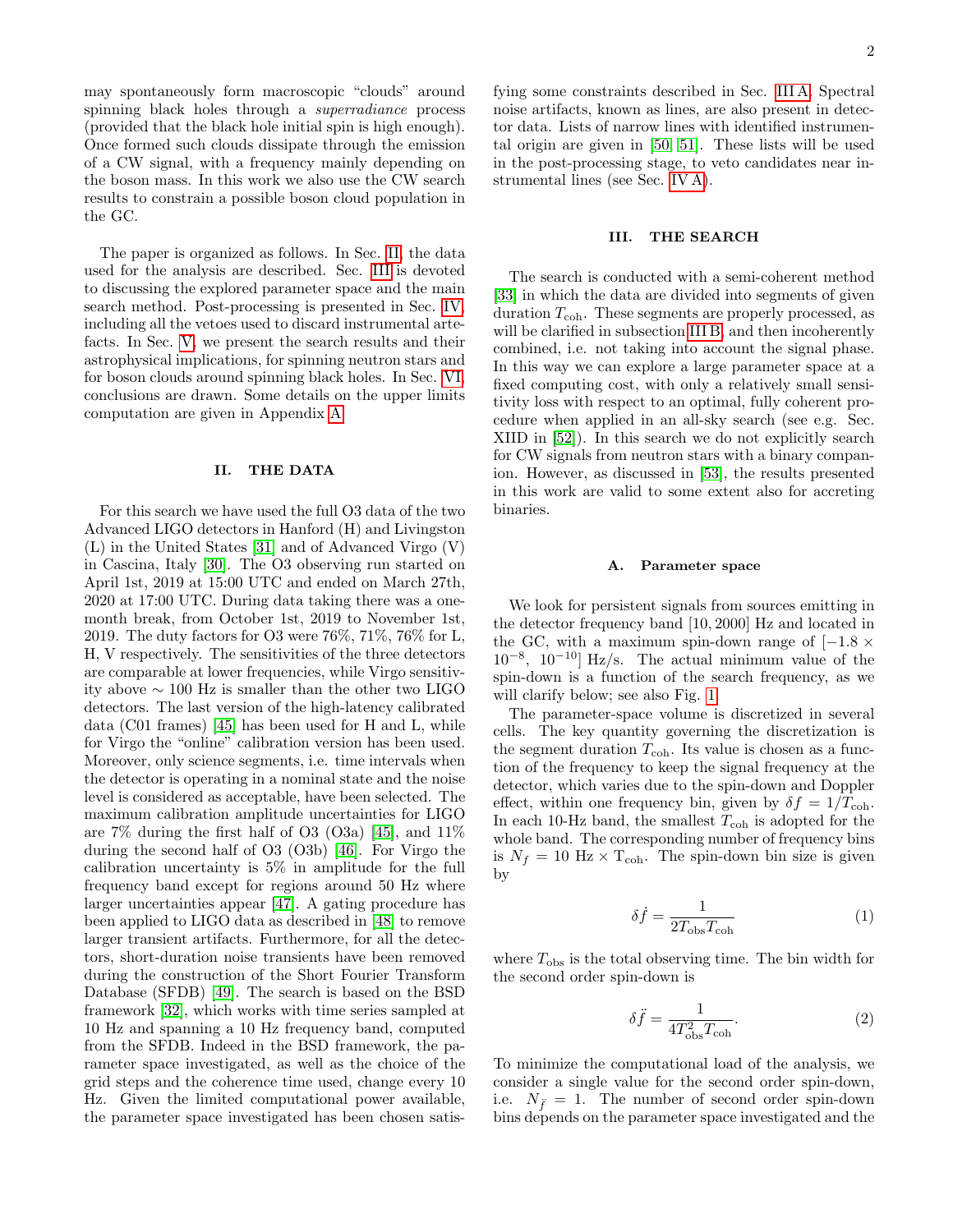may spontaneously form macroscopic "clouds" around spinning black holes through a *superradiance* process (provided that the black hole initial spin is high enough). Once formed such clouds dissipate through the emission of a CW signal, with a frequency mainly depending on the boson mass. In this work we also use the CW search results to constrain a possible boson cloud population in the GC.

The paper is organized as follows. In Sec. II, the data used for the analysis are described. Sec. III is devoted to discussing the explored parameter space and the main search method. Post-processing is presented in Sec. IV, including all the vetoes used to discard instrumental artefacts. In Sec. V, we present the search results and their astrophysical implications, for spinning neutron stars and for boson clouds around spinning black holes. In Sec. VI, conclusions are drawn. Some details on the upper limits computation are given in Appendix A.

## II. THE DATA

For this search we have used the full O3 data of the two Advanced LIGO detectors in Hanford (H) and Livingston (L) in the United States [31] and of Advanced Virgo (V) in Cascina, Italy [30]. The O3 observing run started on April 1st, 2019 at 15:00 UTC and ended on March 27th, 2020 at 17:00 UTC. During data taking there was a one-month break, from October 1st, 2019 to November 1st, 2019. The duty factors for O3 were 76%, 71%, 76% for L, H, V respectively. The sensitivities of the three detectors are comparable at lower frequencies, while Virgo sensitivity above $\sim 100$ Hz is smaller than the other two LIGO detectors. The last version of the high-latency calibrated data (C01 frames) [45] has been used for H and L, while for Virgo the "online" calibration version has been used. Moreover, only science segments, i.e. time intervals when the detector is operating in a nominal state and the noise level is considered as acceptable, have been selected. The maximum calibration amplitude uncertainties for LIGO are 7% during the first half of O3 (O3a) [45], and 11% during the second half of O3 (O3b) [46]. For Virgo the calibration uncertainty is 5% in amplitude for the full frequency band except for regions around 50 Hz where larger uncertainties appear [47]. A gating procedure has been applied to LIGO data as described in [48] to remove larger transient artifacts. Furthermore, for all the detectors, short-duration noise transients have been removed during the construction of the Short Fourier Transform Database (SFDB) [49]. The search is based on the BSD framework [32], which works with time series sampled at 10 Hz and spanning a 10 Hz frequency band, computed from the SFDB. Indeed in the BSD framework, the parameter space investigated, as well as the choice of the grid steps and the coherence time used, change every 10 Hz. Given the limited computational power available, the parameter space investigated has been chosen satisfying some constraints described in Sec. III A. Spectral noise artifacts, known as lines, are also present in detector data. Lists of narrow lines with identified instrumental origin are given in [50, 51]. These lists will be used in the post-processing stage, to veto candidates near instrumental lines (see Sec. IV A).

## III. THE SEARCH

The search is conducted with a semi-coherent method [33] in which the data are divided into segments of given duration $T_{\rm coh}$. These segments are properly processed, as will be clarified in subsection III B, and then incoherently combined, i.e. not taking into account the signal phase. In this way we can explore a large parameter space at a fixed computing cost, with only a relatively small sensitivity loss with respect to an optimal, fully coherent procedure when applied in an all-sky search (see e.g. Sec. XIID in [52]). In this search we do not explicitly search for CW signals from neutron stars with a binary companion. However, as discussed in [53], the results presented in this work are valid to some extent also for accreting binaries.

### A. Parameter space

We look for persistent signals from sources emitting in the detector frequency band $[10, 2000]$ Hz and located in the GC, with a maximum spin-down range of $[-1.8 \times 10^{-8},\ 10^{-10}]$ Hz/s. The actual minimum value of the spin-down is a function of the search frequency, as we will clarify below; see also Fig. 1.

The parameter-space volume is discretized in several cells. The key quantity governing the discretization is the segment duration $T_{\rm coh}$. Its value is chosen as a function of the frequency to keep the signal frequency at the detector, which varies due to the spin-down and Doppler effect, within one frequency bin, given by $\delta f = 1/T_{\rm coh}$. In each 10-Hz band, the smallest $T_{\rm coh}$ is adopted for the whole band. The corresponding number of frequency bins is $N_f = 10\ \text{Hz} \times \text{T}_{\rm coh}$. The spin-down bin size is given by

$$\delta \dot{f} = \frac{1}{2T_{\rm obs}T_{\rm coh}} \tag{1}$$

where $T_{\rm obs}$ is the total observing time. The bin width for the second order spin-down is

$$\delta \ddot{f} = \frac{1}{4T_{\rm obs}^2 T_{\rm coh}}. \tag{2}$$

To minimize the computational load of the analysis, we consider a single value for the second order spin-down, i.e. $N_{\ddot{f}} = 1$. The number of second order spin-down bins depends on the parameter space investigated and the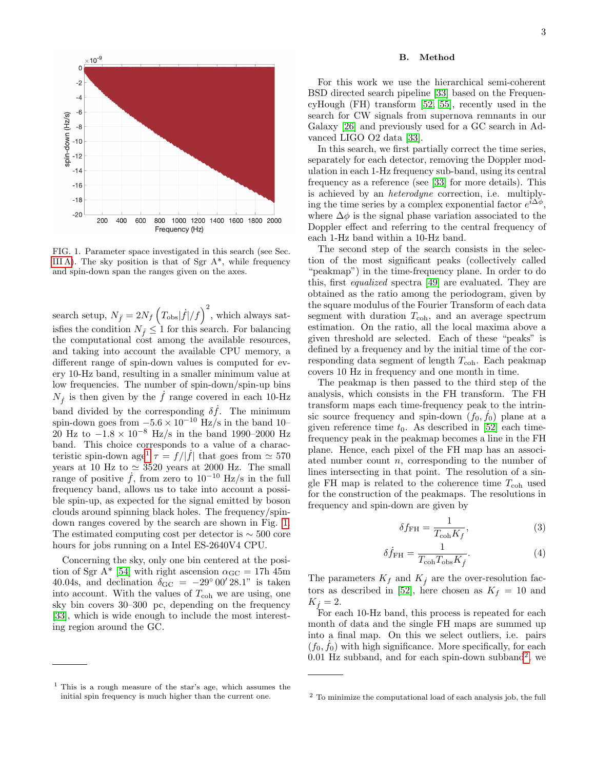FIG. 1. Parameter space investigated in this search (see Sec. III A). The sky position is that of Sgr A*, while frequency and spin-down span the ranges given on the axes.

search setup, $N_{\ddot{f}} = 2N_f \left(T_{\rm obs}|\dot{f}|/f\right)^2$, which always satisfies the condition $N_{\ddot{f}} \leq 1$ for this search. For balancing the computational cost among the available resources, and taking into account the available CPU memory, a different range of spin-down values is computed for every 10-Hz band, resulting in a smaller minimum value at low frequencies. The number of spin-down/spin-up bins $N_{\dot{f}}$ is then given by the $\dot{f}$ range covered in each 10-Hz band divided by the corresponding $\delta\dot{f}$. The minimum spin-down goes from $-5.6 \times 10^{-10}$ Hz/s in the band 10–20 Hz to $-1.8 \times 10^{-8}$ Hz/s in the band 1990–2000 Hz band. This choice corresponds to a value of a characteristic spin-down age[1] $\tau = f/|\dot{f}|$ that goes from $\simeq 570$ years at 10 Hz to $\simeq 3520$ years at 2000 Hz. The small range of positive $\dot{f}$, from zero to $10^{-10}$ Hz/s in the full frequency band, allows us to take into account a possible spin-up, as expected for the signal emitted by boson clouds around spinning black holes. The frequency/spin-down ranges covered by the search are shown in Fig. 1. The estimated computing cost per detector is $\sim 500$ core hours for jobs running on a Intel ES-2640V4 CPU.

Concerning the sky, only one bin centered at the position of Sgr A* [54] with right ascension $\alpha_{\rm GC} = 17$h 45m 40.04s, and declination $\delta_{\rm GC} = -29^\circ\, 00'\, 28.1"$ is taken into account. With the values of $T_{\rm coh}$ we are using, one sky bin covers 30–300 pc, depending on the frequency [33], which is wide enough to include the most interesting region around the GC.

[1] This is a rough measure of the star's age, which assumes the initial spin frequency is much higher than the current one.

## B. Method

For this work we use the hierarchical semi-coherent BSD directed search pipeline [33] based on the FrequencyHough (FH) transform [52, 55], recently used in the search for CW signals from supernova remnants in our Galaxy [26] and previously used for a GC search in Advanced LIGO O2 data [33].

In this search, we first partially correct the time series, separately for each detector, removing the Doppler modulation in each 1-Hz frequency sub-band, using its central frequency as a reference (see [33] for more details). This is achieved by an *heterodyne* correction, i.e. multiplying the time series by a complex exponential factor $e^{i\Delta\phi}$, where $\Delta\phi$ is the signal phase variation associated to the Doppler effect and referring to the central frequency of each 1-Hz band within a 10-Hz band.

The second step of the search consists in the selection of the most significant peaks (collectively called "peakmap") in the time-frequency plane. In order to do this, first *equalized* spectra [49] are evaluated. They are obtained as the ratio among the periodogram, given by the square modulus of the Fourier Transform of each data segment with duration $T_{\rm coh}$, and an average spectrum estimation. On the ratio, all the local maxima above a given threshold are selected. Each of these "peaks" is defined by a frequency and by the initial time of the corresponding data segment of length $T_{\rm coh}$. Each peakmap covers 10 Hz in frequency and one month in time.

The peakmap is then passed to the third step of the analysis, which consists in the FH transform. The FH transform maps each time-frequency peak to the intrinsic source frequency and spin-down $(f_0, \dot{f}_0)$ plane at a given reference time $t_0$. As described in [52] each time-frequency peak in the peakmap becomes a line in the FH plane. Hence, each pixel of the FH map has an associated number count $n$, corresponding to the number of lines intersecting in that point. The resolution of a single FH map is related to the coherence time $T_{\rm coh}$ used for the construction of the peakmaps. The resolutions in frequency and spin-down are given by

$$\delta f_{\rm FH} = \frac{1}{T_{\rm coh} K_f}, \tag{3}$$

$$\delta \dot{f}_{\rm FH} = \frac{1}{T_{\rm coh} T_{\rm obs} K_{\dot{f}}}. \tag{4}$$

The parameters $K_f$ and $K_{\dot{f}}$ are the over-resolution factors as described in [52], here chosen as $K_f = 10$ and $K_{\dot{f}} = 2$.

For each 10-Hz band, this process is repeated for each month of data and the single FH maps are summed up into a final map. On this we select outliers, i.e. pairs $(f_0, \dot{f}_0)$ with high significance. More specifically, for each 0.01 Hz subband, and for each spin-down subband[2], we

[2] To minimize the computational load of each analysis job, the full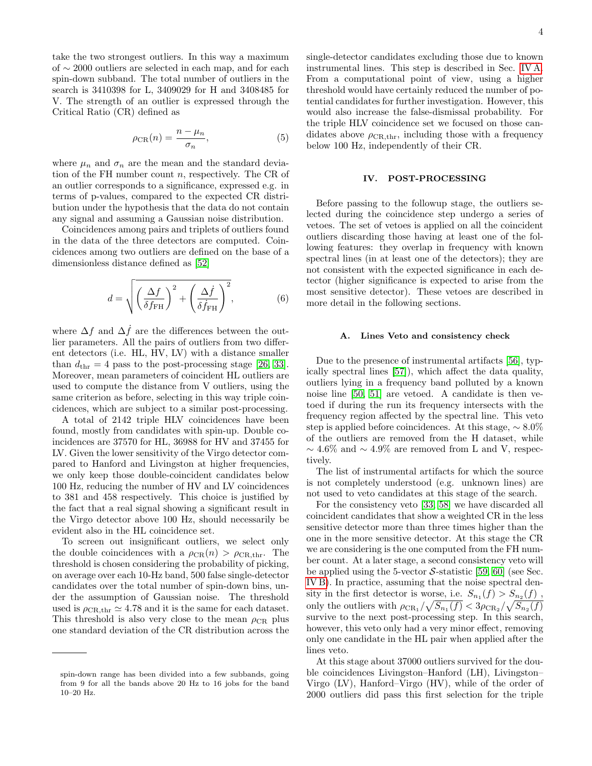take the two strongest outliers. In this way a maximum of $\sim 2000$ outliers are selected in each map, and for each spin-down subband. The total number of outliers in the search is 3410398 for L, 3409029 for H and 3408485 for V. The strength of an outlier is expressed through the Critical Ratio (CR) defined as

$$\rho_{\rm CR}(n) = \frac{n - \mu_n}{\sigma_n}, \tag{5}$$

where $\mu_n$ and $\sigma_n$ are the mean and the standard deviation of the FH number count $n$, respectively. The CR of an outlier corresponds to a significance, expressed e.g. in terms of p-values, compared to the expected CR distribution under the hypothesis that the data do not contain any signal and assuming a Gaussian noise distribution.

Coincidences among pairs and triplets of outliers found in the data of the three detectors are computed. Coincidences among two outliers are defined on the base of a dimensionless distance defined as [52]

$$d = \sqrt{\left(\frac{\Delta f}{\delta f_{\rm FH}}\right)^2 + \left(\frac{\Delta \dot{f}}{\delta \dot{f}_{\rm FH}}\right)^2}, \tag{6}$$

where $\Delta f$ and $\Delta \dot{f}$ are the differences between the outlier parameters. All the pairs of outliers from two different detectors (i.e. HL, HV, LV) with a distance smaller than $d_{\rm thr} = 4$ pass to the post-processing stage [26, 33]. Moreover, mean parameters of coincident HL outliers are used to compute the distance from V outliers, using the same criterion as before, selecting in this way triple coincidences, which are subject to a similar post-processing.

A total of 2142 triple HLV coincidences have been found, mostly from candidates with spin-up. Double coincidences are 37570 for HL, 36988 for HV and 37455 for LV. Given the lower sensitivity of the Virgo detector compared to Hanford and Livingston at higher frequencies, we only keep those double-coincident candidates below 100 Hz, reducing the number of HV and LV coincidences to 381 and 458 respectively. This choice is justified by the fact that a real signal showing a significant result in the Virgo detector above 100 Hz, should necessarily be evident also in the HL coincidence set.

To screen out insignificant outliers, we select only the double coincidences with a $\rho_{\rm CR}(n) > \rho_{\rm CR,thr}$. The threshold is chosen considering the probability of picking, on average over each 10-Hz band, 500 false single-detector candidates over the total number of spin-down bins, under the assumption of Gaussian noise. The threshold used is $\rho_{\rm CR,thr} \simeq 4.78$ and it is the same for each dataset. This threshold is also very close to the mean $\rho_{\rm CR}$ plus one standard deviation of the CR distribution across the single-detector candidates excluding those due to known instrumental lines. This step is described in Sec. IV A. From a computational point of view, using a higher threshold would have certainly reduced the number of potential candidates for further investigation. However, this would also increase the false-dismissal probability. For the triple HLV coincidence set we focused on those candidates above $\rho_{\rm CR,thr}$, including those with a frequency below 100 Hz, independently of their CR.

## IV. POST-PROCESSING

Before passing to the followup stage, the outliers selected during the coincidence step undergo a series of vetoes. The set of vetoes is applied on all the coincident outliers discarding those having at least one of the following features: they overlap in frequency with known spectral lines (in at least one of the detectors); they are not consistent with the expected significance in each detector (higher significance is expected to arise from the most sensitive detector). These vetoes are described in more detail in the following sections.

### A. Lines Veto and consistency check

Due to the presence of instrumental artifacts [56], typically spectral lines [57]), which affect the data quality, outliers lying in a frequency band polluted by a known noise line [50, 51] are vetoed. A candidate is then vetoed if during the run its frequency intersects with the frequency region affected by the spectral line. This veto step is applied before coincidences. At this stage, $\sim 8.0\%$ of the outliers are removed from the H dataset, while $\sim 4.6\%$ and $\sim 4.9\%$ are removed from L and V, respectively.

The list of instrumental artifacts for which the source is not completely understood (e.g. unknown lines) are not used to veto candidates at this stage of the search.

For the consistency veto [33, 58] we have discarded all coincident candidates that show a weighted CR in the less sensitive detector more than three times higher than the one in the more sensitive detector. At this stage the CR we are considering is the one computed from the FH number count. At a later stage, a second consistency veto will be applied using the 5-vector $\mathcal{S}$-statistic [59, 60] (see Sec. IV B). In practice, assuming that the noise spectral density in the first detector is worse, i.e. $S_{n_1}(f) > S_{n_2}(f)$ , only the outliers with $\rho_{\rm CR_1}/\sqrt{S_{n_1}(f)} < 3\rho_{\rm CR_2}/\sqrt{S_{n_2}(f)}$ survive to the next post-processing step. In this search, however, this veto only had a very minor effect, removing only one candidate in the HL pair when applied after the lines veto.

At this stage about 37000 outliers survived for the double coincidences Livingston–Hanford (LH), Livingston–Virgo (LV), Hanford–Virgo (HV), while of the order of 2000 outliers did pass this first selection for the triple

---

spin-down range has been divided into a few subbands, going from 9 for all the bands above 20 Hz to 16 jobs for the band 10–20 Hz.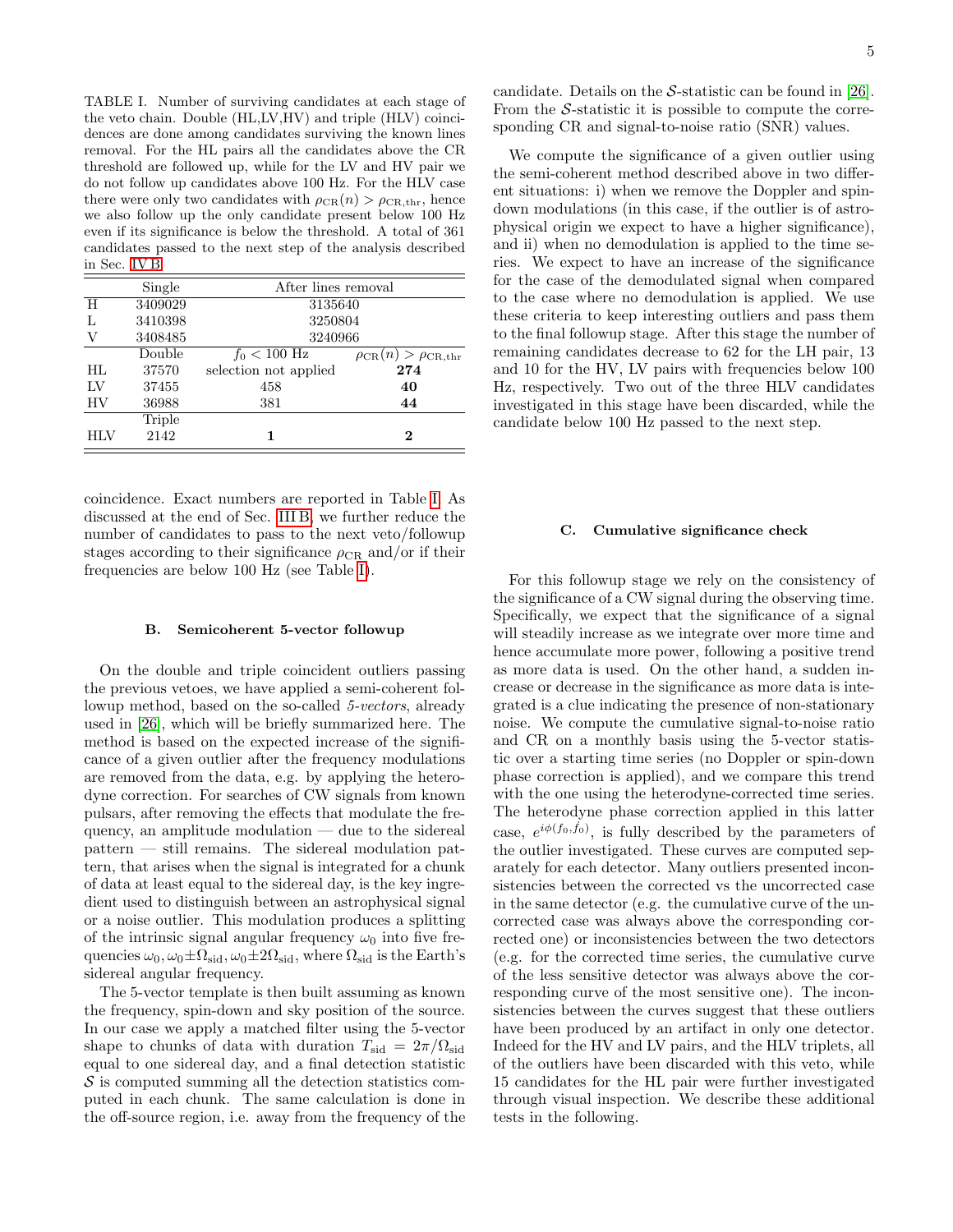TABLE I. Number of surviving candidates at each stage of the veto chain. Double (HL,LV,HV) and triple (HLV) coincidences are done among candidates surviving the known lines removal. For the HL pairs all the candidates above the CR threshold are followed up, while for the LV and HV pair we do not follow up candidates above 100 Hz. For the HLV case there were only two candidates with $\rho_{\rm CR}(n) > \rho_{\rm CR,thr}$, hence we also follow up the only candidate present below 100 Hz even if its significance is below the threshold. A total of 361 candidates passed to the next step of the analysis described in Sec. IV B.

| | Single | After lines removal | |
|---|---|---|---|
| H | 3409029 | 3135640 | |
| L | 3410398 | 3250804 | |
| V | 3408485 | 3240966 | |
| | Double | $f_0 < 100$ Hz | $\rho_{\rm CR}(n) > \rho_{\rm CR,thr}$ |
| HL | 37570 | selection not applied | **274** |
| LV | 37455 | 458 | **40** |
| HV | 36988 | 381 | **44** |
| | Triple | | |
| HLV | 2142 | **1** | **2** |

coincidence. Exact numbers are reported in Table I. As discussed at the end of Sec. III B, we further reduce the number of candidates to pass to the next veto/followup stages according to their significance $\rho_{\rm CR}$ and/or if their frequencies are below 100 Hz (see Table I).

### B. Semicoherent 5-vector followup

On the double and triple coincident outliers passing the previous vetoes, we have applied a semi-coherent followup method, based on the so-called *5-vectors*, already used in [26], which will be briefly summarized here. The method is based on the expected increase of the significance of a given outlier after the frequency modulations are removed from the data, e.g. by applying the heterodyne correction. For searches of CW signals from known pulsars, after removing the effects that modulate the frequency, an amplitude modulation — due to the sidereal pattern — still remains. The sidereal modulation pattern, that arises when the signal is integrated for a chunk of data at least equal to the sidereal day, is the key ingredient used to distinguish between an astrophysical signal or a noise outlier. This modulation produces a splitting of the intrinsic signal angular frequency $\omega_0$ into five frequencies $\omega_0, \omega_0 \pm \Omega_{\rm sid}, \omega_0 \pm 2\Omega_{\rm sid}$, where $\Omega_{\rm sid}$ is the Earth's sidereal angular frequency.

The 5-vector template is then built assuming as known the frequency, spin-down and sky position of the source. In our case we apply a matched filter using the 5-vector shape to chunks of data with duration $T_{\rm sid} = 2\pi/\Omega_{\rm sid}$ equal to one sidereal day, and a final detection statistic $\mathcal{S}$ is computed summing all the detection statistics computed in each chunk. The same calculation is done in the off-source region, i.e. away from the frequency of the candidate. Details on the $\mathcal{S}$-statistic can be found in [26]. From the $\mathcal{S}$-statistic it is possible to compute the corresponding CR and signal-to-noise ratio (SNR) values.

We compute the significance of a given outlier using the semi-coherent method described above in two different situations: i) when we remove the Doppler and spin-down modulations (in this case, if the outlier is of astrophysical origin we expect to have a higher significance), and ii) when no demodulation is applied to the time series. We expect to have an increase of the significance for the case of the demodulated signal when compared to the case where no demodulation is applied. We use these criteria to keep interesting outliers and pass them to the final followup stage. After this stage the number of remaining candidates decrease to 62 for the LH pair, 13 and 10 for the HV, LV pairs with frequencies below 100 Hz, respectively. Two out of the three HLV candidates investigated in this stage have been discarded, while the candidate below 100 Hz passed to the next step.

### C. Cumulative significance check

For this followup stage we rely on the consistency of the significance of a CW signal during the observing time. Specifically, we expect that the significance of a signal will steadily increase as we integrate over more time and hence accumulate more power, following a positive trend as more data is used. On the other hand, a sudden increase or decrease in the significance as more data is integrated is a clue indicating the presence of non-stationary noise. We compute the cumulative signal-to-noise ratio and CR on a monthly basis using the 5-vector statistic over a starting time series (no Doppler or spin-down phase correction is applied), and we compare this trend with the one using the heterodyne-corrected time series. The heterodyne phase correction applied in this latter case, $e^{i\phi(f_0, \dot{f}_0)}$, is fully described by the parameters of the outlier investigated. These curves are computed separately for each detector. Many outliers presented inconsistencies between the corrected vs the uncorrected case in the same detector (e.g. the cumulative curve of the uncorrected case was always above the corresponding corrected one) or inconsistencies between the two detectors (e.g. for the corrected time series, the cumulative curve of the less sensitive detector was always above the corresponding curve of the most sensitive one). The inconsistencies between the curves suggest that these outliers have been produced by an artifact in only one detector. Indeed for the HV and LV pairs, and the HLV triplets, all of the outliers have been discarded with this veto, while 15 candidates for the HL pair were further investigated through visual inspection. We describe these additional tests in the following.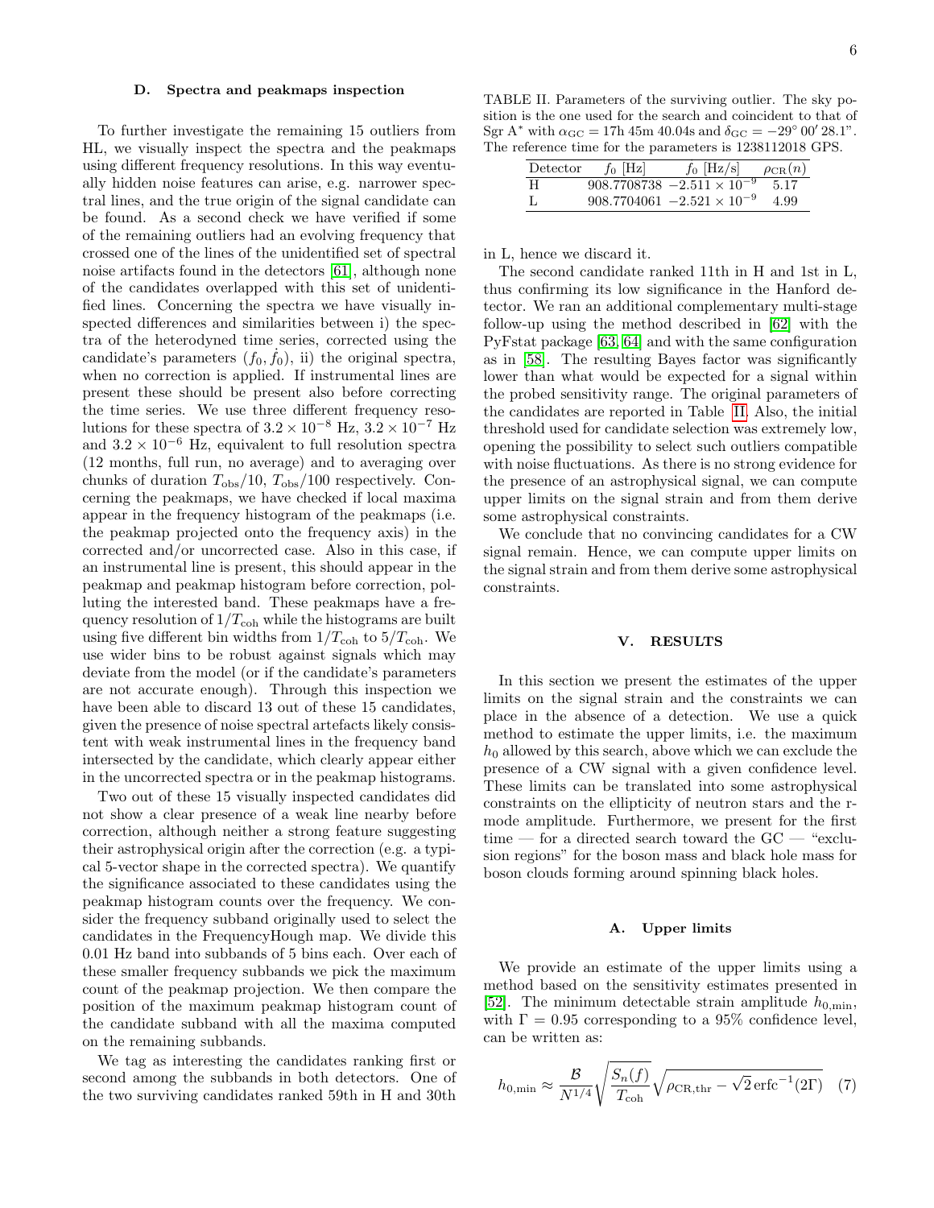### D. Spectra and peakmaps inspection

To further investigate the remaining 15 outliers from HL, we visually inspect the spectra and the peakmaps using different frequency resolutions. In this way eventually hidden noise features can arise, e.g. narrower spectral lines, and the true origin of the signal candidate can be found. As a second check we have verified if some of the remaining outliers had an evolving frequency that crossed one of the lines of the unidentified set of spectral noise artifacts found in the detectors [61], although none of the candidates overlapped with this set of unidentified lines. Concerning the spectra we have visually inspected differences and similarities between i) the spectra of the heterodyned time series, corrected using the candidate's parameters $(f_0, \dot{f}_0)$, ii) the original spectra, when no correction is applied. If instrumental lines are present these should be present also before correcting the time series. We use three different frequency resolutions for these spectra of $3.2 \times 10^{-8}$ Hz, $3.2 \times 10^{-7}$ Hz and $3.2 \times 10^{-6}$ Hz, equivalent to full resolution spectra (12 months, full run, no average) and to averaging over chunks of duration $T_{\rm obs}/10$, $T_{\rm obs}/100$ respectively. Concerning the peakmaps, we have checked if local maxima appear in the frequency histogram of the peakmaps (i.e. the peakmap projected onto the frequency axis) in the corrected and/or uncorrected case. Also in this case, if an instrumental line is present, this should appear in the peakmap and peakmap histogram before correction, polluting the interested band. These peakmaps have a frequency resolution of $1/T_{\rm coh}$ while the histograms are built using five different bin widths from $1/T_{\rm coh}$ to $5/T_{\rm coh}$. We use wider bins to be robust against signals which may deviate from the model (or if the candidate's parameters are not accurate enough). Through this inspection we have been able to discard 13 out of these 15 candidates, given the presence of noise spectral artefacts likely consistent with weak instrumental lines in the frequency band intersected by the candidate, which clearly appear either in the uncorrected spectra or in the peakmap histograms.

Two out of these 15 visually inspected candidates did not show a clear presence of a weak line nearby before correction, although neither a strong feature suggesting their astrophysical origin after the correction (e.g. a typical 5-vector shape in the corrected spectra). We quantify the significance associated to these candidates using the peakmap histogram counts over the frequency. We consider the frequency subband originally used to select the candidates in the FrequencyHough map. We divide this 0.01 Hz band into subbands of 5 bins each. Over each of these smaller frequency subbands we pick the maximum count of the peakmap projection. We then compare the position of the maximum peakmap histogram count of the candidate subband with all the maxima computed on the remaining subbands.

We tag as interesting the candidates ranking first or second among the subbands in both detectors. One of the two surviving candidates ranked 59th in H and 30th in L, hence we discard it.

TABLE II. Parameters of the surviving outlier. The sky position is the one used for the search and coincident to that of Sgr A* with $\alpha_{\rm GC} = 17$h 45m 40.04s and $\delta_{\rm GC} = -29^\circ\, 00'\, 28.1''$. The reference time for the parameters is 1238112018 GPS.

| Detector | $f_0$ [Hz] | $\dot{f}_0$ [Hz/s] | $\rho_{\rm CR}(n)$ |
|---|---|---|---|
| H | 908.7708738 | $-2.511 \times 10^{-9}$ | 5.17 |
| L | 908.7704061 | $-2.521 \times 10^{-9}$ | 4.99 |

The second candidate ranked 11th in H and 1st in L, thus confirming its low significance in the Hanford detector. We ran an additional complementary multi-stage follow-up using the method described in [62] with the PyFstat package [63, 64] and with the same configuration as in [58]. The resulting Bayes factor was significantly lower than what would be expected for a signal within the probed sensitivity range. The original parameters of the candidates are reported in Table II. Also, the initial threshold used for candidate selection was extremely low, opening the possibility to select such outliers compatible with noise fluctuations. As there is no strong evidence for the presence of an astrophysical signal, we can compute upper limits on the signal strain and from them derive some astrophysical constraints.

We conclude that no convincing candidates for a CW signal remain. Hence, we can compute upper limits on the signal strain and from them derive some astrophysical constraints.

## V. RESULTS

In this section we present the estimates of the upper limits on the signal strain and the constraints we can place in the absence of a detection. We use a quick method to estimate the upper limits, i.e. the maximum $h_0$ allowed by this search, above which we can exclude the presence of a CW signal with a given confidence level. These limits can be translated into some astrophysical constraints on the ellipticity of neutron stars and the r-mode amplitude. Furthermore, we present for the first time — for a directed search toward the GC — "exclusion regions" for the boson mass and black hole mass for boson clouds forming around spinning black holes.

### A. Upper limits

We provide an estimate of the upper limits using a method based on the sensitivity estimates presented in [52]. The minimum detectable strain amplitude $h_{0,\min}$, with $\Gamma = 0.95$ corresponding to a 95% confidence level, can be written as:

$$h_{0,\min} \approx \frac{\mathcal{B}}{N^{1/4}} \sqrt{\frac{S_n(f)}{T_{\rm coh}}} \sqrt{\rho_{\rm CR,thr} - \sqrt{2}\,\mathrm{erfc}^{-1}(2\Gamma)} \quad (7)$$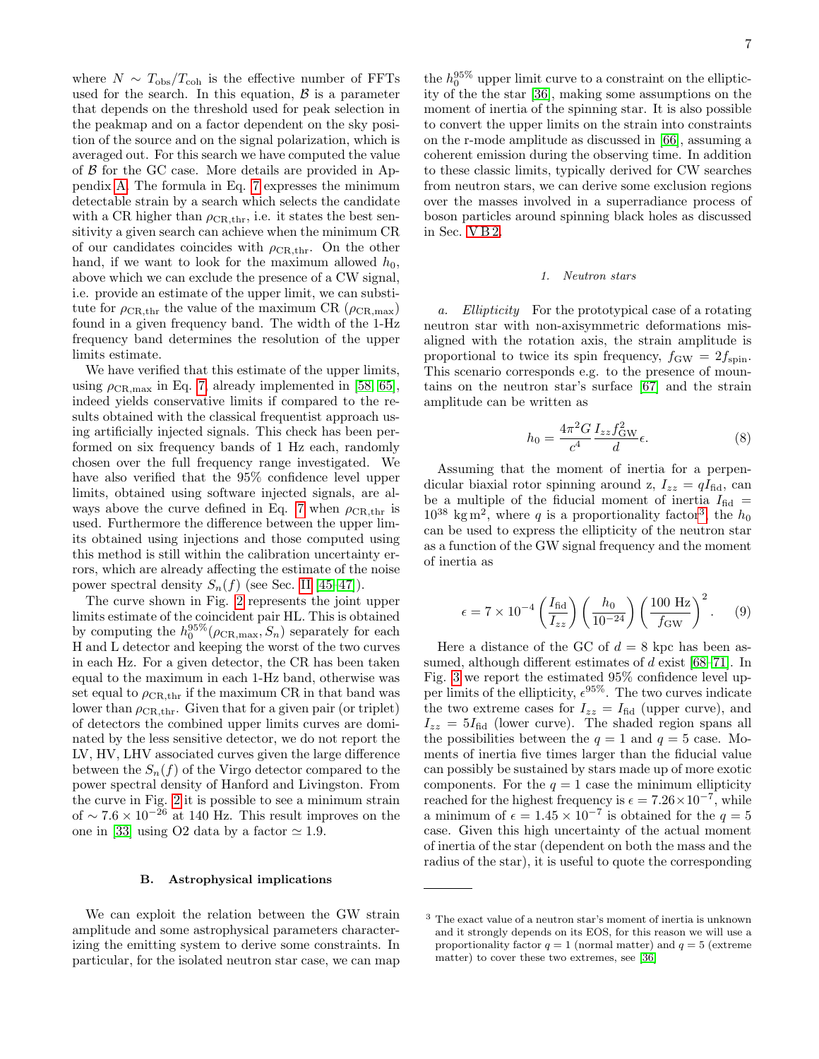where $N \sim T_{\rm obs}/T_{\rm coh}$ is the effective number of FFTs used for the search. In this equation, $\mathcal{B}$ is a parameter that depends on the threshold used for peak selection in the peakmap and on a factor dependent on the sky position of the source and on the signal polarization, which is averaged out. For this search we have computed the value of $\mathcal{B}$ for the GC case. More details are provided in Appendix A. The formula in Eq. 7 expresses the minimum detectable strain by a search which selects the candidate with a CR higher than $\rho_{\rm CR,thr}$, i.e. it states the best sensitivity a given search can achieve when the minimum CR of our candidates coincides with $\rho_{\rm CR,thr}$. On the other hand, if we want to look for the maximum allowed $h_0$, above which we can exclude the presence of a CW signal, i.e. provide an estimate of the upper limit, we can substitute for $\rho_{\rm CR,thr}$ the value of the maximum CR ($\rho_{\rm CR,max}$) found in a given frequency band. The width of the 1-Hz frequency band determines the resolution of the upper limits estimate.

We have verified that this estimate of the upper limits, using $\rho_{\rm CR,max}$ in Eq. 7, already implemented in [58, 65], indeed yields conservative limits if compared to the results obtained with the classical frequentist approach using artificially injected signals. This check has been performed on six frequency bands of 1 Hz each, randomly chosen over the full frequency range investigated. We have also verified that the 95% confidence level upper limits, obtained using software injected signals, are always above the curve defined in Eq. 7 when $\rho_{\rm CR,thr}$ is used. Furthermore the difference between the upper limits obtained using injections and those computed using this method is still within the calibration uncertainty errors, which are already affecting the estimate of the noise power spectral density $S_n(f)$ (see Sec. II [45–47]).

The curve shown in Fig. 2 represents the joint upper limits estimate of the coincident pair HL. This is obtained by computing the $h_0^{95\%}(\rho_{\rm CR,max}, S_n)$ separately for each H and L detector and keeping the worst of the two curves in each Hz. For a given detector, the CR has been taken equal to the maximum in each 1-Hz band, otherwise was set equal to $\rho_{\rm CR,thr}$ if the maximum CR in that band was lower than $\rho_{\rm CR,thr}$. Given that for a given pair (or triplet) of detectors the combined upper limits curves are dominated by the less sensitive detector, we do not report the LV, HV, LHV associated curves given the large difference between the $S_n(f)$ of the Virgo detector compared to the power spectral density of Hanford and Livingston. From the curve in Fig. 2 it is possible to see a minimum strain of $\sim 7.6 \times 10^{-26}$ at 140 Hz. This result improves on the one in [33] using O2 data by a factor $\simeq 1.9$.

### B. Astrophysical implications

We can exploit the relation between the GW strain amplitude and some astrophysical parameters characterizing the emitting system to derive some constraints. In particular, for the isolated neutron star case, we can map the $h_0^{95\%}$ upper limit curve to a constraint on the ellipticity of the the star [36], making some assumptions on the moment of inertia of the spinning star. It is also possible to convert the upper limits on the strain into constraints on the r-mode amplitude as discussed in [66], assuming a coherent emission during the observing time. In addition to these classic limits, typically derived for CW searches from neutron stars, we can derive some exclusion regions over the masses involved in a superradiance process of boson particles around spinning black holes as discussed in Sec. V B 2.

#### 1. Neutron stars

*a. Ellipticity* For the prototypical case of a rotating neutron star with non-axisymmetric deformations misaligned with the rotation axis, the strain amplitude is proportional to twice its spin frequency, $f_{\rm GW} = 2 f_{\rm spin}$. This scenario corresponds e.g. to the presence of mountains on the neutron star's surface [67] and the strain amplitude can be written as

$$h_0 = \frac{4\pi^2 G}{c^4} \frac{I_{zz} f_{\rm GW}^2}{d} \epsilon. \tag{8}$$

Assuming that the moment of inertia for a perpendicular biaxial rotor spinning around z, $I_{zz} = q I_{\rm fid}$, can be a multiple of the fiducial moment of inertia $I_{\rm fid} = 10^{38}$ kg m$^2$, where $q$ is a proportionality factor[3], the $h_0$ can be used to express the ellipticity of the neutron star as a function of the GW signal frequency and the moment of inertia as

$$\epsilon = 7 \times 10^{-4} \left(\frac{I_{\rm fid}}{I_{zz}}\right) \left(\frac{h_0}{10^{-24}}\right) \left(\frac{100 \text{ Hz}}{f_{\rm GW}}\right)^2. \tag{9}$$

Here a distance of the GC of $d = 8$ kpc has been assumed, although different estimates of $d$ exist [68–71]. In Fig. 3 we report the estimated 95% confidence level upper limits of the ellipticity, $\epsilon^{95\%}$. The two curves indicate the two extreme cases for $I_{zz} = I_{\rm fid}$ (upper curve), and $I_{zz} = 5 I_{\rm fid}$ (lower curve). The shaded region spans all the possibilities between the $q = 1$ and $q = 5$ case. Moments of inertia five times larger than the fiducial value can possibly be sustained by stars made up of more exotic components. For the $q = 1$ case the minimum ellipticity reached for the highest frequency is $\epsilon = 7.26 \times 10^{-7}$, while a minimum of $\epsilon = 1.45 \times 10^{-7}$ is obtained for the $q = 5$ case. Given this high uncertainty of the actual moment of inertia of the star (dependent on both the mass and the radius of the star), it is useful to quote the corresponding

[3] The exact value of a neutron star's moment of inertia is unknown and it strongly depends on its EOS, for this reason we will use a proportionality factor $q = 1$ (normal matter) and $q = 5$ (extreme matter) to cover these two extremes, see [36]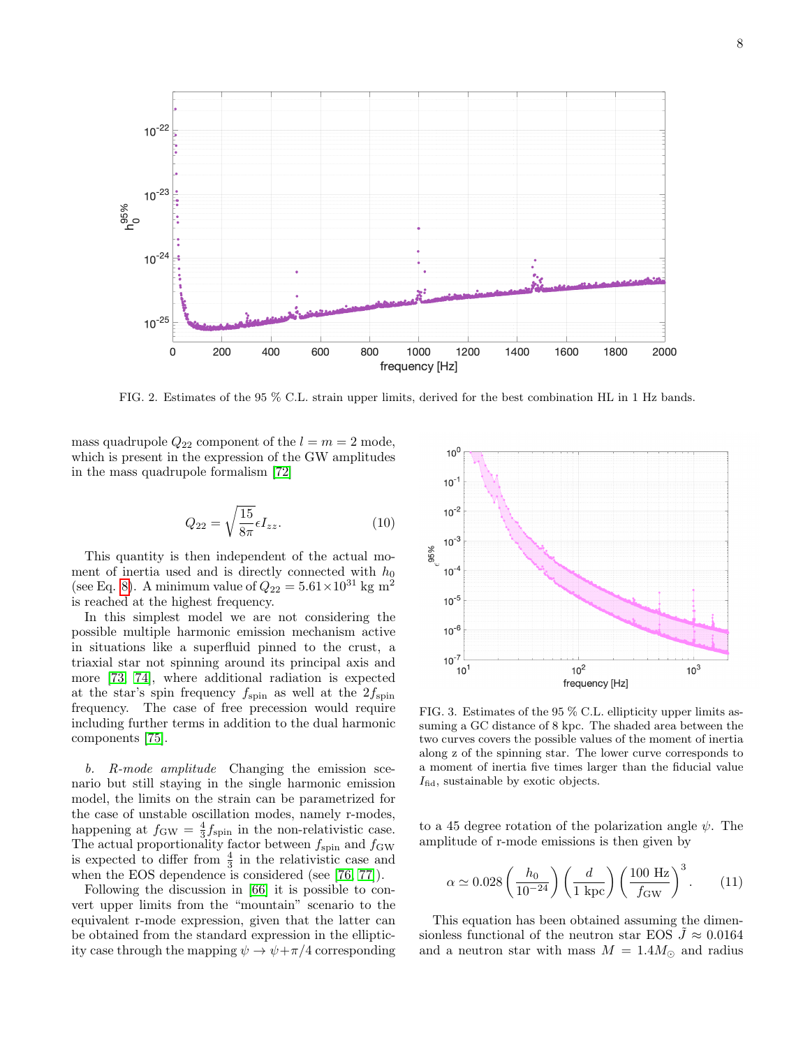FIG. 2. Estimates of the 95 % C.L. strain upper limits, derived for the best combination HL in 1 Hz bands.

mass quadrupole $Q_{22}$ component of the $l = m = 2$ mode, which is present in the expression of the GW amplitudes in the mass quadrupole formalism [72]

$$Q_{22} = \sqrt{\frac{15}{8\pi}}\epsilon I_{zz}. \tag{10}$$

This quantity is then independent of the actual moment of inertia used and is directly connected with $h_0$ (see Eq. 8). A minimum value of $Q_{22} = 5.61\times10^{31}$ kg m$^2$ is reached at the highest frequency.

In this simplest model we are not considering the possible multiple harmonic emission mechanism active in situations like a superfluid pinned to the crust, a triaxial star not spinning around its principal axis and more [73, 74], where additional radiation is expected at the star's spin frequency $f_{\rm spin}$ as well at the $2f_{\rm spin}$ frequency. The case of free precession would require including further terms in addition to the dual harmonic components [75].

*b. R-mode amplitude* Changing the emission scenario but still staying in the single harmonic emission model, the limits on the strain can be parametrized for the case of unstable oscillation modes, namely r-modes, happening at $f_{\rm GW} = \frac{4}{3}f_{\rm spin}$ in the non-relativistic case. The actual proportionality factor between $f_{\rm spin}$ and $f_{\rm GW}$ is expected to differ from $\frac{4}{3}$ in the relativistic case and when the EOS dependence is considered (see [76, 77]).

Following the discussion in [66] it is possible to convert upper limits from the "mountain" scenario to the equivalent r-mode expression, given that the latter can be obtained from the standard expression in the ellipticity case through the mapping $\psi \to \psi+\pi/4$ corresponding to a 45 degree rotation of the polarization angle $\psi$. The amplitude of r-mode emissions is then given by

$$\alpha \simeq 0.028\left(\frac{h_0}{10^{-24}}\right)\left(\frac{d}{1\text{ kpc}}\right)\left(\frac{100\text{ Hz}}{f_{\rm GW}}\right)^3. \tag{11}$$

FIG. 3. Estimates of the 95 % C.L. ellipticity upper limits assuming a GC distance of 8 kpc. The shaded area between the two curves covers the possible values of the moment of inertia along z of the spinning star. The lower curve corresponds to a moment of inertia five times larger than the fiducial value $I_{\rm fid}$, sustainable by exotic objects.

This equation has been obtained assuming the dimensionless functional of the neutron star EOS $\tilde{J} \approx 0.0164$ and a neutron star with mass $M = 1.4M_\odot$ and radius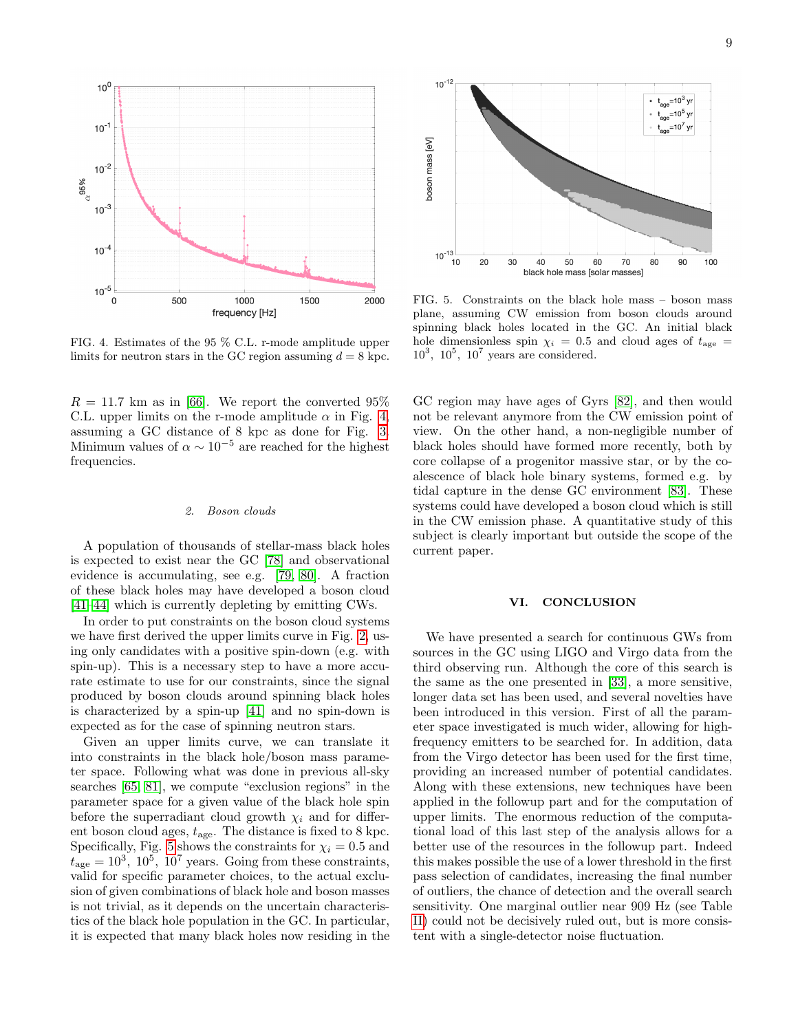FIG. 4. Estimates of the 95 % C.L. r-mode amplitude upper limits for neutron stars in the GC region assuming $d = 8$ kpc.

$R = 11.7$ km as in [66]. We report the converted 95% C.L. upper limits on the r-mode amplitude $\alpha$ in Fig. 4, assuming a GC distance of 8 kpc as done for Fig. 3. Minimum values of $\alpha \sim 10^{-5}$ are reached for the highest frequencies.

#### 2. Boson clouds

A population of thousands of stellar-mass black holes is expected to exist near the GC [78] and observational evidence is accumulating, see e.g. [79, 80]. A fraction of these black holes may have developed a boson cloud [41–44] which is currently depleting by emitting CWs.

In order to put constraints on the boson cloud systems we have first derived the upper limits curve in Fig. 2, using only candidates with a positive spin-down (e.g. with spin-up). This is a necessary step to have a more accurate estimate to use for our constraints, since the signal produced by boson clouds around spinning black holes is characterized by a spin-up [41] and no spin-down is expected as for the case of spinning neutron stars.

Given an upper limits curve, we can translate it into constraints in the black hole/boson mass parameter space. Following what was done in previous all-sky searches [65, 81], we compute "exclusion regions" in the parameter space for a given value of the black hole spin before the superradiant cloud growth $\chi_i$ and for different boson cloud ages, $t_{\rm age}$. The distance is fixed to 8 kpc. Specifically, Fig. 5 shows the constraints for $\chi_i = 0.5$ and $t_{\rm age} = 10^3$, $10^5$, $10^7$ years. Going from these constraints, valid for specific parameter choices, to the actual exclusion of given combinations of black hole and boson masses is not trivial, as it depends on the uncertain characteristics of the black hole population in the GC. In particular, it is expected that many black holes now residing in the GC region may have ages of Gyrs [82], and then would not be relevant anymore from the CW emission point of view. On the other hand, a non-negligible number of black holes should have formed more recently, both by core collapse of a progenitor massive star, or by the coalescence of black hole binary systems, formed e.g. by tidal capture in the dense GC environment [83]. These systems could have developed a boson cloud which is still in the CW emission phase. A quantitative study of this subject is clearly important but outside the scope of the current paper.

FIG. 5. Constraints on the black hole mass – boson mass plane, assuming CW emission from boson clouds around spinning black holes located in the GC. An initial black hole dimensionless spin $\chi_i = 0.5$ and cloud ages of $t_{\rm age} = 10^3$, $10^5$, $10^7$ years are considered.

## VI. CONCLUSION

We have presented a search for continuous GWs from sources in the GC using LIGO and Virgo data from the third observing run. Although the core of this search is the same as the one presented in [33], a more sensitive, longer data set has been used, and several novelties have been introduced in this version. First of all the parameter space investigated is much wider, allowing for high-frequency emitters to be searched for. In addition, data from the Virgo detector has been used for the first time, providing an increased number of potential candidates. Along with these extensions, new techniques have been applied in the followup part and for the computation of upper limits. The enormous reduction of the computational load of this last step of the analysis allows for a better use of the resources in the followup part. Indeed this makes possible the use of a lower threshold in the first pass selection of candidates, increasing the final number of outliers, the chance of detection and the overall search sensitivity. One marginal outlier near 909 Hz (see Table II) could not be decisively ruled out, but is more consistent with a single-detector noise fluctuation.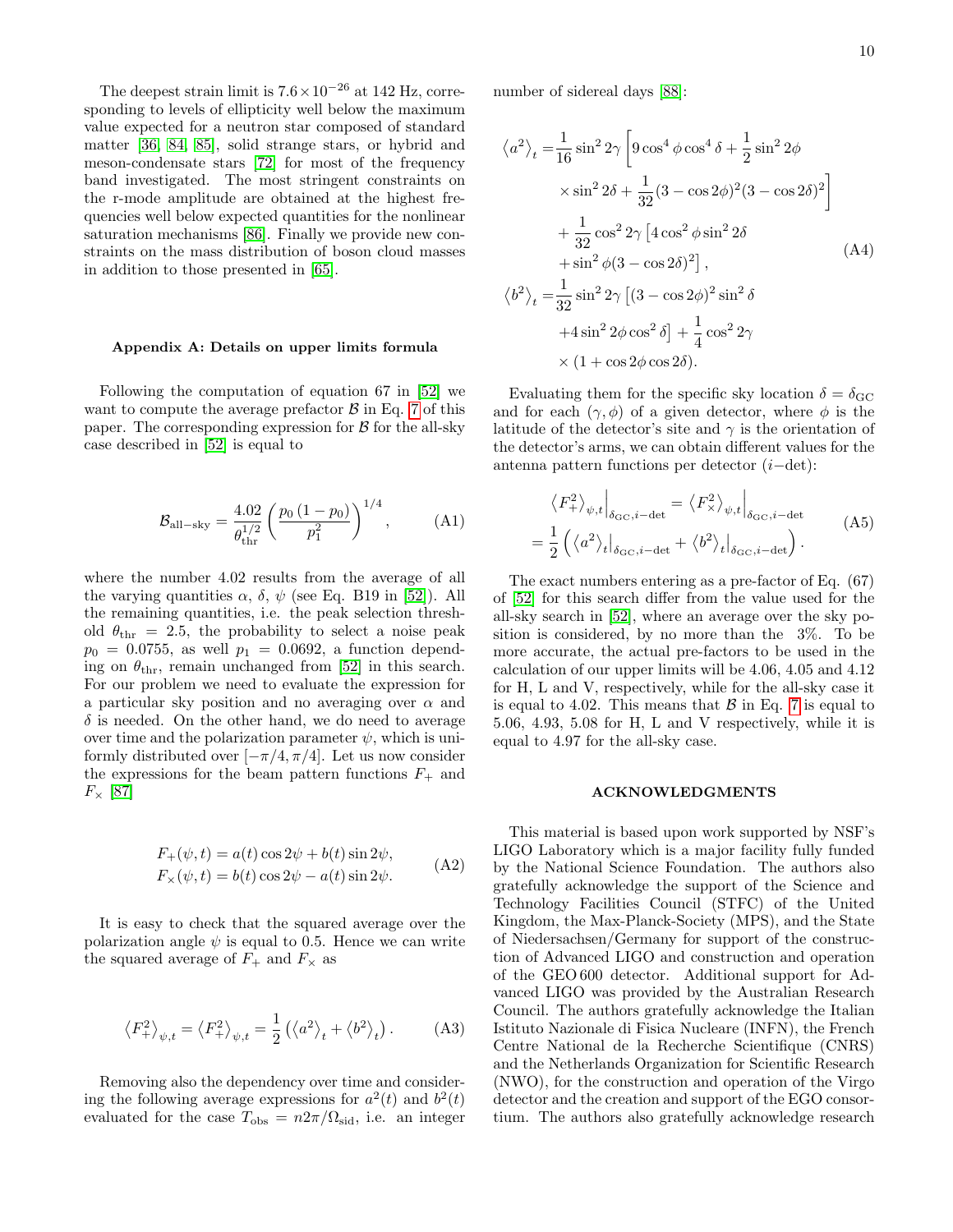The deepest strain limit is $7.6 \times 10^{-26}$ at 142 Hz, corresponding to levels of ellipticity well below the maximum value expected for a neutron star composed of standard matter [36, 84, 85], solid strange stars, or hybrid and meson-condensate stars [72] for most of the frequency band investigated. The most stringent constraints on the r-mode amplitude are obtained at the highest frequencies well below expected quantities for the nonlinear saturation mechanisms [86]. Finally we provide new constraints on the mass distribution of boson cloud masses in addition to those presented in [65].

### Appendix A: Details on upper limits formula

Following the computation of equation 67 in [52] we want to compute the average prefactor $\mathcal{B}$ in Eq. 7 of this paper. The corresponding expression for $\mathcal{B}$ for the all-sky case described in [52] is equal to

$$\mathcal{B}_{\rm all-sky} = \frac{4.02}{\theta_{\rm thr}^{1/2}} \left( \frac{p_0\,(1-p_0)}{p_1^2} \right)^{1/4}, \tag{A1}$$

where the number 4.02 results from the average of all the varying quantities $\alpha$, $\delta$, $\psi$ (see Eq. B19 in [52]). All the remaining quantities, i.e. the peak selection threshold $\theta_{\rm thr} = 2.5$, the probability to select a noise peak $p_0 = 0.0755$, as well $p_1 = 0.0692$, a function depending on $\theta_{\rm thr}$, remain unchanged from [52] in this search. For our problem we need to evaluate the expression for a particular sky position and no averaging over $\alpha$ and $\delta$ is needed. On the other hand, we do need to average over time and the polarization parameter $\psi$, which is uniformly distributed over $[-\pi/4, \pi/4]$. Let us now consider the expressions for the beam pattern functions $F_+$ and $F_\times$ [87]

$$\begin{aligned} F_+(\psi, t) &= a(t)\cos 2\psi + b(t)\sin 2\psi, \\ F_\times(\psi, t) &= b(t)\cos 2\psi - a(t)\sin 2\psi. \end{aligned} \tag{A2}$$

It is easy to check that the squared average over the polarization angle $\psi$ is equal to 0.5. Hence we can write the squared average of $F_+$ and $F_\times$ as

$$\left\langle F_+^2 \right\rangle_{\psi,t} = \left\langle F_+^2 \right\rangle_{\psi,t} = \frac{1}{2}\left( \left\langle a^2 \right\rangle_t + \left\langle b^2 \right\rangle_t \right). \tag{A3}$$

Removing also the dependency over time and considering the following average expressions for $a^2(t)$ and $b^2(t)$ evaluated for the case $T_{\rm obs} = n 2\pi/\Omega_{\rm sid}$, i.e. an integer number of sidereal days [88]:

$$\begin{aligned} \left\langle a^2 \right\rangle_t =& \frac{1}{16}\sin^2 2\gamma \left[ 9\cos^4\phi\cos^4\delta + \frac{1}{2}\sin^2 2\phi \right. \\ & \left. \times \sin^2 2\delta + \frac{1}{32}(3-\cos 2\phi)^2 (3-\cos 2\delta)^2 \right] \\ & + \frac{1}{32}\cos^2 2\gamma \left[ 4\cos^2\phi \sin^2 2\delta \right. \\ & \left. + \sin^2\phi (3 - \cos 2\delta)^2 \right], \\ \left\langle b^2 \right\rangle_t =& \frac{1}{32}\sin^2 2\gamma \left[ (3-\cos 2\phi)^2 \sin^2\delta \right. \\ & \left. + 4\sin^2 2\phi \cos^2\delta \right] + \frac{1}{4}\cos^2 2\gamma \\ & \times (1 + \cos 2\phi \cos 2\delta). \end{aligned} \tag{A4}$$

Evaluating them for the specific sky location $\delta = \delta_{\rm GC}$ and for each $(\gamma, \phi)$ of a given detector, where $\phi$ is the latitude of the detector's site and $\gamma$ is the orientation of the detector's arms, we can obtain different values for the antenna pattern functions per detector ($i-$det):

$$\begin{aligned} & \left\langle F_+^2 \right\rangle_{\psi,t}\Big|_{\delta_{\rm GC}, i-{\rm det}} = \left\langle F_\times^2 \right\rangle_{\psi,t}\Big|_{\delta_{\rm GC}, i-{\rm det}} \\ & = \frac{1}{2}\left( \left\langle a^2 \right\rangle_t\big|_{\delta_{\rm GC}, i-{\rm det}} + \left\langle b^2 \right\rangle_t\big|_{\delta_{\rm GC}, i-{\rm det}} \right). \end{aligned} \tag{A5}$$

The exact numbers entering as a pre-factor of Eq. (67) of [52] for this search differ from the value used for the all-sky search in [52], where an average over the sky position is considered, by no more than the 3%. To be more accurate, the actual pre-factors to be used in the calculation of our upper limits will be 4.06, 4.05 and 4.12 for H, L and V, respectively, while for the all-sky case it is equal to 4.02. This means that $\mathcal{B}$ in Eq. 7 is equal to 5.06, 4.93, 5.08 for H, L and V respectively, while it is equal to 4.97 for the all-sky case.

### ACKNOWLEDGMENTS

This material is based upon work supported by NSF's LIGO Laboratory which is a major facility fully funded by the National Science Foundation. The authors also gratefully acknowledge the support of the Science and Technology Facilities Council (STFC) of the United Kingdom, the Max-Planck-Society (MPS), and the State of Niedersachsen/Germany for support of the construction of Advanced LIGO and construction and operation of the GEO 600 detector. Additional support for Advanced LIGO was provided by the Australian Research Council. The authors gratefully acknowledge the Italian Istituto Nazionale di Fisica Nucleare (INFN), the French Centre National de la Recherche Scientifique (CNRS) and the Netherlands Organization for Scientific Research (NWO), for the construction and operation of the Virgo detector and the creation and support of the EGO consortium. The authors also gratefully acknowledge research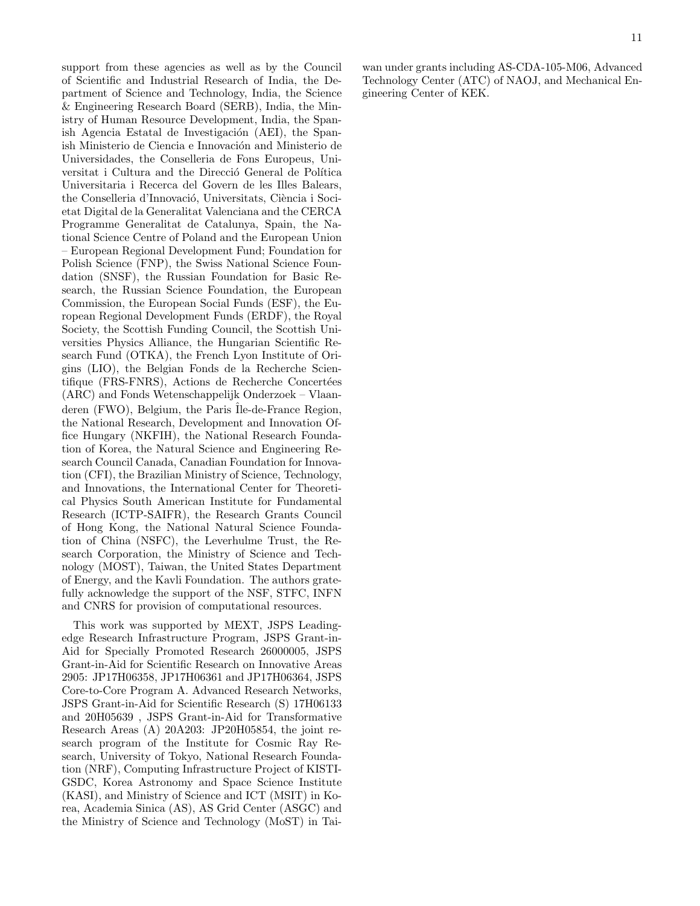support from these agencies as well as by the Council of Scientific and Industrial Research of India, the Department of Science and Technology, India, the Science & Engineering Research Board (SERB), India, the Ministry of Human Resource Development, India, the Spanish Agencia Estatal de Investigación (AEI), the Spanish Ministerio de Ciencia e Innovación and Ministerio de Universidades, the Conselleria de Fons Europeus, Universitat i Cultura and the Direcció General de Política Universitaria i Recerca del Govern de les Illes Balears, the Conselleria d'Innovació, Universitats, Ciència i Societat Digital de la Generalitat Valenciana and the CERCA Programme Generalitat de Catalunya, Spain, the National Science Centre of Poland and the European Union – European Regional Development Fund; Foundation for Polish Science (FNP), the Swiss National Science Foundation (SNSF), the Russian Foundation for Basic Research, the Russian Science Foundation, the European Commission, the European Social Funds (ESF), the European Regional Development Funds (ERDF), the Royal Society, the Scottish Funding Council, the Scottish Universities Physics Alliance, the Hungarian Scientific Research Fund (OTKA), the French Lyon Institute of Origins (LIO), the Belgian Fonds de la Recherche Scientifique (FRS-FNRS), Actions de Recherche Concertées (ARC) and Fonds Wetenschappelijk Onderzoek – Vlaanderen (FWO), Belgium, the Paris Île-de-France Region, the National Research, Development and Innovation Office Hungary (NKFIH), the National Research Foundation of Korea, the Natural Science and Engineering Research Council Canada, Canadian Foundation for Innovation (CFI), the Brazilian Ministry of Science, Technology, and Innovations, the International Center for Theoretical Physics South American Institute for Fundamental Research (ICTP-SAIFR), the Research Grants Council of Hong Kong, the National Natural Science Foundation of China (NSFC), the Leverhulme Trust, the Research Corporation, the Ministry of Science and Technology (MOST), Taiwan, the United States Department of Energy, and the Kavli Foundation. The authors gratefully acknowledge the support of the NSF, STFC, INFN and CNRS for provision of computational resources.

This work was supported by MEXT, JSPS Leading-edge Research Infrastructure Program, JSPS Grant-in-Aid for Specially Promoted Research 26000005, JSPS Grant-in-Aid for Scientific Research on Innovative Areas 2905: JP17H06358, JP17H06361 and JP17H06364, JSPS Core-to-Core Program A. Advanced Research Networks, JSPS Grant-in-Aid for Scientific Research (S) 17H06133 and 20H05639 , JSPS Grant-in-Aid for Transformative Research Areas (A) 20A203: JP20H05854, the joint research program of the Institute for Cosmic Ray Research, University of Tokyo, National Research Foundation (NRF), Computing Infrastructure Project of KISTI-GSDC, Korea Astronomy and Space Science Institute (KASI), and Ministry of Science and ICT (MSIT) in Korea, Academia Sinica (AS), AS Grid Center (ASGC) and the Ministry of Science and Technology (MoST) in Taiwan under grants including AS-CDA-105-M06, Advanced Technology Center (ATC) of NAOJ, and Mechanical Engineering Center of KEK.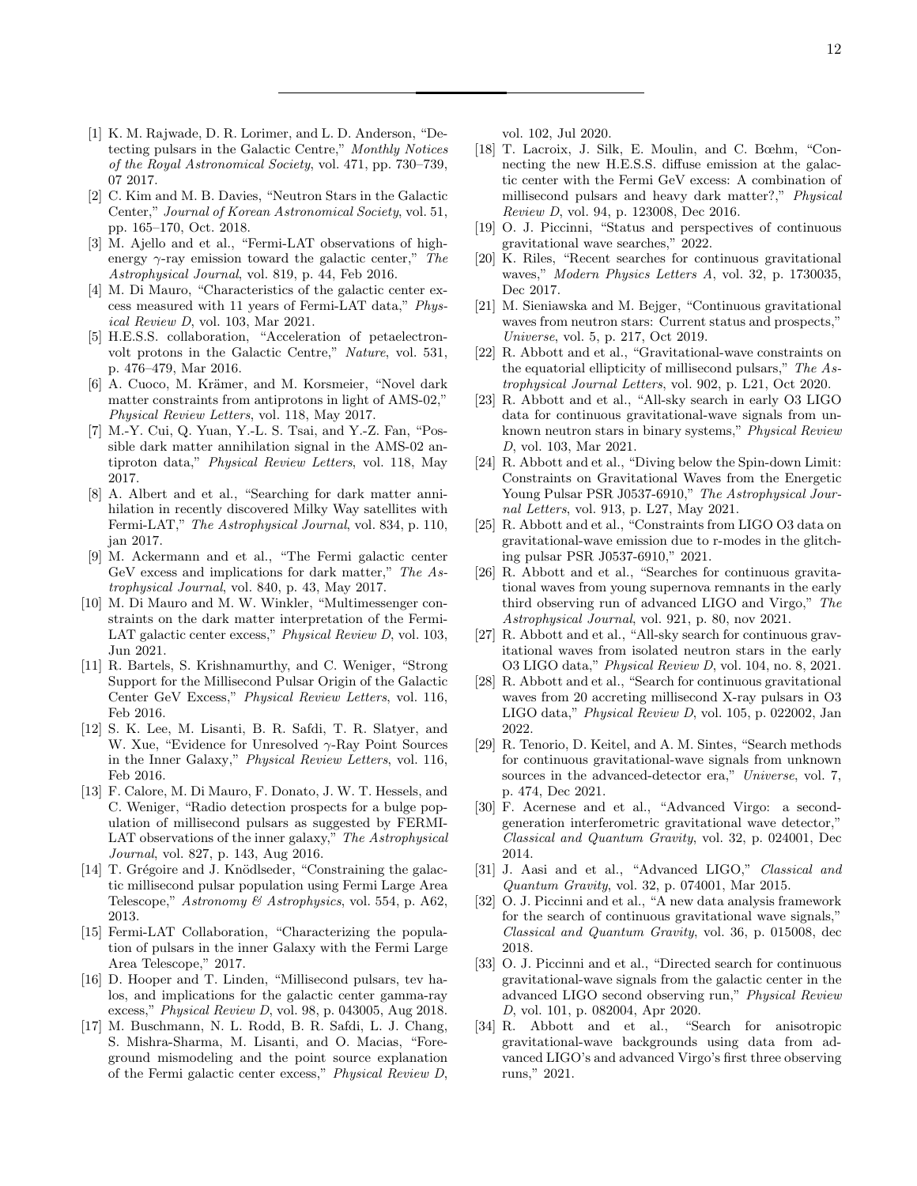[1] K. M. Rajwade, D. R. Lorimer, and L. D. Anderson, "Detecting pulsars in the Galactic Centre," *Monthly Notices of the Royal Astronomical Society*, vol. 471, pp. 730–739, 07 2017.

[2] C. Kim and M. B. Davies, "Neutron Stars in the Galactic Center," *Journal of Korean Astronomical Society*, vol. 51, pp. 165–170, Oct. 2018.

[3] M. Ajello and et al., "Fermi-LAT observations of high-energy $\gamma$-ray emission toward the galactic center," *The Astrophysical Journal*, vol. 819, p. 44, Feb 2016.

[4] M. Di Mauro, "Characteristics of the galactic center excess measured with 11 years of Fermi-LAT data," *Physical Review D*, vol. 103, Mar 2021.

[5] H.E.S.S. collaboration, "Acceleration of petaelectronvolt protons in the Galactic Centre," *Nature*, vol. 531, p. 476–479, Mar 2016.

[6] A. Cuoco, M. Krämer, and M. Korsmeier, "Novel dark matter constraints from antiprotons in light of AMS-02," *Physical Review Letters*, vol. 118, May 2017.

[7] M.-Y. Cui, Q. Yuan, Y.-L. S. Tsai, and Y.-Z. Fan, "Possible dark matter annihilation signal in the AMS-02 antiproton data," *Physical Review Letters*, vol. 118, May 2017.

[8] A. Albert and et al., "Searching for dark matter annihilation in recently discovered Milky Way satellites with Fermi-LAT," *The Astrophysical Journal*, vol. 834, p. 110, jan 2017.

[9] M. Ackermann and et al., "The Fermi galactic center GeV excess and implications for dark matter," *The Astrophysical Journal*, vol. 840, p. 43, May 2017.

[10] M. Di Mauro and M. W. Winkler, "Multimessenger constraints on the dark matter interpretation of the Fermi-LAT galactic center excess," *Physical Review D*, vol. 103, Jun 2021.

[11] R. Bartels, S. Krishnamurthy, and C. Weniger, "Strong Support for the Millisecond Pulsar Origin of the Galactic Center GeV Excess," *Physical Review Letters*, vol. 116, Feb 2016.

[12] S. K. Lee, M. Lisanti, B. R. Safdi, T. R. Slatyer, and W. Xue, "Evidence for Unresolved $\gamma$-Ray Point Sources in the Inner Galaxy," *Physical Review Letters*, vol. 116, Feb 2016.

[13] F. Calore, M. Di Mauro, F. Donato, J. W. T. Hessels, and C. Weniger, "Radio detection prospects for a bulge population of millisecond pulsars as suggested by FERMI-LAT observations of the inner galaxy," *The Astrophysical Journal*, vol. 827, p. 143, Aug 2016.

[14] T. Grégoire and J. Knödlseder, "Constraining the galactic millisecond pulsar population using Fermi Large Area Telescope," *Astronomy & Astrophysics*, vol. 554, p. A62, 2013.

[15] Fermi-LAT Collaboration, "Characterizing the population of pulsars in the inner Galaxy with the Fermi Large Area Telescope," 2017.

[16] D. Hooper and T. Linden, "Millisecond pulsars, tev halos, and implications for the galactic center gamma-ray excess," *Physical Review D*, vol. 98, p. 043005, Aug 2018.

[17] M. Buschmann, N. L. Rodd, B. R. Safdi, L. J. Chang, S. Mishra-Sharma, M. Lisanti, and O. Macias, "Foreground mismodeling and the point source explanation of the Fermi galactic center excess," *Physical Review D*, vol. 102, Jul 2020.

[18] T. Lacroix, J. Silk, E. Moulin, and C. Bœhm, "Connecting the new H.E.S.S. diffuse emission at the galactic center with the Fermi GeV excess: A combination of millisecond pulsars and heavy dark matter?," *Physical Review D*, vol. 94, p. 123008, Dec 2016.

[19] O. J. Piccinni, "Status and perspectives of continuous gravitational wave searches," 2022.

[20] K. Riles, "Recent searches for continuous gravitational waves," *Modern Physics Letters A*, vol. 32, p. 1730035, Dec 2017.

[21] M. Sieniawska and M. Bejger, "Continuous gravitational waves from neutron stars: Current status and prospects," *Universe*, vol. 5, p. 217, Oct 2019.

[22] R. Abbott and et al., "Gravitational-wave constraints on the equatorial ellipticity of millisecond pulsars," *The Astrophysical Journal Letters*, vol. 902, p. L21, Oct 2020.

[23] R. Abbott and et al., "All-sky search in early O3 LIGO data for continuous gravitational-wave signals from unknown neutron stars in binary systems," *Physical Review D*, vol. 103, Mar 2021.

[24] R. Abbott and et al., "Diving below the Spin-down Limit: Constraints on Gravitational Waves from the Energetic Young Pulsar PSR J0537-6910," *The Astrophysical Journal Letters*, vol. 913, p. L27, May 2021.

[25] R. Abbott and et al., "Constraints from LIGO O3 data on gravitational-wave emission due to r-modes in the glitching pulsar PSR J0537-6910," 2021.

[26] R. Abbott and et al., "Searches for continuous gravitational waves from young supernova remnants in the early third observing run of advanced LIGO and Virgo," *The Astrophysical Journal*, vol. 921, p. 80, nov 2021.

[27] R. Abbott and et al., "All-sky search for continuous gravitational waves from isolated neutron stars in the early O3 LIGO data," *Physical Review D*, vol. 104, no. 8, 2021.

[28] R. Abbott and et al., "Search for continuous gravitational waves from 20 accreting millisecond X-ray pulsars in O3 LIGO data," *Physical Review D*, vol. 105, p. 022002, Jan 2022.

[29] R. Tenorio, D. Keitel, and A. M. Sintes, "Search methods for continuous gravitational-wave signals from unknown sources in the advanced-detector era," *Universe*, vol. 7, p. 474, Dec 2021.

[30] F. Acernese and et al., "Advanced Virgo: a second-generation interferometric gravitational wave detector," *Classical and Quantum Gravity*, vol. 32, p. 024001, Dec 2014.

[31] J. Aasi and et al., "Advanced LIGO," *Classical and Quantum Gravity*, vol. 32, p. 074001, Mar 2015.

[32] O. J. Piccinni and et al., "A new data analysis framework for the search of continuous gravitational wave signals," *Classical and Quantum Gravity*, vol. 36, p. 015008, dec 2018.

[33] O. J. Piccinni and et al., "Directed search for continuous gravitational-wave signals from the galactic center in the advanced LIGO second observing run," *Physical Review D*, vol. 101, p. 082004, Apr 2020.

[34] R. Abbott and et al., "Search for anisotropic gravitational-wave backgrounds using data from advanced LIGO's and advanced Virgo's first three observing runs," 2021.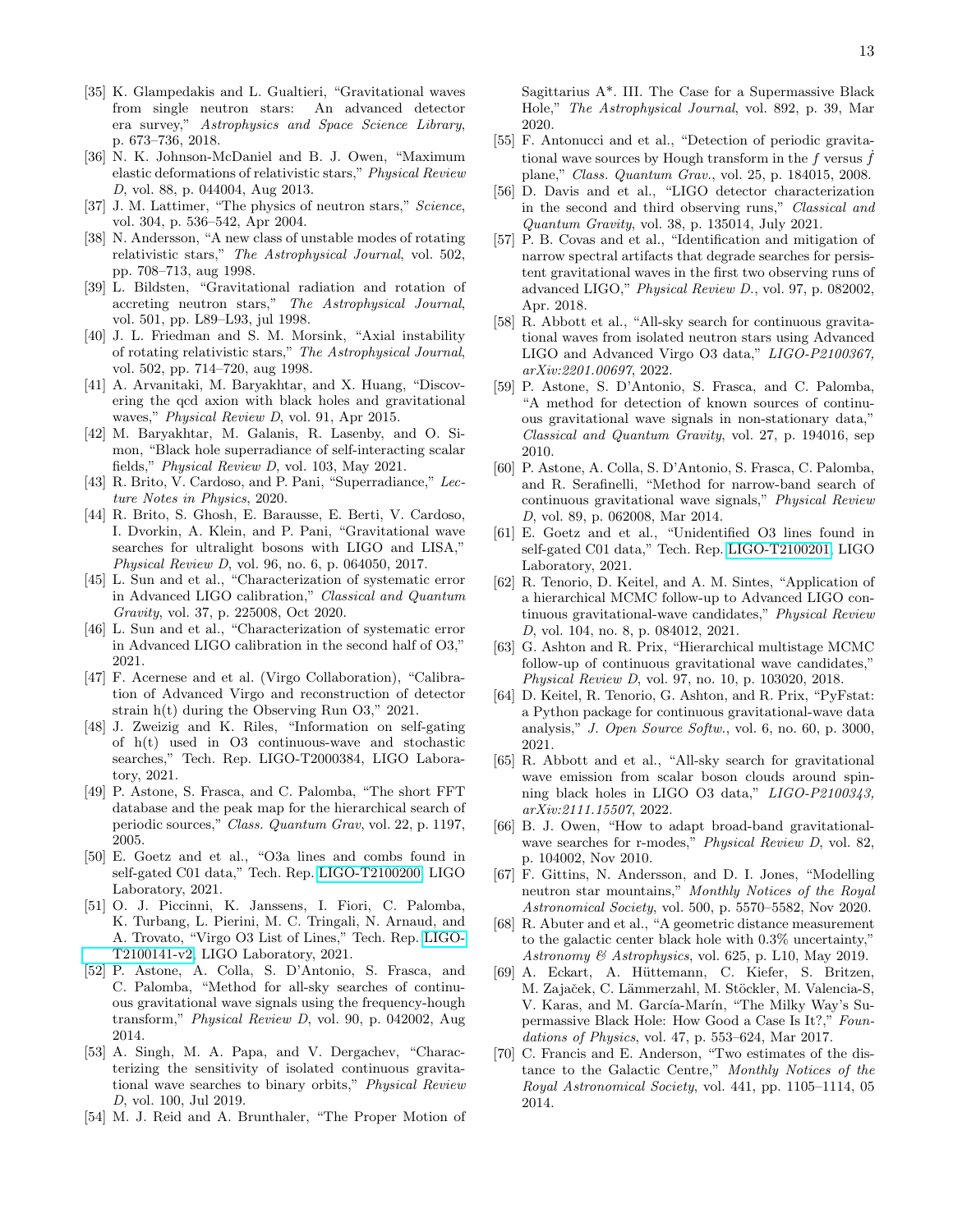[35] K. Glampedakis and L. Gualtieri, "Gravitational waves from single neutron stars: An advanced detector era survey," *Astrophysics and Space Science Library*, p. 673–736, 2018.

[36] N. K. Johnson-McDaniel and B. J. Owen, "Maximum elastic deformations of relativistic stars," *Physical Review D*, vol. 88, p. 044004, Aug 2013.

[37] J. M. Lattimer, "The physics of neutron stars," *Science*, vol. 304, p. 536–542, Apr 2004.

[38] N. Andersson, "A new class of unstable modes of rotating relativistic stars," *The Astrophysical Journal*, vol. 502, pp. 708–713, aug 1998.

[39] L. Bildsten, "Gravitational radiation and rotation of accreting neutron stars," *The Astrophysical Journal*, vol. 501, pp. L89–L93, jul 1998.

[40] J. L. Friedman and S. M. Morsink, "Axial instability of rotating relativistic stars," *The Astrophysical Journal*, vol. 502, pp. 714–720, aug 1998.

[41] A. Arvanitaki, M. Baryakhtar, and X. Huang, "Discovering the qcd axion with black holes and gravitational waves," *Physical Review D*, vol. 91, Apr 2015.

[42] M. Baryakhtar, M. Galanis, R. Lasenby, and O. Simon, "Black hole superradiance of self-interacting scalar fields," *Physical Review D*, vol. 103, May 2021.

[43] R. Brito, V. Cardoso, and P. Pani, "Superradiance," *Lecture Notes in Physics*, 2020.

[44] R. Brito, S. Ghosh, E. Barausse, E. Berti, V. Cardoso, I. Dvorkin, A. Klein, and P. Pani, "Gravitational wave searches for ultralight bosons with LIGO and LISA," *Physical Review D*, vol. 96, no. 6, p. 064050, 2017.

[45] L. Sun and et al., "Characterization of systematic error in Advanced LIGO calibration," *Classical and Quantum Gravity*, vol. 37, p. 225008, Oct 2020.

[46] L. Sun and et al., "Characterization of systematic error in Advanced LIGO calibration in the second half of O3," 2021.

[47] F. Acernese and et al. (Virgo Collaboration), "Calibration of Advanced Virgo and reconstruction of detector strain h(t) during the Observing Run O3," 2021.

[48] J. Zweizig and K. Riles, "Information on self-gating of h(t) used in O3 continuous-wave and stochastic searches," Tech. Rep. LIGO-T2000384, LIGO Laboratory, 2021.

[49] P. Astone, S. Frasca, and C. Palomba, "The short FFT database and the peak map for the hierarchical search of periodic sources," *Class. Quantum Grav*, vol. 22, p. 1197, 2005.

[50] E. Goetz and et al., "O3a lines and combs found in self-gated C01 data," Tech. Rep. LIGO-T2100200, LIGO Laboratory, 2021.

[51] O. J. Piccinni, K. Janssens, I. Fiori, C. Palomba, K. Turbang, L. Pierini, M. C. Tringali, N. Arnaud, and A. Trovato, "Virgo O3 List of Lines," Tech. Rep. LIGO-T2100141-v2, LIGO Laboratory, 2021.

[52] P. Astone, A. Colla, S. D'Antonio, S. Frasca, and C. Palomba, "Method for all-sky searches of continuous gravitational wave signals using the frequency-hough transform," *Physical Review D*, vol. 90, p. 042002, Aug 2014.

[53] A. Singh, M. A. Papa, and V. Dergachev, "Characterizing the sensitivity of isolated continuous gravitational wave searches to binary orbits," *Physical Review D*, vol. 100, Jul 2019.

[54] M. J. Reid and A. Brunthaler, "The Proper Motion of Sagittarius A*. III. The Case for a Supermassive Black Hole," *The Astrophysical Journal*, vol. 892, p. 39, Mar 2020.

[55] F. Antonucci and et al., "Detection of periodic gravitational wave sources by Hough transform in the $f$ versus $\dot{f}$ plane," *Class. Quantum Grav.*, vol. 25, p. 184015, 2008.

[56] D. Davis and et al., "LIGO detector characterization in the second and third observing runs," *Classical and Quantum Gravity*, vol. 38, p. 135014, July 2021.

[57] P. B. Covas and et al., "Identification and mitigation of narrow spectral artifacts that degrade searches for persistent gravitational waves in the first two observing runs of advanced LIGO," *Physical Review D.*, vol. 97, p. 082002, Apr. 2018.

[58] R. Abbott et al., "All-sky search for continuous gravitational waves from isolated neutron stars using Advanced LIGO and Advanced Virgo O3 data," *LIGO-P2100367, arXiv:2201.00697*, 2022.

[59] P. Astone, S. D'Antonio, S. Frasca, and C. Palomba, "A method for detection of known sources of continuous gravitational wave signals in non-stationary data," *Classical and Quantum Gravity*, vol. 27, p. 194016, sep 2010.

[60] P. Astone, A. Colla, S. D'Antonio, S. Frasca, C. Palomba, and R. Serafinelli, "Method for narrow-band search of continuous gravitational wave signals," *Physical Review D*, vol. 89, p. 062008, Mar 2014.

[61] E. Goetz and et al., "Unidentified O3 lines found in self-gated C01 data," Tech. Rep. LIGO-T2100201, LIGO Laboratory, 2021.

[62] R. Tenorio, D. Keitel, and A. M. Sintes, "Application of a hierarchical MCMC follow-up to Advanced LIGO continuous gravitational-wave candidates," *Physical Review D*, vol. 104, no. 8, p. 084012, 2021.

[63] G. Ashton and R. Prix, "Hierarchical multistage MCMC follow-up of continuous gravitational wave candidates," *Physical Review D*, vol. 97, no. 10, p. 103020, 2018.

[64] D. Keitel, R. Tenorio, G. Ashton, and R. Prix, "PyFstat: a Python package for continuous gravitational-wave data analysis," *J. Open Source Softw.*, vol. 6, no. 60, p. 3000, 2021.

[65] R. Abbott and et al., "All-sky search for gravitational wave emission from scalar boson clouds around spinning black holes in LIGO O3 data," *LIGO-P2100343, arXiv:2111.15507*, 2022.

[66] B. J. Owen, "How to adapt broad-band gravitational-wave searches for r-modes," *Physical Review D*, vol. 82, p. 104002, Nov 2010.

[67] F. Gittins, N. Andersson, and D. I. Jones, "Modelling neutron star mountains," *Monthly Notices of the Royal Astronomical Society*, vol. 500, p. 5570–5582, Nov 2020.

[68] R. Abuter and et al., "A geometric distance measurement to the galactic center black hole with 0.3% uncertainty," *Astronomy & Astrophysics*, vol. 625, p. L10, May 2019.

[69] A. Eckart, A. Hüttemann, C. Kiefer, S. Britzen, M. Zajaček, C. Lämmerzahl, M. Stöckler, M. Valencia-S, V. Karas, and M. García-Marín, "The Milky Way's Supermassive Black Hole: How Good a Case Is It?," *Foundations of Physics*, vol. 47, p. 553–624, Mar 2017.

[70] C. Francis and E. Anderson, "Two estimates of the distance to the Galactic Centre," *Monthly Notices of the Royal Astronomical Society*, vol. 441, pp. 1105–1114, 05 2014.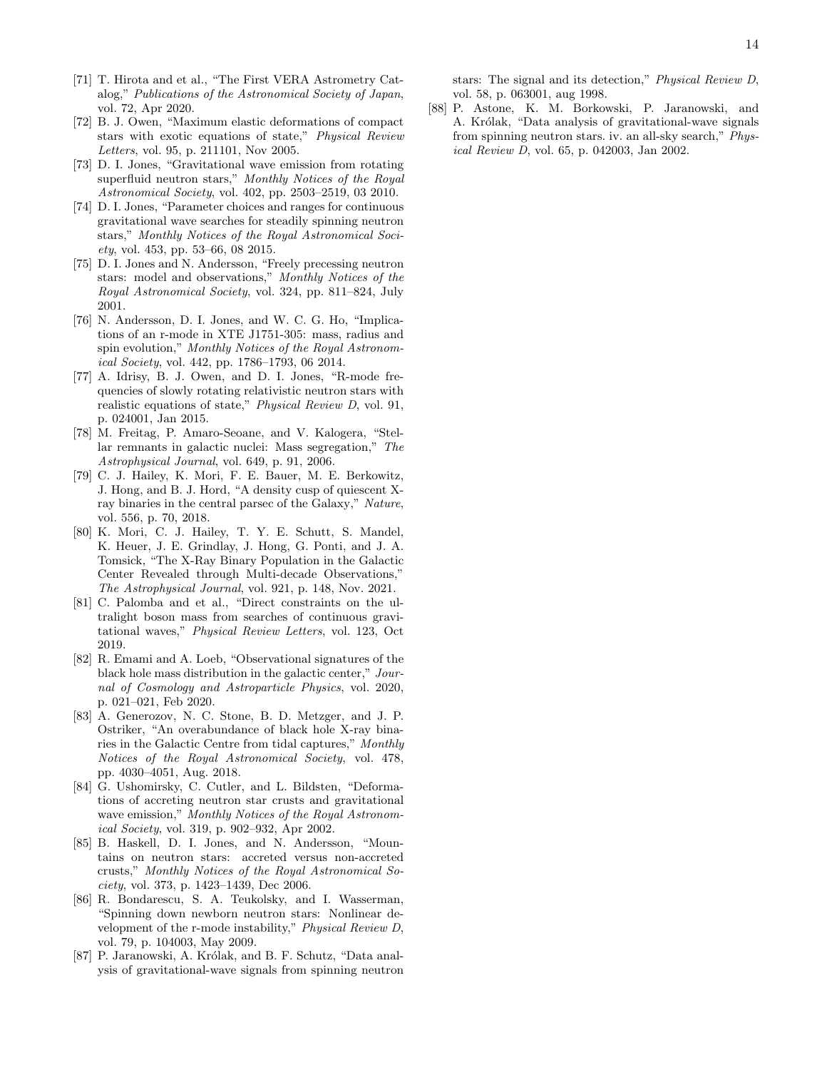[71] T. Hirota and et al., "The First VERA Astrometry Catalog," *Publications of the Astronomical Society of Japan*, vol. 72, Apr 2020.

[72] B. J. Owen, "Maximum elastic deformations of compact stars with exotic equations of state," *Physical Review Letters*, vol. 95, p. 211101, Nov 2005.

[73] D. I. Jones, "Gravitational wave emission from rotating superfluid neutron stars," *Monthly Notices of the Royal Astronomical Society*, vol. 402, pp. 2503–2519, 03 2010.

[74] D. I. Jones, "Parameter choices and ranges for continuous gravitational wave searches for steadily spinning neutron stars," *Monthly Notices of the Royal Astronomical Society*, vol. 453, pp. 53–66, 08 2015.

[75] D. I. Jones and N. Andersson, "Freely precessing neutron stars: model and observations," *Monthly Notices of the Royal Astronomical Society*, vol. 324, pp. 811–824, July 2001.

[76] N. Andersson, D. I. Jones, and W. C. G. Ho, "Implications of an r-mode in XTE J1751-305: mass, radius and spin evolution," *Monthly Notices of the Royal Astronomical Society*, vol. 442, pp. 1786–1793, 06 2014.

[77] A. Idrisy, B. J. Owen, and D. I. Jones, "R-mode frequencies of slowly rotating relativistic neutron stars with realistic equations of state," *Physical Review D*, vol. 91, p. 024001, Jan 2015.

[78] M. Freitag, P. Amaro-Seoane, and V. Kalogera, "Stellar remnants in galactic nuclei: Mass segregation," *The Astrophysical Journal*, vol. 649, p. 91, 2006.

[79] C. J. Hailey, K. Mori, F. E. Bauer, M. E. Berkowitz, J. Hong, and B. J. Hord, "A density cusp of quiescent X-ray binaries in the central parsec of the Galaxy," *Nature*, vol. 556, p. 70, 2018.

[80] K. Mori, C. J. Hailey, T. Y. E. Schutt, S. Mandel, K. Heuer, J. E. Grindlay, J. Hong, G. Ponti, and J. A. Tomsick, "The X-Ray Binary Population in the Galactic Center Revealed through Multi-decade Observations," *The Astrophysical Journal*, vol. 921, p. 148, Nov. 2021.

[81] C. Palomba and et al., "Direct constraints on the ultralight boson mass from searches of continuous gravitational waves," *Physical Review Letters*, vol. 123, Oct 2019.

[82] R. Emami and A. Loeb, "Observational signatures of the black hole mass distribution in the galactic center," *Journal of Cosmology and Astroparticle Physics*, vol. 2020, p. 021–021, Feb 2020.

[83] A. Generozov, N. C. Stone, B. D. Metzger, and J. P. Ostriker, "An overabundance of black hole X-ray binaries in the Galactic Centre from tidal captures," *Monthly Notices of the Royal Astronomical Society*, vol. 478, pp. 4030–4051, Aug. 2018.

[84] G. Ushomirsky, C. Cutler, and L. Bildsten, "Deformations of accreting neutron star crusts and gravitational wave emission," *Monthly Notices of the Royal Astronomical Society*, vol. 319, p. 902–932, Apr 2002.

[85] B. Haskell, D. I. Jones, and N. Andersson, "Mountains on neutron stars: accreted versus non-accreted crusts," *Monthly Notices of the Royal Astronomical Society*, vol. 373, p. 1423–1439, Dec 2006.

[86] R. Bondarescu, S. A. Teukolsky, and I. Wasserman, "Spinning down newborn neutron stars: Nonlinear development of the r-mode instability," *Physical Review D*, vol. 79, p. 104003, May 2009.

[87] P. Jaranowski, A. Królak, and B. F. Schutz, "Data analysis of gravitational-wave signals from spinning neutron stars: The signal and its detection," *Physical Review D*, vol. 58, p. 063001, aug 1998.

[88] P. Astone, K. M. Borkowski, P. Jaranowski, and A. Królak, "Data analysis of gravitational-wave signals from spinning neutron stars. iv. an all-sky search," *Physical Review D*, vol. 65, p. 042003, Jan 2002.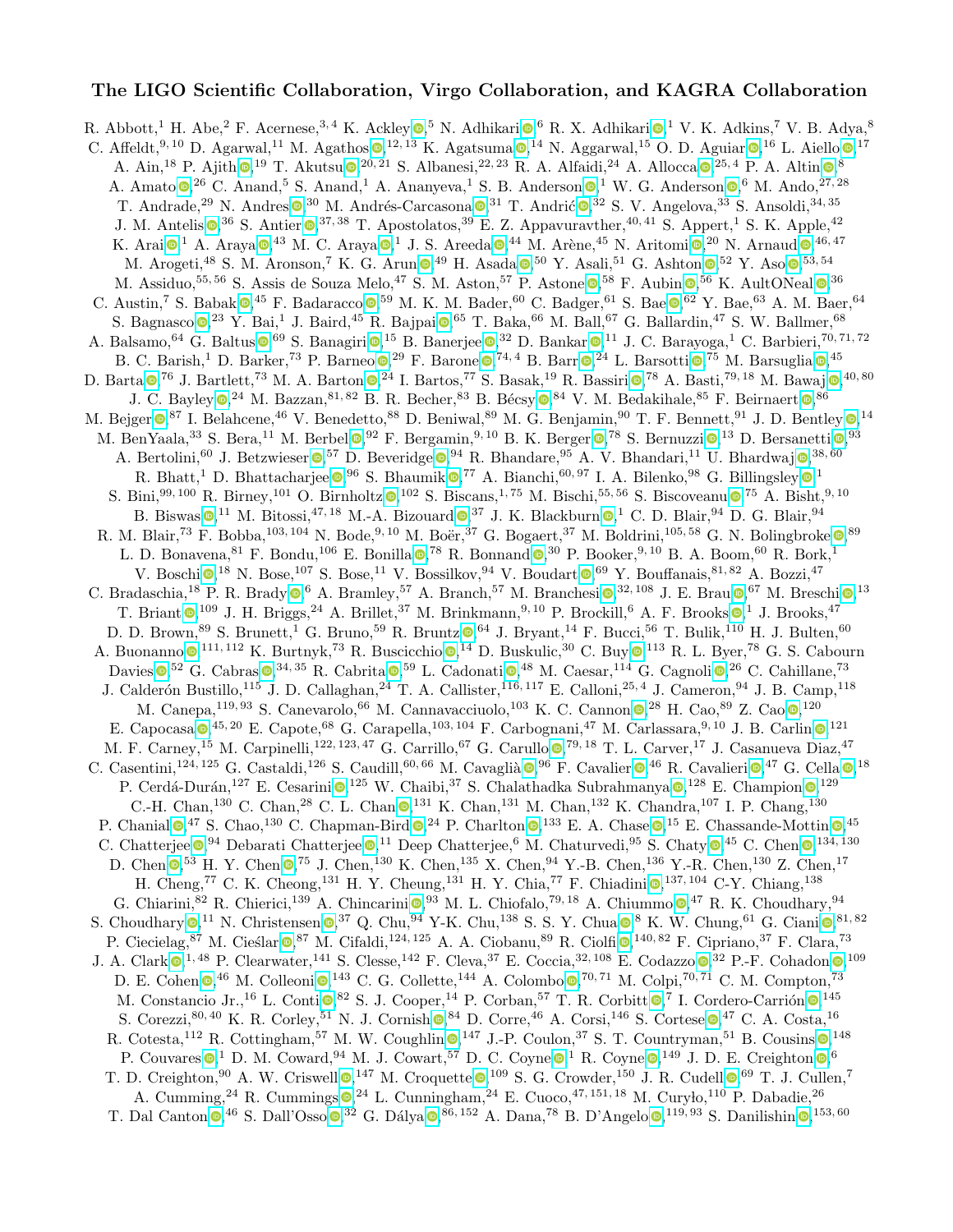# The LIGO Scientific Collaboration, Virgo Collaboration, and KAGRA Collaboration

R. Abbott,[1] H. Abe,[2] F. Acernese,[3,4] K. Ackley,[5] N. Adhikari,[6] R. X. Adhikari,[1] V. K. Adkins,[7] V. B. Adya,[8] C. Affeldt,[9,10] D. Agarwal,[11] M. Agathos,[12,13] K. Agatsuma,[14] N. Aggarwal,[15] O. D. Aguiar,[16] L. Aiello,[17] A. Ain,[18] P. Ajith,[19] T. Akutsu,[20,21] S. Albanesi,[22,23] R. A. Alfaidi,[24] A. Allocca,[25,4] P. A. Altin,[8] A. Amato,[26] C. Anand,[5] S. Anand,[1] A. Ananyeva,[1] S. B. Anderson,[1] W. G. Anderson,[6] M. Ando,[27,28] T. Andrade,[29] N. Andres,[30] M. Andrés-Carcasona,[31] T. Andrić,[32] S. V. Angelova,[33] S. Ansoldi,[34,35] J. M. Antelis,[36] S. Antier,[37,38] T. Apostolatos,[39] E. Z. Appavuravther,[40,41] S. Appert,[1] S. K. Apple,[42] K. Arai,[1] A. Araya,[43] M. C. Araya,[1] J. S. Areeda,[44] M. Arène,[45] N. Aritomi,[20] N. Arnaud,[46,47] M. Arogeti,[48] S. M. Aronson,[7] K. G. Arun,[49] H. Asada,[50] Y. Asali,[51] G. Ashton,[52] Y. Aso,[53,54] M. Assiduo,[55,56] S. Assis de Souza Melo,[47] S. M. Aston,[57] P. Astone,[58] F. Aubin,[56] K. AultONeal,[36] C. Austin,[7] S. Babak,[45] F. Badaracco,[59] M. K. M. Bader,[60] C. Badger,[61] S. Bae,[62] Y. Bae,[63] A. M. Baer,[64] S. Bagnasco,[23] Y. Bai,[1] J. Baird,[45] R. Bajpai,[65] T. Baka,[66] M. Ball,[67] G. Ballardin,[47] S. W. Ballmer,[68] A. Balsamo,[64] G. Baltus,[69] S. Banagiri,[15] B. Banerjee,[32] D. Bankar,[11] J. C. Barayoga,[1] C. Barbieri,[70,71,72] B. C. Barish,[1] D. Barker,[73] P. Barneo,[29] F. Barone,[74,4] B. Barr,[24] L. Barsotti,[75] M. Barsuglia,[45] D. Barta,[76] J. Bartlett,[73] M. A. Barton,[24] I. Bartos,[77] S. Basak,[19] R. Bassiri,[78] A. Basti,[79,18] M. Bawaj,[40,80] J. C. Bayley,[24] M. Bazzan,[81,82] B. R. Becher,[83] B. Bécsy,[84] V. M. Bedakihale,[85] F. Beirnaert,[86] M. Bejger,[87] I. Belahcene,[46] V. Benedetto,[88] D. Beniwal,[89] M. G. Benjamin,[90] T. F. Bennett,[91] J. D. Bentley,[14] M. BenYaala,[33] S. Bera,[11] M. Berbel,[92] F. Bergamin,[9,10] B. K. Berger,[78] S. Bernuzzi,[13] D. Bersanetti,[93] A. Bertolini,[60] J. Betzwieser,[57] D. Beveridge,[94] R. Bhandare,[95] A. V. Bhandari,[11] U. Bhardwaj,[38,60] R. Bhatt,[1] D. Bhattacharjee,[96] S. Bhaumik,[77] A. Bianchi,[60,97] I. A. Bilenko,[98] G. Billingsley,[1] S. Bini,[99,100] R. Birney,[101] O. Birnholtz,[102] S. Biscans,[1,75] M. Bischi,[55,56] S. Biscoveanu,[75] A. Bisht,[9,10] B. Biswas,[11] M. Bitossi,[47,18] M.-A. Bizouard,[37] J. K. Blackburn,[1] C. D. Blair,[94] D. G. Blair,[94] R. M. Blair,[73] F. Bobba,[103,104] N. Bode,[9,10] M. Boër,[37] G. Bogaert,[37] M. Boldrini,[105,58] G. N. Bolingbroke,[89] L. D. Bonavena,[81] F. Bondu,[106] E. Bonilla,[78] R. Bonnand,[30] P. Booker,[9,10] B. A. Boom,[60] R. Bork,[1] V. Boschi,[18] N. Bose,[107] S. Bose,[11] V. Bossilkov,[94] V. Boudart,[69] Y. Bouffanais,[81,82] A. Bozzi,[47] C. Bradaschia,[18] P. R. Brady,[6] A. Bramley,[57] A. Branch,[57] M. Branchesi,[32,108] J. E. Brau,[67] M. Breschi,[13] T. Briant,[109] J. H. Briggs,[24] A. Brillet,[37] M. Brinkmann,[9,10] P. Brockill,[6] A. F. Brooks,[1] J. Brooks,[47] D. D. Brown,[89] S. Brunett,[1] G. Bruno,[59] R. Bruntz,[64] J. Bryant,[14] F. Bucci,[56] T. Bulik,[110] H. J. Bulten,[60] A. Buonanno,[111,112] K. Burtnyk,[73] R. Buscicchio,[14] D. Buskulic,[30] C. Buy,[113] R. L. Byer,[78] G. S. Cabourn Davies,[52] G. Cabras,[34,35] R. Cabrita,[59] L. Cadonati,[48] M. Caesar,[114] G. Cagnoli,[26] C. Cahillane,[73] J. Calderón Bustillo,[115] J. D. Callaghan,[24] T. A. Callister,[116,117] E. Calloni,[25,4] J. Cameron,[94] J. B. Camp,[118] M. Canepa,[119,93] S. Canevarolo,[66] M. Cannavacciuolo,[103] K. C. Cannon,[28] H. Cao,[89] Z. Cao,[120] E. Capocasa,[45,20] E. Capote,[68] G. Carapella,[103,104] F. Carbognani,[47] M. Carlassara,[9,10] J. B. Carlin,[121] M. F. Carney,[15] M. Carpinelli,[122,123,47] G. Carrillo,[67] G. Carullo,[79,18] T. L. Carver,[17] J. Casanueva Diaz,[47] C. Casentini,[124,125] G. Castaldi,[126] S. Caudill,[60,66] M. Cavaglià,[96] F. Cavalier,[46] R. Cavalieri,[47] G. Cella,[18] P. Cerdá-Durán,[127] E. Cesarini,[125] W. Chaibi,[37] S. Chalathadka Subrahmanya,[128] E. Champion,[129] C.-H. Chan,[130] C. Chan,[28] C. L. Chan,[131] K. Chan,[131] M. Chan,[132] K. Chandra,[107] I. P. Chang,[130] P. Chanial,[47] S. Chao,[130] C. Chapman-Bird,[24] P. Charlton,[133] E. A. Chase,[15] E. Chassande-Mottin,[45] C. Chatterjee,[94] Debarati Chatterjee,[11] Deep Chatterjee,[6] M. Chaturvedi,[95] S. Chaty,[45] C. Chen,[134,130] D. Chen,[53] H. Y. Chen,[75] J. Chen,[130] K. Chen,[135] X. Chen,[94] Y.-B. Chen,[136] Y.-R. Chen,[130] Z. Chen,[17] H. Cheng,[77] C. K. Cheong,[131] H. Y. Cheung,[131] H. Y. Chia,[77] F. Chiadini,[137,104] C-Y. Chiang,[138] G. Chiarini,[82] R. Chierici,[139] A. Chincarini,[93] M. L. Chiofalo,[79,18] A. Chiummo,[47] R. K. Choudhary,[94] S. Choudhary,[11] N. Christensen,[37] Q. Chu,[94] Y-K. Chu,[138] S. S. Y. Chua,[8] K. W. Chung,[61] G. Ciani,[81,82] P. Ciecielag,[87] M. Cieślar,[87] M. Cifaldi,[124,125] A. A. Ciobanu,[89] R. Ciolfi,[140,82] F. Cipriano,[37] F. Clara,[73] J. A. Clark,[1,48] P. Clearwater,[141] S. Clesse,[142] F. Cleva,[37] E. Coccia,[32,108] E. Codazzo,[32] P.-F. Cohadon,[109] D. E. Cohen,[46] M. Colleoni,[143] C. G. Collette,[144] A. Colombo,[70,71] M. Colpi,[70,71] C. M. Compton,[73] M. Constancio Jr.,[16] L. Conti,[82] S. J. Cooper,[14] P. Corban,[57] T. R. Corbitt,[7] I. Cordero-Carrión,[145] S. Corezzi,[80,40] K. R. Corley,[51] N. J. Cornish,[84] D. Corre,[46] A. Corsi,[146] S. Cortese,[47] C. A. Costa,[16] R. Cotesta,[112] R. Cottingham,[57] M. W. Coughlin,[147] J.-P. Coulon,[37] S. T. Countryman,[51] B. Cousins,[148] P. Couvares,[1] D. M. Coward,[94] M. J. Cowart,[57] D. C. Coyne,[1] R. Coyne,[149] J. D. E. Creighton,[6] T. D. Creighton,[90] A. W. Criswell,[147] M. Croquette,[109] S. G. Crowder,[150] J. R. Cudell,[69] T. J. Cullen,[7] A. Cumming,[24] R. Cummings,[24] L. Cunningham,[24] E. Cuoco,[47,151,18] M. Curyło,[110] P. Dabadie,[26] T. Dal Canton,[46] S. Dall'Osso,[32] G. Dálya,[86,152] A. Dana,[78] B. D'Angelo,[119,93] S. Danilishin,[153,60]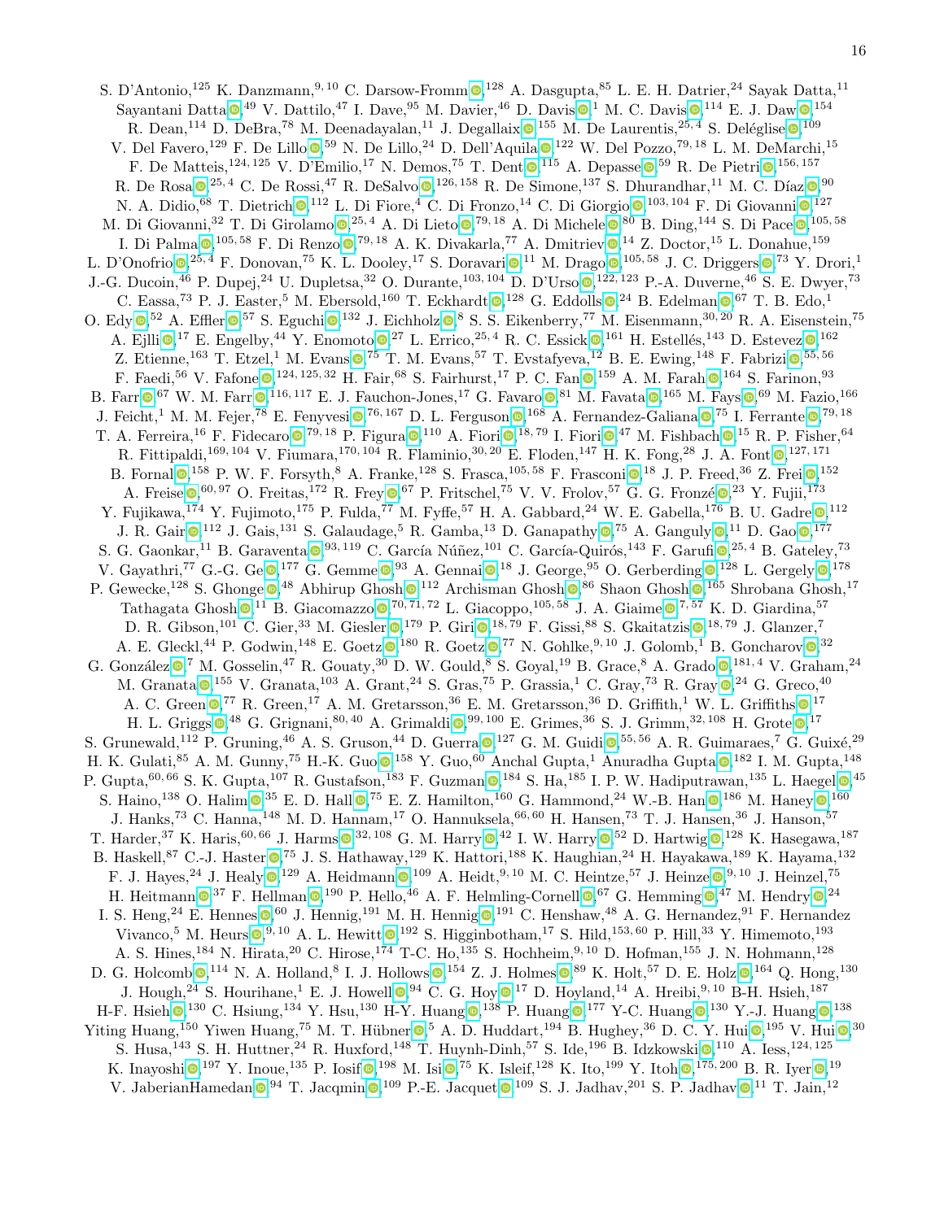S. D'Antonio,[125] K. Danzmann,[9,10] C. Darsow-Fromm ,[128] A. Dasgupta,[85] L. E. H. Datrier,[24] Sayak Datta,[11] Sayantani Datta ,[49] V. Dattilo,[47] I. Dave,[95] M. Davier,[46] D. Davis ,[1] M. C. Davis ,[114] E. J. Daw ,[154] R. Dean,[114] D. DeBra,[78] M. Deenadayalan,[11] J. Degallaix ,[155] M. De Laurentis,[25,4] S. Deléglise ,[109] V. Del Favero,[129] F. De Lillo ,[59] N. De Lillo,[24] D. Dell'Aquila ,[122] W. Del Pozzo,[79,18] L. M. DeMarchi,[15] F. De Matteis,[124,125] V. D'Emilio,[17] N. Demos,[75] T. Dent ,[115] A. Depasse ,[59] R. De Pietri ,[156,157] R. De Rosa ,[25,4] C. De Rossi,[47] R. DeSalvo ,[126,158] R. De Simone,[137] S. Dhurandhar,[11] M. C. Díaz ,[90] N. A. Didio,[68] T. Dietrich ,[112] L. Di Fiore,[4] C. Di Fronzo,[14] C. Di Giorgio ,[103,104] F. Di Giovanni ,[127] M. Di Giovanni,[32] T. Di Girolamo ,[25,4] A. Di Lieto ,[79,18] A. Di Michele ,[80] B. Ding,[144] S. Di Pace ,[105,58] I. Di Palma ,[105,58] F. Di Renzo ,[79,18] A. K. Divakarla,[77] A. Dmitriev ,[14] Z. Doctor,[15] L. Donahue,[159] L. D'Onofrio ,[25,4] F. Donovan,[75] K. L. Dooley,[17] S. Doravari ,[11] M. Drago ,[105,58] J. C. Driggers ,[73] Y. Drori,[1] J.-G. Ducoin,[46] P. Dupej,[24] U. Dupletsa,[32] O. Durante,[103,104] D. D'Urso ,[122,123] P.-A. Duverne,[46] S. E. Dwyer,[73] C. Eassa,[73] P. J. Easter,[5] M. Ebersold,[160] T. Eckhardt ,[128] G. Eddolls ,[24] B. Edelman ,[67] T. B. Edo,[1] O. Edy ,[52] A. Effler ,[57] S. Eguchi ,[132] J. Eichholz ,[8] S. S. Eikenberry,[77] M. Eisenmann,[30,20] R. A. Eisenstein,[75] A. Ejlli ,[17] E. Engelby,[44] Y. Enomoto ,[27] L. Errico,[25,4] R. C. Essick ,[161] H. Estellés,[143] D. Estevez ,[162] Z. Etienne,[163] T. Etzel,[1] M. Evans ,[75] T. M. Evans,[57] T. Evstafyeva,[12] B. E. Ewing,[148] F. Fabrizi ,[55,56] F. Faedi,[56] V. Fafone ,[124,125,32] H. Fair,[68] S. Fairhurst,[17] P. C. Fan ,[159] A. M. Farah ,[164] S. Farinon,[93] B. Farr ,[67] W. M. Farr ,[116,117] E. J. Fauchon-Jones,[17] G. Favaro ,[81] M. Favata ,[165] M. Fays ,[69] M. Fazio,[166] J. Feicht,[1] M. M. Fejer,[78] E. Fenyvesi ,[76,167] D. L. Ferguson ,[168] A. Fernandez-Galiana ,[75] I. Ferrante ,[79,18] T. A. Ferreira,[16] F. Fidecaro ,[79,18] P. Figura ,[110] A. Fiori ,[18,79] I. Fiori ,[47] M. Fishbach ,[15] R. P. Fisher,[64] R. Fittipaldi,[169,104] V. Fiumara,[170,104] R. Flaminio,[30,20] E. Floden,[147] H. K. Fong,[28] J. A. Font ,[127,171] B. Fornal ,[158] P. W. F. Forsyth,[8] A. Franke,[128] S. Frasca,[105,58] F. Frasconi ,[18] J. P. Freed,[36] Z. Frei ,[152] A. Freise ,[60,97] O. Freitas,[172] R. Frey ,[67] P. Fritschel,[75] V. V. Frolov,[57] G. G. Fronzé ,[23] Y. Fujii,[173] Y. Fujikawa,[174] Y. Fujimoto,[175] P. Fulda,[77] M. Fyffe,[57] H. A. Gabbard,[24] W. E. Gabella,[176] B. U. Gadre ,[112] J. R. Gair ,[112] J. Gais,[131] S. Galaudage,[5] R. Gamba,[13] D. Ganapathy ,[75] A. Ganguly ,[11] D. Gao ,[177] S. G. Gaonkar,[11] B. Garaventa ,[93,119] C. García-Núñez,[101] C. García-Quirós,[143] F. Garufi ,[25,4] B. Gateley,[73] V. Gayathri,[77] G.-G. Ge ,[177] G. Gemme ,[93] A. Gennai ,[18] J. George,[95] O. Gerberding ,[128] L. Gergely ,[178] P. Gewecke,[128] S. Ghonge ,[48] Abhirup Ghosh ,[112] Archisman Ghosh ,[86] Shaon Ghosh ,[165] Shrobana Ghosh,[17] Tathagata Ghosh ,[11] B. Giacomazzo ,[70,71,72] L. Giacoppo,[105,58] J. A. Giaime ,[7,57] K. D. Giardina,[57] D. R. Gibson,[101] C. Gier,[33] M. Giesler ,[179] P. Giri ,[18,79] F. Gissi,[88] S. Gkaitatzis ,[18,79] J. Glanzer,[7] A. E. Gleckl,[44] P. Godwin,[148] E. Goetz ,[180] R. Goetz ,[77] N. Gohlke,[9,10] J. Golomb,[1] B. Goncharov ,[32] G. González ,[7] M. Gosselin,[47] R. Gouaty,[30] D. W. Gould,[8] S. Goyal,[19] B. Grace,[8] A. Grado ,[181,4] V. Graham,[24] M. Granata ,[155] V. Granata,[103] A. Grant,[24] S. Gras,[75] P. Grassia,[1] C. Gray,[73] R. Gray ,[24] G. Greco,[40] A. C. Green ,[77] R. Green,[17] A. M. Gretarsson,[36] E. M. Gretarsson,[36] D. Griffith,[1] W. L. Griffiths ,[17] H. L. Griggs ,[48] G. Grignani,[80,40] A. Grimaldi ,[99,100] E. Grimes,[36] S. J. Grimm,[32,108] H. Grote ,[17] S. Grunewald,[112] P. Gruning,[46] A. S. Gruson,[44] D. Guerra ,[127] G. M. Guidi ,[55,56] A. R. Guimaraes,[7] G. Guixé,[29] H. K. Gulati,[85] A. M. Gunny,[75] H.-K. Guo ,[158] Y. Guo,[60] Anchal Gupta,[1] Anuradha Gupta ,[182] I. M. Gupta,[148] P. Gupta,[60,66] S. K. Gupta,[107] R. Gustafson,[183] F. Guzman ,[184] S. Ha,[185] I. P. W. Hadiputrawan,[135] L. Haegel ,[45] S. Haino,[138] O. Halim ,[35] E. D. Hall ,[75] E. Z. Hamilton,[160] G. Hammond,[24] W.-B. Han ,[186] M. Haney ,[160] J. Hanks,[73] C. Hanna,[148] M. D. Hannam,[17] O. Hannuksela,[66,60] H. Hansen,[73] T. J. Hansen,[36] J. Hanson,[57] T. Harder,[37] K. Haris,[60,66] J. Harms ,[32,108] G. M. Harry ,[42] I. W. Harry ,[52] D. Hartwig ,[128] K. Hasegawa,[187] B. Haskell,[87] C.-J. Haster ,[75] J. S. Hathaway,[129] K. Hattori,[188] K. Haughian,[24] H. Hayakawa,[189] K. Hayama,[132] F. J. Hayes,[24] J. Healy ,[129] A. Heidmann ,[109] A. Heidt,[9,10] M. C. Heintze,[57] J. Heinze ,[9,10] J. Heinzel,[75] H. Heitmann ,[37] F. Hellman ,[190] P. Hello,[46] A. F. Helmling-Cornell ,[67] G. Hemming ,[47] M. Hendry ,[24] I. S. Heng,[24] E. Hennes ,[60] J. Hennig,[191] M. H. Hennig ,[191] C. Henshaw,[48] A. G. Hernandez,[91] F. Hernandez Vivanco,[5] M. Heurs ,[9,10] A. L. Hewitt ,[192] S. Higginbotham,[17] S. Hild,[153,60] P. Hill,[33] Y. Himemoto,[193] A. S. Hines,[184] N. Hirata,[20] C. Hirose,[174] T-C. Ho,[135] S. Hochheim,[9,10] D. Hofman,[155] J. N. Hohmann,[128] D. G. Holcomb ,[114] N. A. Holland,[8] I. J. Hollows ,[154] Z. J. Holmes ,[89] K. Holt,[57] D. E. Holz ,[164] Q. Hong,[130] J. Hough,[24] S. Hourihane,[1] E. J. Howell ,[94] C. G. Hoy ,[17] D. Hoyland,[14] A. Hreibi,[9,10] B-H. Hsieh,[187] H-F. Hsieh ,[130] C. Hsiung,[134] Y. Hsu,[130] H-Y. Huang ,[138] P. Huang ,[177] Y-C. Huang ,[130] Y.-J. Huang ,[138] Yiting Huang,[150] Yiwen Huang,[75] M. T. Hübner ,[5] A. D. Huddart,[194] B. Hughey,[36] D. C. Y. Hui ,[195] V. Hui ,[30] S. Husa,[143] S. H. Huttner,[24] R. Huxford,[148] T. Huynh-Dinh,[57] S. Ide,[196] B. Idzkowski ,[110] A. Iess,[124,125] K. Inayoshi ,[197] Y. Inoue,[135] P. Iosif ,[198] M. Isi ,[75] K. Isleif,[128] K. Ito,[199] Y. Itoh ,[175,200] B. R. Iyer ,[19] V. JaberianHamedan ,[94] T. Jacqmin ,[109] P.-E. Jacquet ,[109] S. J. Jadhav,[201] S. P. Jadhav ,[11] T. Jain,[12]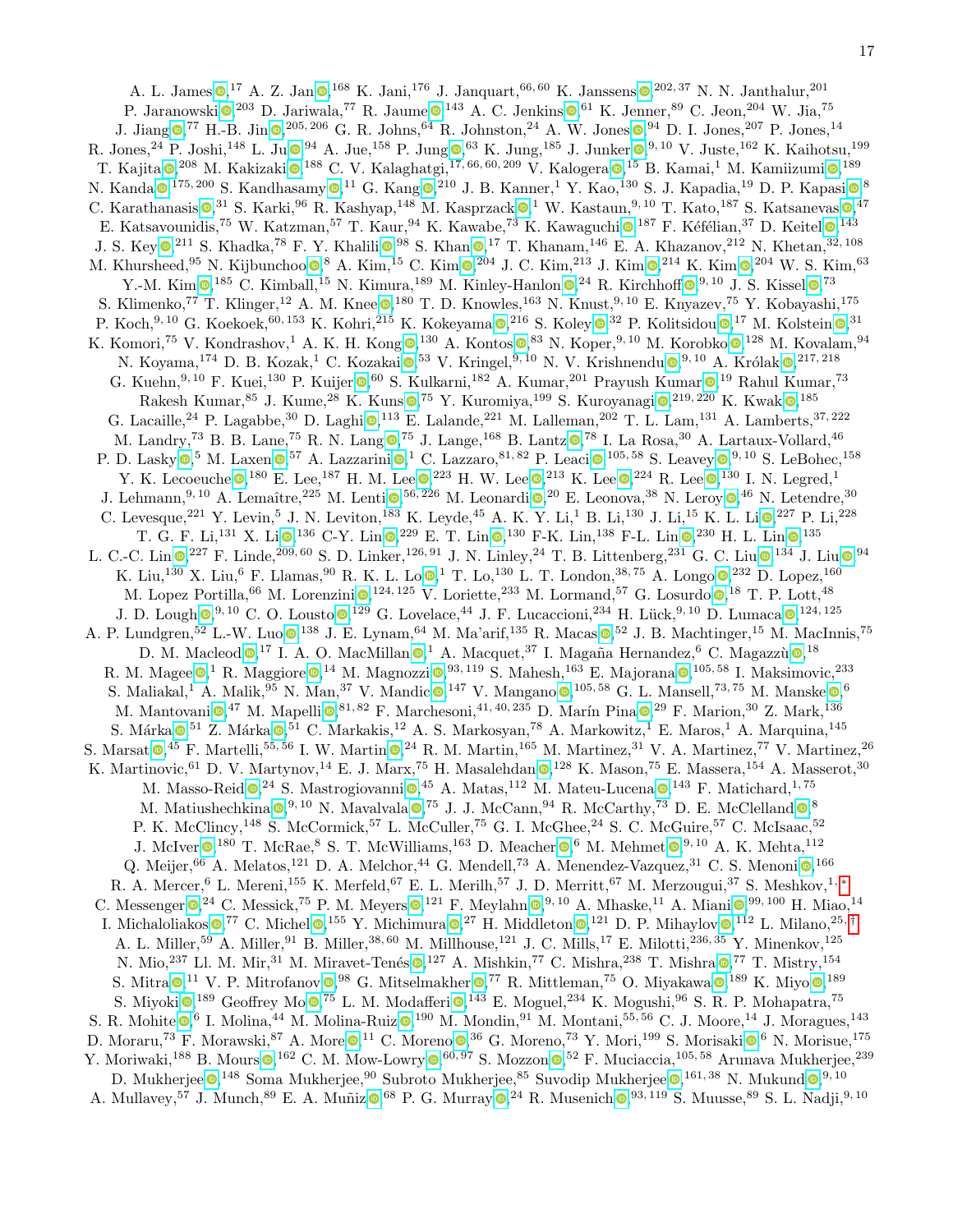A. L. James,[17] A. Z. Jan,[168] K. Jani,[176] J. Janquart,[66,60] K. Janssens,[202,37] N. N. Janthalur,[201] P. Jaranowski,[203] D. Jariwala,[77] R. Jaume,[143] A. C. Jenkins,[61] K. Jenner,[89] C. Jeon,[204] W. Jia,[75] J. Jiang,[77] H.-B. Jin,[205,206] G. R. Johns,[64] R. Johnston,[24] A. W. Jones,[94] D. I. Jones,[207] P. Jones,[14] R. Jones,[24] P. Joshi,[148] L. Ju,[94] A. Jue,[158] P. Jung,[63] K. Jung,[185] J. Junker,[9,10] V. Juste,[162] K. Kaihotsu,[199] T. Kajita,[208] M. Kakizaki,[188] C. V. Kalaghatgi,[17,66,60,209] V. Kalogera,[15] B. Kamai,[1] M. Kamiizumi,[189] N. Kanda,[175,200] S. Kandhasamy,[11] G. Kang,[210] J. B. Kanner,[1] Y. Kao,[130] S. J. Kapadia,[19] D. P. Kapasi,[8] C. Karathanasis,[31] S. Karki,[96] R. Kashyap,[148] M. Kasprzack,[1] W. Kastaun,[9,10] T. Kato,[187] S. Katsanevas,[47] E. Katsavounidis,[75] W. Katzman,[57] T. Kaur,[94] K. Kawabe,[73] K. Kawaguchi,[187] F. Kéfélian,[37] D. Keitel,[143] J. S. Key,[211] S. Khadka,[78] F. Y. Khalili,[98] S. Khan,[17] T. Khanam,[146] E. A. Khazanov,[212] N. Khetan,[32,108] M. Khursheed,[95] N. Kijbunchoo,[8] A. Kim,[15] C. Kim,[204] J. C. Kim,[213] J. Kim,[214] K. Kim,[204] W. S. Kim,[63] Y.-M. Kim,[185] C. Kimball,[15] N. Kimura,[189] M. Kinley-Hanlon,[24] R. Kirchhoff,[9,10] J. S. Kissel,[73] S. Klimenko,[77] T. Klinger,[12] A. M. Knee,[180] T. D. Knowles,[163] N. Knust,[9,10] E. Knyazev,[75] Y. Kobayashi,[175] P. Koch,[9,10] G. Koekoek,[60,153] K. Kohri,[215] K. Kokeyama,[216] S. Koley,[32] P. Kolitsidou,[17] M. Kolstein,[31] K. Komori,[75] V. Kondrashov,[1] A. K. H. Kong,[130] A. Kontos,[83] N. Koper,[9,10] M. Korobko,[128] M. Kovalam,[94] N. Koyama,[174] D. B. Kozak,[1] C. Kozakai,[53] V. Kringel,[9,10] N. V. Krishnendu,[9,10] A. Królak,[217,218] G. Kuehn,[9,10] F. Kuei,[130] P. Kuijer,[60] S. Kulkarni,[182] A. Kumar,[201] Prayush Kumar,[19] Rahul Kumar,[73] Rakesh Kumar,[85] J. Kume,[28] K. Kuns,[75] Y. Kuromiya,[199] S. Kuroyanagi,[219,220] K. Kwak,[185] G. Lacaille,[24] P. Lagabbe,[30] D. Laghi,[113] E. Lalande,[221] M. Lalleman,[202] T. L. Lam,[131] A. Lamberts,[37,222] M. Landry,[73] B. B. Lane,[75] R. N. Lang,[75] J. Lange,[168] B. Lantz,[78] I. La Rosa,[30] A. Lartaux-Vollard,[46] P. D. Lasky,[5] M. Laxen,[57] A. Lazzarini,[1] C. Lazzaro,[81,82] P. Leaci,[105,58] S. Leavey,[9,10] S. LeBohec,[158] Y. K. Lecoeuche,[180] E. Lee,[187] H. M. Lee,[223] H. W. Lee,[213] K. Lee,[224] R. Lee,[130] I. N. Legred,[1] J. Lehmann,[9,10] A. Lemaître,[225] M. Lenti,[56,226] M. Leonardi,[20] E. Leonova,[38] N. Leroy,[46] N. Letendre,[30] C. Levesque,[221] Y. Levin,[5] J. N. Leviton,[183] K. Leyde,[45] A. K. Y. Li,[1] B. Li,[130] J. Li,[15] K. L. Li,[227] P. Li,[228] T. G. F. Li,[131] X. Li,[136] C-Y. Lin,[229] E. T. Lin,[130] F-K. Lin,[138] F-L. Lin,[230] H. L. Lin,[135] L. C.-C. Lin,[227] F. Linde,[209,60] S. D. Linker,[126,91] J. N. Linley,[24] T. B. Littenberg,[231] G. C. Liu,[134] J. Liu,[94] K. Liu,[130] X. Liu,[6] F. Llamas,[90] R. K. L. Lo,[1] T. Lo,[130] L. T. London,[38,75] A. Longo,[232] D. Lopez,[160] M. Lopez Portilla,[66] M. Lorenzini,[124,125] V. Loriette,[233] M. Lormand,[57] G. Losurdo,[18] T. P. Lott,[48] J. D. Lough,[9,10] C. O. Lousto,[129] G. Lovelace,[44] J. F. Lucaccioni,[234] H. Lück,[9,10] D. Lumaca,[124,125] A. P. Lundgren,[52] L.-W. Luo,[138] J. E. Lynam,[64] M. Ma'arif,[135] R. Macas,[52] J. B. Machtinger,[15] M. MacInnis,[75] D. M. Macleod,[17] I. A. O. MacMillan,[1] A. Macquet,[37] I. Magaña Hernandez,[6] C. Magazzù,[18] R. M. Magee,[1] R. Maggiore,[14] M. Magnozzi,[93,119] S. Mahesh,[163] E. Majorana,[105,58] I. Maksimovic,[233] S. Maliakal,[1] A. Malik,[95] N. Man,[37] V. Mandic,[147] V. Mangano,[105,58] G. L. Mansell,[73,75] M. Manske,[6] M. Mantovani,[47] M. Mapelli,[81,82] F. Marchesoni,[41,40,235] D. Marín Pina,[29] F. Marion,[30] Z. Mark,[136] S. Márka,[51] Z. Márka,[51] C. Markakis,[12] A. S. Markosyan,[78] A. Markowitz,[1] E. Maros,[1] A. Marquina,[145] S. Marsat,[45] F. Martelli,[55,56] I. W. Martin,[24] R. M. Martin,[165] M. Martinez,[31] V. A. Martinez,[77] V. Martinez,[26] K. Martinovic,[61] D. V. Martynov,[14] E. J. Marx,[75] H. Masalehdan,[128] K. Mason,[75] E. Massera,[154] A. Masserot,[30] M. Masso-Reid,[24] S. Mastrogiovanni,[45] A. Matas,[112] M. Mateu-Lucena,[143] F. Matichard,[1,75] M. Matiushechkina,[9,10] N. Mavalvala,[75] J. J. McCann,[94] R. McCarthy,[73] D. E. McClelland,[8] P. K. McClincy,[148] S. McCormick,[57] L. McCuller,[75] G. I. McGhee,[24] S. C. McGuire,[57] C. McIsaac,[52] J. McIver,[180] T. McRae,[8] S. T. McWilliams,[163] D. Meacher,[6] M. Mehmet,[9,10] A. K. Mehta,[112] Q. Meijer,[66] A. Melatos,[121] D. A. Melchor,[44] G. Mendell,[73] A. Menendez-Vazquez,[31] C. S. Menoni,[166] R. A. Mercer,[6] L. Mereni,[155] K. Merfeld,[67] E. L. Merilh,[57] J. D. Merritt,[67] M. Merzougui,[37] S. Meshkov,[1,*] C. Messenger,[24] C. Messick,[75] P. M. Meyers,[121] F. Meylahn,[9,10] A. Mhaske,[11] A. Miani,[99,100] H. Miao,[14] I. Michaloliakos,[77] C. Michel,[155] Y. Michimura,[27] H. Middleton,[121] D. P. Mihaylov,[112] L. Milano,[25,†] A. L. Miller,[59] A. Miller,[91] B. Miller,[38,60] M. Millhouse,[121] J. C. Mills,[17] E. Milotti,[236,35] Y. Minenkov,[125] N. Mio,[237] Ll. M. Mir,[31] M. Miravet-Tenés,[127] A. Mishkin,[77] C. Mishra,[238] T. Mishra,[77] T. Mistry,[154] S. Mitra,[11] V. P. Mitrofanov,[98] G. Mitselmakher,[77] R. Mittleman,[75] O. Miyakawa,[189] K. Miyo,[189] S. Miyoki,[189] Geoffrey Mo,[75] L. M. Modafferi,[143] E. Moguel,[234] K. Mogushi,[96] S. R. P. Mohapatra,[75] S. R. Mohite,[6] I. Molina,[44] M. Molina-Ruiz,[190] M. Mondin,[91] M. Montani,[55,56] C. J. Moore,[14] J. Moragues,[143] D. Moraru,[73] F. Morawski,[87] A. More,[11] C. Moreno,[36] G. Moreno,[73] Y. Mori,[199] S. Morisaki,[6] N. Morisue,[175] Y. Moriwaki,[188] B. Mours,[162] C. M. Mow-Lowry,[60,97] S. Mozzon,[52] F. Muciaccia,[105,58] Arunava Mukherjee,[239] D. Mukherjee,[148] Soma Mukherjee,[90] Subroto Mukherjee,[85] Suvodip Mukherjee,[161,38] N. Mukund,[9,10] A. Mullavey,[57] J. Munch,[89] E. A. Muñiz,[68] P. G. Murray,[24] R. Musenich,[93,119] S. Muusse,[89] S. L. Nadji,[9,10]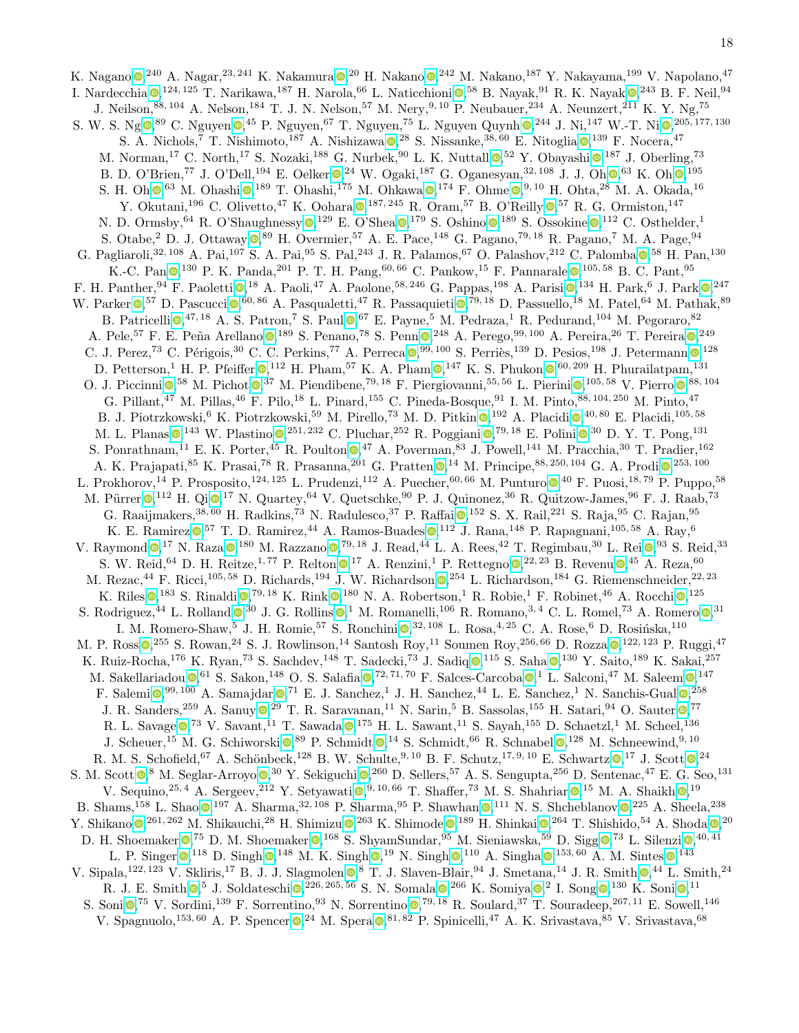K. Nagano,[240] A. Nagar,[23, 241] K. Nakamura,[20] H. Nakano,[242] M. Nakano,[187] Y. Nakayama,[199] V. Napolano,[47] I. Nardecchia,[124, 125] T. Narikawa,[187] H. Narola,[66] L. Naticchioni,[58] B. Nayak,[91] R. K. Nayak,[243] B. F. Neil,[94] J. Neilson,[88, 104] A. Nelson,[184] T. J. N. Nelson,[57] M. Nery,[9, 10] P. Neubauer,[234] A. Neunzert,[211] K. Y. Ng,[75] S. W. S. Ng,[89] C. Nguyen,[45] P. Nguyen,[67] T. Nguyen,[75] L. Nguyen Quynh,[244] J. Ni,[147] W.-T. Ni,[205, 177, 130] S. A. Nichols,[7] T. Nishimoto,[187] A. Nishizawa,[28] S. Nissanke,[38, 60] E. Nitoglia,[139] F. Nocera,[47] M. Norman,[17] C. North,[17] S. Nozaki,[188] G. Nurbek,[90] L. K. Nuttall,[52] Y. Obayashi,[187] J. Oberling,[73] B. D. O'Brien,[77] J. O'Dell,[194] E. Oelker,[24] W. Ogaki,[187] G. Oganesyan,[32, 108] J. J. Oh,[63] K. Oh,[195] S. H. Oh,[63] M. Ohashi,[189] T. Ohashi,[175] M. Ohkawa,[174] F. Ohme,[9, 10] H. Ohta,[28] M. A. Okada,[16] Y. Okutani,[196] C. Olivetto,[47] K. Oohara,[187, 245] R. Oram,[57] B. O'Reilly,[57] R. G. Ormiston,[147] N. D. Ormsby,[64] R. O'Shaughnessy,[129] E. O'Shea,[179] S. Oshino,[189] S. Ossokine,[112] C. Osthelder,[1] S. Otabe,[2] D. J. Ottaway,[89] H. Overmier,[57] A. E. Pace,[148] G. Pagano,[79, 18] R. Pagano,[7] M. A. Page,[94] G. Pagliaroli,[32, 108] A. Pai,[107] S. A. Pai,[95] S. Pal,[243] J. R. Palamos,[67] O. Palashov,[212] C. Palomba,[58] H. Pan,[130] K.-C. Pan,[130] P. K. Panda,[201] P. T. H. Pang,[60, 66] C. Pankow,[15] F. Pannarale,[105, 58] B. C. Pant,[95] F. H. Panther,[94] F. Paoletti,[18] A. Paoli,[47] A. Paolone,[58, 246] G. Pappas,[198] A. Parisi,[134] H. Park,[6] J. Park,[247] W. Parker,[57] D. Pascucci,[60, 86] A. Pasqualetti,[47] R. Passaquieti,[79, 18] D. Passuello,[18] M. Patel,[64] M. Pathak,[89] B. Patricelli,[47, 18] A. S. Patron,[7] S. Paul,[67] E. Payne,[5] M. Pedraza,[1] R. Pedurand,[104] M. Pegoraro,[82] A. Pele,[57] F. E. Peña Arellano,[189] S. Penano,[78] S. Penn,[248] A. Perego,[99, 100] A. Pereira,[26] T. Pereira,[249] C. J. Perez,[73] C. Périgois,[30] C. C. Perkins,[77] A. Perreca,[99, 100] S. Perriès,[139] D. Pesios,[198] J. Petermann,[128] D. Petterson,[1] H. P. Pfeiffer,[112] H. Pham,[57] K. A. Pham,[147] K. S. Phukon,[60, 209] H. Phurailatpam,[131] O. J. Piccinni,[58] M. Pichot,[37] M. Piendibene,[79, 18] F. Piergiovanni,[55, 56] L. Pierini,[105, 58] V. Pierro,[88, 104] G. Pillant,[47] M. Pillas,[46] F. Pilo,[18] L. Pinard,[155] C. Pineda-Bosque,[91] I. M. Pinto,[88, 104, 250] M. Pinto,[47] B. J. Piotrzkowski,[6] K. Piotrzkowski,[59] M. Pirello,[73] M. D. Pitkin,[192] A. Placidi,[40, 80] E. Placidi,[105, 58] M. L. Planas,[143] W. Plastino,[251, 232] C. Pluchar,[252] R. Poggiani,[79, 18] E. Polini,[30] D. Y. T. Pong,[131] S. Ponrathnam,[11] E. K. Porter,[45] R. Poulton,[47] A. Poverman,[83] J. Powell,[141] M. Pracchia,[30] T. Pradier,[162] A. K. Prajapati,[85] K. Prasai,[78] R. Prasanna,[201] G. Pratten,[14] M. Principe,[88, 250, 104] G. A. Prodi,[253, 100] L. Prokhorov,[14] P. Prosposito,[124, 125] L. Prudenzi,[112] A. Puecher,[60, 66] M. Punturo,[40] F. Puosi,[18, 79] P. Puppo,[58] M. Pürrer,[112] H. Qi,[17] N. Quartey,[64] V. Quetschke,[90] P. J. Quinonez,[36] R. Quitzow-James,[96] F. J. Raab,[73] G. Raaijmakers,[38, 60] H. Radkins,[73] N. Radulesco,[37] P. Raffai,[152] S. X. Rail,[221] S. Raja,[95] C. Rajan,[95] K. E. Ramirez,[57] T. D. Ramirez,[44] A. Ramos-Buades,[112] J. Rana,[148] P. Rapagnani,[105, 58] A. Ray,[6] V. Raymond,[17] N. Raza,[180] M. Razzano,[79, 18] J. Read,[44] L. A. Rees,[42] T. Regimbau,[30] L. Rei,[93] S. Reid,[33] S. W. Reid,[64] D. H. Reitze,[1, 77] P. Relton,[17] A. Renzini,[1] P. Rettegno,[22, 23] B. Revenu,[45] A. Reza,[60] M. Rezac,[44] F. Ricci,[105, 58] D. Richards,[194] J. W. Richardson,[254] L. Richardson,[184] G. Riemenschneider,[22, 23] K. Riles,[183] S. Rinaldi,[79, 18] K. Rink,[180] N. A. Robertson,[1] R. Robie,[1] F. Robinet,[46] A. Rocchi,[125] S. Rodriguez,[44] L. Rolland,[30] J. G. Rollins,[1] M. Romanelli,[106] R. Romano,[3, 4] C. L. Romel,[73] A. Romero,[31] I. M. Romero-Shaw,[5] J. H. Romie,[57] S. Ronchini,[32, 108] L. Rosa,[4, 25] C. A. Rose,[6] D. Rosińska,[110] M. P. Ross,[255] S. Rowan,[24] S. J. Rowlinson,[14] Santosh Roy,[11] Soumen Roy,[256, 66] D. Rozza,[122, 123] P. Ruggi,[47] K. Ruiz-Rocha,[176] K. Ryan,[73] S. Sachdev,[148] T. Sadecki,[73] J. Sadiq,[115] S. Saha,[130] Y. Saito,[189] K. Sakai,[257] M. Sakellariadou,[61] S. Sakon,[148] O. S. Salafia,[72, 71, 70] F. Salces-Carcoba,[1] L. Salconi,[47] M. Saleem,[147] F. Salemi,[99, 100] A. Samajdar,[71] E. J. Sanchez,[1] J. H. Sanchez,[44] L. E. Sanchez,[1] N. Sanchis-Gual,[258] J. R. Sanders,[259] A. Sanuy,[29] T. R. Saravanan,[11] N. Sarin,[5] B. Sassolas,[155] H. Satari,[94] O. Sauter,[77] R. L. Savage,[73] V. Savant,[11] T. Sawada,[175] H. L. Sawant,[11] S. Sayah,[155] D. Schaetzl,[1] M. Scheel,[136] J. Scheuer,[15] M. G. Schiworski,[89] P. Schmidt,[14] S. Schmidt,[66] R. Schnabel,[128] M. Schneewind,[9, 10] R. M. S. Schofield,[67] A. Schönbeck,[128] B. W. Schulte,[9, 10] B. F. Schutz,[17, 9, 10] E. Schwartz,[17] J. Scott,[24] S. M. Scott,[8] M. Seglar-Arroyo,[30] Y. Sekiguchi,[260] D. Sellers,[57] A. S. Sengupta,[256] D. Sentenac,[47] E. G. Seo,[131] V. Sequino,[25, 4] A. Sergeev,[212] Y. Setyawati,[9, 10, 66] T. Shaffer,[73] M. S. Shahriar,[15] M. A. Shaikh,[19] B. Shams,[158] L. Shao,[197] A. Sharma,[32, 108] P. Sharma,[95] P. Shawhan,[111] N. S. Shcheblanov,[225] A. Sheela,[238] Y. Shikano,[261, 262] M. Shikauchi,[28] H. Shimizu,[263] K. Shimode,[189] H. Shinkai,[264] T. Shishido,[54] A. Shoda,[20] D. H. Shoemaker,[75] D. M. Shoemaker,[168] S. ShyamSundar,[95] M. Sieniawska,[59] D. Sigg,[73] L. Silenzi,[40, 41] L. P. Singer,[118] D. Singh,[148] M. K. Singh,[19] N. Singh,[110] A. Singha,[153, 60] A. M. Sintes,[143] V. Sipala,[122, 123] V. Skliris,[17] B. J. J. Slagmolen,[8] T. J. Slaven-Blair,[94] J. Smetana,[14] J. R. Smith,[44] L. Smith,[24] R. J. E. Smith,[5] J. Soldateschi,[226, 265, 56] S. N. Somala,[266] K. Somiya,[2] I. Song,[130] K. Soni,[11] S. Soni,[75] V. Sordini,[139] F. Sorrentino,[93] N. Sorrentino,[79, 18] R. Soulard,[37] T. Souradeep,[267, 11] E. Sowell,[146] V. Spagnuolo,[153, 60] A. P. Spencer,[24] M. Spera,[81, 82] P. Spinicelli,[47] A. K. Srivastava,[85] V. Srivastava,[68]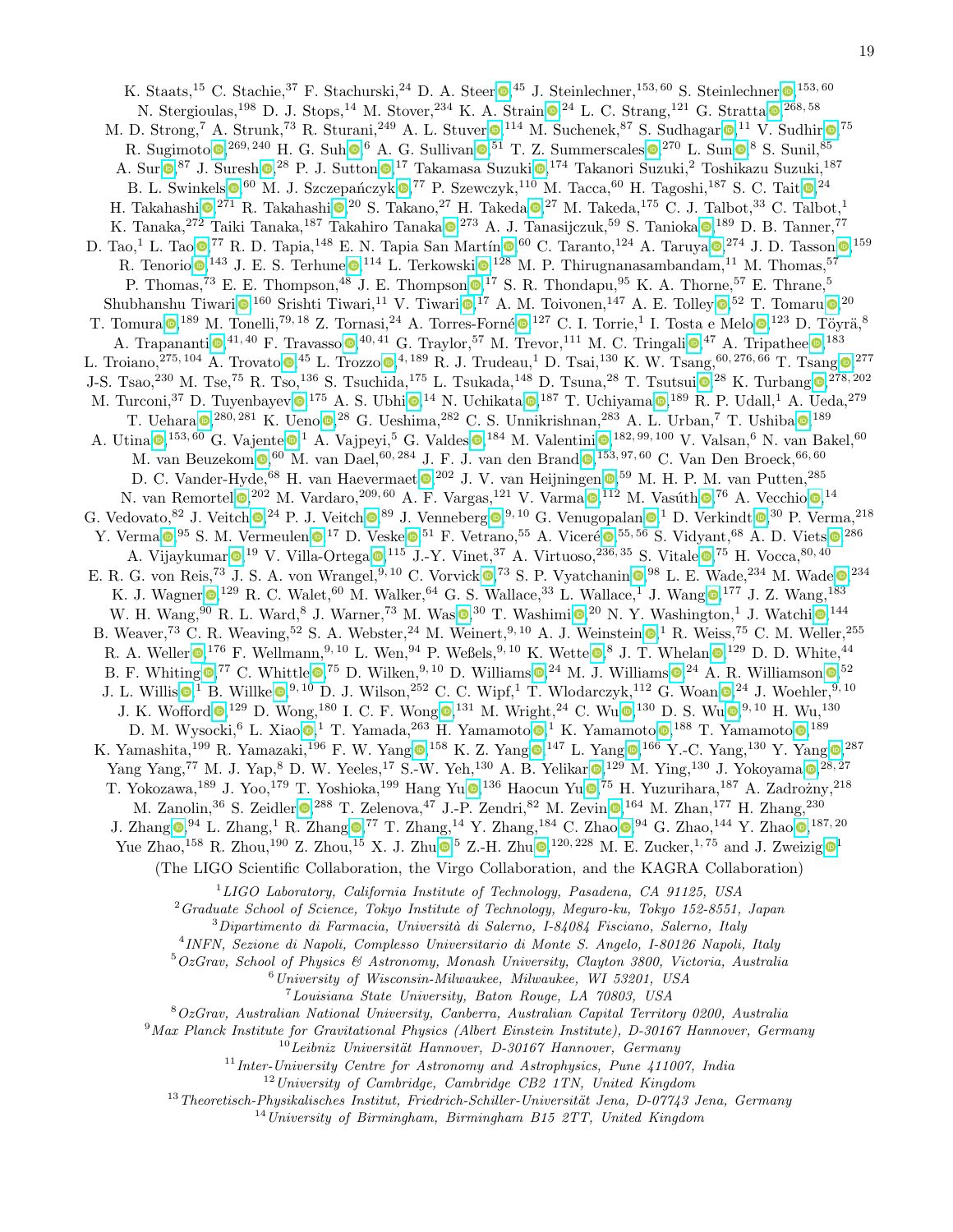K. Staats,[15] C. Stachie,[37] F. Stachurski,[24] D. A. Steer,[45] J. Steinlechner,[153,60] S. Steinlechner,[153,60] N. Stergioulas,[198] D. J. Stops,[14] M. Stover,[234] K. A. Strain,[24] L. C. Strang,[121] G. Stratta,[268,58] M. D. Strong,[7] A. Strunk,[73] R. Sturani,[249] A. L. Stuver,[114] M. Suchenek,[87] S. Sudhagar,[11] V. Sudhir,[75] R. Sugimoto,[269,240] H. G. Suh,[6] A. G. Sullivan,[51] T. Z. Summerscales,[270] L. Sun,[8] S. Sunil,[85] A. Sur,[87] J. Suresh,[28] P. J. Sutton,[17] Takamasa Suzuki,[174] Takanori Suzuki,[2] Toshikazu Suzuki,[187] B. L. Swinkels,[60] M. J. Szczepańczyk,[77] P. Szewczyk,[110] M. Tacca,[60] H. Tagoshi,[187] S. C. Tait,[24] H. Takahashi,[271] R. Takahashi,[20] S. Takano,[27] H. Takeda,[27] M. Takeda,[175] C. J. Talbot,[33] C. Talbot,[1] K. Tanaka,[272] Taiki Tanaka,[187] Takahiro Tanaka,[273] A. J. Tanasijczuk,[59] S. Tanioka,[189] D. B. Tanner,[77] D. Tao,[1] L. Tao,[77] R. D. Tapia,[148] E. N. Tapia San Martín,[60] C. Taranto,[124] A. Taruya,[274] J. D. Tasson,[159] R. Tenorio,[143] J. E. S. Terhune,[114] L. Terkowski,[128] M. P. Thirugnanasambandam,[11] M. Thomas,[57] P. Thomas,[73] E. E. Thompson,[48] J. E. Thompson,[17] S. R. Thondapu,[95] K. A. Thorne,[57] E. Thrane,[5] Shubhanshu Tiwari,[160] Srishti Tiwari,[11] V. Tiwari,[17] A. M. Toivonen,[147] A. E. Tolley,[52] T. Tomaru,[20] T. Tomura,[189] M. Tonelli,[79,18] Z. Tornasi,[24] A. Torres-Forné,[127] C. I. Torrie,[1] I. Tosta e Melo,[123] D. Töyrä,[8] A. Trapananti,[41,40] F. Travasso,[40,41] G. Traylor,[57] M. Trevor,[111] M. C. Tringali,[47] A. Tripathee,[183] L. Troiano,[275,104] A. Trovato,[45] L. Trozzo,[4,189] R. J. Trudeau,[1] D. Tsai,[130] K. W. Tsang,[60,276,66] T. Tsang,[277] J-S. Tsao,[230] M. Tse,[75] R. Tso,[136] S. Tsuchida,[175] L. Tsukada,[148] D. Tsuna,[28] T. Tsutsui,[28] K. Turbang,[278,202] M. Turconi,[37] D. Tuyenbayev,[175] A. S. Ubhi,[14] N. Uchikata,[187] T. Uchiyama,[189] R. P. Udall,[1] A. Ueda,[279] T. Uehara,[280,281] K. Ueno,[28] G. Ueshima,[282] C. S. Unnikrishnan,[283] A. L. Urban,[7] T. Ushiba,[189] A. Utina,[153,60] G. Vajente,[1] A. Vajpeyi,[5] G. Valdes,[184] M. Valentini,[182,99,100] V. Valsan,[6] N. van Bakel,[60] M. van Beuzekom,[60] M. van Dael,[60,284] J. F. J. van den Brand,[153,97,60] C. Van Den Broeck,[66,60] D. C. Vander-Hyde,[68] H. van Haevermaet,[202] J. V. van Heijningen,[59] M. H. P. M. van Putten,[285] N. van Remortel,[202] M. Vardaro,[209,60] A. F. Vargas,[121] V. Varma,[112] M. Vasúth,[76] A. Vecchio,[14] G. Vedovato,[82] J. Veitch,[24] P. J. Veitch,[89] J. Venneberg,[9,10] G. Venugopalan,[1] D. Verkindt,[30] P. Verma,[218] Y. Verma,[95] S. M. Vermeulen,[17] D. Veske,[51] F. Vetrano,[55] A. Viceré,[55,56] S. Vidyant,[68] A. D. Viets,[286] A. Vijaykumar,[19] V. Villa-Ortega,[115] J.-Y. Vinet,[37] A. Virtuoso,[236,35] S. Vitale,[75] H. Vocca,[80,40] E. R. G. von Reis,[73] J. S. A. von Wrangel,[9,10] C. Vorvick,[73] S. P. Vyatchanin,[98] L. E. Wade,[234] M. Wade,[234] K. J. Wagner,[129] R. C. Walet,[60] M. Walker,[64] G. S. Wallace,[33] L. Wallace,[1] J. Wang,[177] J. Z. Wang,[183] W. H. Wang,[90] R. L. Ward,[8] J. Warner,[73] M. Was,[30] T. Washimi,[20] N. Y. Washington,[1] J. Watchi,[144] B. Weaver,[73] C. R. Weaving,[52] S. A. Webster,[24] M. Weinert,[9,10] A. J. Weinstein,[1] R. Weiss,[75] C. M. Weller,[255] R. A. Weller,[176] F. Wellmann,[9,10] L. Wen,[94] P. Weßels,[9,10] K. Wette,[8] J. T. Whelan,[129] D. D. White,[44] B. F. Whiting,[77] C. Whittle,[75] D. Wilken,[9,10] D. Williams,[24] M. J. Williams,[24] A. R. Williamson,[52] J. L. Willis,[1] B. Willke,[9,10] D. J. Wilson,[252] C. C. Wipf,[1] T. Wlodarczyk,[112] G. Woan,[24] J. Woehler,[9,10] J. K. Wofford,[129] D. Wong,[180] I. C. F. Wong,[131] M. Wright,[24] C. Wu,[130] D. S. Wu,[9,10] H. Wu,[130] D. M. Wysocki,[6] L. Xiao,[1] T. Yamada,[263] H. Yamamoto,[1] K. Yamamoto,[188] T. Yamamoto,[189] K. Yamashita,[199] R. Yamazaki,[196] F. W. Yang,[158] K. Z. Yang,[147] L. Yang,[166] Y.-C. Yang,[130] Y. Yang,[287] Yang Yang,[77] M. J. Yap,[8] D. W. Yeeles,[17] S.-W. Yeh,[130] A. B. Yelikar,[129] M. Ying,[130] J. Yokoyama,[28,27] T. Yokozawa,[189] J. Yoo,[179] T. Yoshioka,[199] Hang Yu,[136] Haocun Yu,[75] H. Yuzurihara,[187] A. Zadrożny,[218] M. Zanolin,[36] S. Zeidler,[288] T. Zelenova,[47] J.-P. Zendri,[82] M. Zevin,[164] M. Zhan,[177] H. Zhang,[230] J. Zhang,[94] L. Zhang,[1] R. Zhang,[77] T. Zhang,[14] Y. Zhang,[184] C. Zhao,[94] G. Zhao,[144] Y. Zhao,[187,20] Yue Zhao,[158] R. Zhou,[190] Z. Zhou,[15] X. J. Zhu,[5] Z.-H. Zhu,[120,228] M. E. Zucker,[1,75] and J. Zweizig[1]

(The LIGO Scientific Collaboration, the Virgo Collaboration, and the KAGRA Collaboration)

[1] *LIGO Laboratory, California Institute of Technology, Pasadena, CA 91125, USA*
[2] *Graduate School of Science, Tokyo Institute of Technology, Meguro-ku, Tokyo 152-8551, Japan*
[3] *Dipartimento di Farmacia, Università di Salerno, I-84084 Fisciano, Salerno, Italy*
[4] *INFN, Sezione di Napoli, Complesso Universitario di Monte S. Angelo, I-80126 Napoli, Italy*
[5] *OzGrav, School of Physics & Astronomy, Monash University, Clayton 3800, Victoria, Australia*
[6] *University of Wisconsin-Milwaukee, Milwaukee, WI 53201, USA*
[7] *Louisiana State University, Baton Rouge, LA 70803, USA*
[8] *OzGrav, Australian National University, Canberra, Australian Capital Territory 0200, Australia*
[9] *Max Planck Institute for Gravitational Physics (Albert Einstein Institute), D-30167 Hannover, Germany*
[10] *Leibniz Universität Hannover, D-30167 Hannover, Germany*
[11] *Inter-University Centre for Astronomy and Astrophysics, Pune 411007, India*
[12] *University of Cambridge, Cambridge CB2 1TN, United Kingdom*
[13] *Theoretisch-Physikalisches Institut, Friedrich-Schiller-Universität Jena, D-07743 Jena, Germany*
[14] *University of Birmingham, Birmingham B15 2TT, United Kingdom*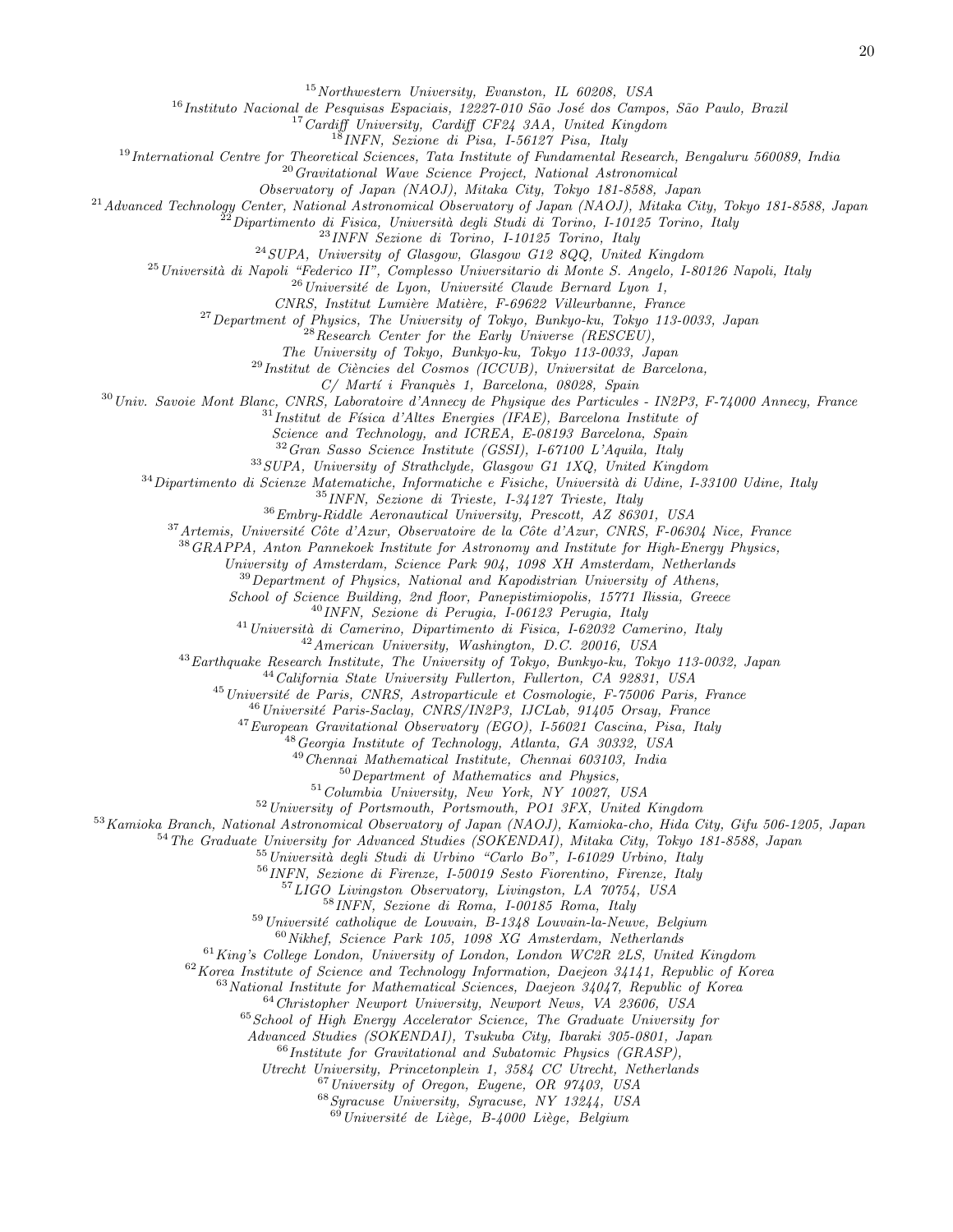[15]Northwestern University, Evanston, IL 60208, USA

[16]Instituto Nacional de Pesquisas Espaciais, 12227-010 São José dos Campos, São Paulo, Brazil

[17]Cardiff University, Cardiff CF24 3AA, United Kingdom

[18]INFN, Sezione di Pisa, I-56127 Pisa, Italy

[19]International Centre for Theoretical Sciences, Tata Institute of Fundamental Research, Bengaluru 560089, India

[20]Gravitational Wave Science Project, National Astronomical Observatory of Japan (NAOJ), Mitaka City, Tokyo 181-8588, Japan

[21]Advanced Technology Center, National Astronomical Observatory of Japan (NAOJ), Mitaka City, Tokyo 181-8588, Japan

[22]Dipartimento di Fisica, Università degli Studi di Torino, I-10125 Torino, Italy

[23]INFN Sezione di Torino, I-10125 Torino, Italy

[24]SUPA, University of Glasgow, Glasgow G12 8QQ, United Kingdom

[25]Università di Napoli "Federico II", Complesso Universitario di Monte S. Angelo, I-80126 Napoli, Italy

[26]Université de Lyon, Université Claude Bernard Lyon 1, CNRS, Institut Lumière Matière, F-69622 Villeurbanne, France

[27]Department of Physics, The University of Tokyo, Bunkyo-ku, Tokyo 113-0033, Japan

[28]Research Center for the Early Universe (RESCEU), The University of Tokyo, Bunkyo-ku, Tokyo 113-0033, Japan

[29]Institut de Ciències del Cosmos (ICCUB), Universitat de Barcelona, C/ Martí i Franquès 1, Barcelona, 08028, Spain

[30]Univ. Savoie Mont Blanc, CNRS, Laboratoire d'Annecy de Physique des Particules - IN2P3, F-74000 Annecy, France

[31]Institut de Física d'Altes Energies (IFAE), Barcelona Institute of Science and Technology, and ICREA, E-08193 Barcelona, Spain

[32]Gran Sasso Science Institute (GSSI), I-67100 L'Aquila, Italy

[33]SUPA, University of Strathclyde, Glasgow G1 1XQ, United Kingdom

[34]Dipartimento di Scienze Matematiche, Informatiche e Fisiche, Università di Udine, I-33100 Udine, Italy

[35]INFN, Sezione di Trieste, I-34127 Trieste, Italy

[36]Embry-Riddle Aeronautical University, Prescott, AZ 86301, USA

[37]Artemis, Université Côte d'Azur, Observatoire de la Côte d'Azur, CNRS, F-06304 Nice, France

[38]GRAPPA, Anton Pannekoek Institute for Astronomy and Institute for High-Energy Physics, University of Amsterdam, Science Park 904, 1098 XH Amsterdam, Netherlands

[39]Department of Physics, National and Kapodistrian University of Athens, School of Science Building, 2nd floor, Panepistimiopolis, 15771 Ilissia, Greece

[40]INFN, Sezione di Perugia, I-06123 Perugia, Italy

[41]Università di Camerino, Dipartimento di Fisica, I-62032 Camerino, Italy

[42]American University, Washington, D.C. 20016, USA

[43]Earthquake Research Institute, The University of Tokyo, Bunkyo-ku, Tokyo 113-0032, Japan

[44]California State University Fullerton, Fullerton, CA 92831, USA

[45]Université de Paris, CNRS, Astroparticule et Cosmologie, F-75006 Paris, France

[46]Université Paris-Saclay, CNRS/IN2P3, IJCLab, 91405 Orsay, France

[47]European Gravitational Observatory (EGO), I-56021 Cascina, Pisa, Italy

[48]Georgia Institute of Technology, Atlanta, GA 30332, USA

[49]Chennai Mathematical Institute, Chennai 603103, India

[50]Department of Mathematics and Physics,

[51]Columbia University, New York, NY 10027, USA

[52]University of Portsmouth, Portsmouth, PO1 3FX, United Kingdom

[53]Kamioka Branch, National Astronomical Observatory of Japan (NAOJ), Kamioka-cho, Hida City, Gifu 506-1205, Japan

[54]The Graduate University for Advanced Studies (SOKENDAI), Mitaka City, Tokyo 181-8588, Japan

[55]Università degli Studi di Urbino "Carlo Bo", I-61029 Urbino, Italy

[56]INFN, Sezione di Firenze, I-50019 Sesto Fiorentino, Firenze, Italy

[57]LIGO Livingston Observatory, Livingston, LA 70754, USA

[58]INFN, Sezione di Roma, I-00185 Roma, Italy

[59]Université catholique de Louvain, B-1348 Louvain-la-Neuve, Belgium

[60]Nikhef, Science Park 105, 1098 XG Amsterdam, Netherlands

[61]King's College London, University of London, London WC2R 2LS, United Kingdom

[62]Korea Institute of Science and Technology Information, Daejeon 34141, Republic of Korea

[63]National Institute for Mathematical Sciences, Daejeon 34047, Republic of Korea

[64]Christopher Newport University, Newport News, VA 23606, USA

[65]School of High Energy Accelerator Science, The Graduate University for Advanced Studies (SOKENDAI), Tsukuba City, Ibaraki 305-0801, Japan

[66]Institute for Gravitational and Subatomic Physics (GRASP), Utrecht University, Princetonplein 1, 3584 CC Utrecht, Netherlands

[67]University of Oregon, Eugene, OR 97403, USA

[68]Syracuse University, Syracuse, NY 13244, USA

[69]Université de Liège, B-4000 Liège, Belgium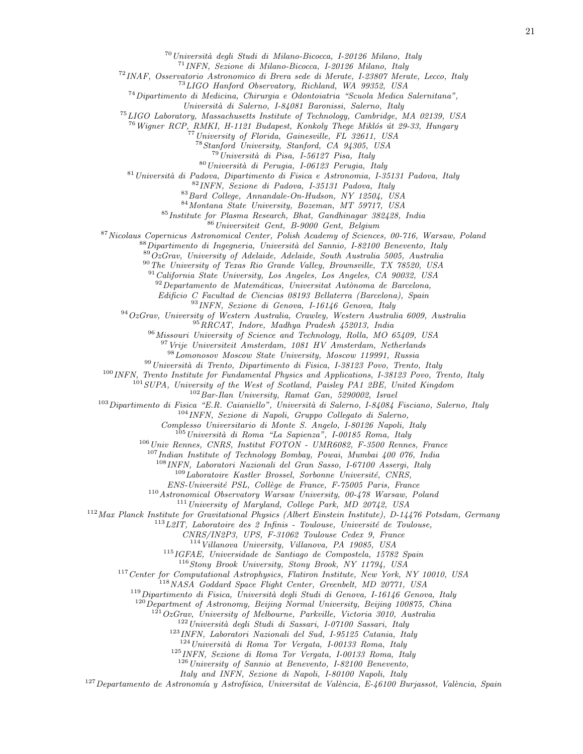[70] *Università degli Studi di Milano-Bicocca, I-20126 Milano, Italy*
[71] *INFN, Sezione di Milano-Bicocca, I-20126 Milano, Italy*
[72] *INAF, Osservatorio Astronomico di Brera sede di Merate, I-23807 Merate, Lecco, Italy*
[73] *LIGO Hanford Observatory, Richland, WA 99352, USA*
[74] *Dipartimento di Medicina, Chirurgia e Odontoiatria "Scuola Medica Salernitana", Università di Salerno, I-84081 Baronissi, Salerno, Italy*
[75] *LIGO Laboratory, Massachusetts Institute of Technology, Cambridge, MA 02139, USA*
[76] *Wigner RCP, RMKI, H-1121 Budapest, Konkoly Thege Miklós út 29-33, Hungary*
[77] *University of Florida, Gainesville, FL 32611, USA*
[78] *Stanford University, Stanford, CA 94305, USA*
[79] *Università di Pisa, I-56127 Pisa, Italy*
[80] *Università di Perugia, I-06123 Perugia, Italy*
[81] *Università di Padova, Dipartimento di Fisica e Astronomia, I-35131 Padova, Italy*
[82] *INFN, Sezione di Padova, I-35131 Padova, Italy*
[83] *Bard College, Annandale-On-Hudson, NY 12504, USA*
[84] *Montana State University, Bozeman, MT 59717, USA*
[85] *Institute for Plasma Research, Bhat, Gandhinagar 382428, India*
[86] *Universiteit Gent, B-9000 Gent, Belgium*
[87] *Nicolaus Copernicus Astronomical Center, Polish Academy of Sciences, 00-716, Warsaw, Poland*
[88] *Dipartimento di Ingegneria, Università del Sannio, I-82100 Benevento, Italy*
[89] *OzGrav, University of Adelaide, Adelaide, South Australia 5005, Australia*
[90] *The University of Texas Rio Grande Valley, Brownsville, TX 78520, USA*
[91] *California State University, Los Angeles, Los Angeles, CA 90032, USA*
[92] *Departamento de Matemáticas, Universitat Autònoma de Barcelona, Edificio C Facultad de Ciencias 08193 Bellaterra (Barcelona), Spain*
[93] *INFN, Sezione di Genova, I-16146 Genova, Italy*
[94] *OzGrav, University of Western Australia, Crawley, Western Australia 6009, Australia*
[95] *RRCAT, Indore, Madhya Pradesh 452013, India*
[96] *Missouri University of Science and Technology, Rolla, MO 65409, USA*
[97] *Vrije Universiteit Amsterdam, 1081 HV Amsterdam, Netherlands*
[98] *Lomonosov Moscow State University, Moscow 119991, Russia*
[99] *Università di Trento, Dipartimento di Fisica, I-38123 Povo, Trento, Italy*
[100] *INFN, Trento Institute for Fundamental Physics and Applications, I-38123 Povo, Trento, Italy*
[101] *SUPA, University of the West of Scotland, Paisley PA1 2BE, United Kingdom*
[102] *Bar-Ilan University, Ramat Gan, 5290002, Israel*
[103] *Dipartimento di Fisica "E.R. Caianiello", Università di Salerno, I-84084 Fisciano, Salerno, Italy*
[104] *INFN, Sezione di Napoli, Gruppo Collegato di Salerno, Complesso Universitario di Monte S. Angelo, I-80126 Napoli, Italy*
[105] *Università di Roma "La Sapienza", I-00185 Roma, Italy*
[106] *Univ Rennes, CNRS, Institut FOTON - UMR6082, F-3500 Rennes, France*
[107] *Indian Institute of Technology Bombay, Powai, Mumbai 400 076, India*
[108] *INFN, Laboratori Nazionali del Gran Sasso, I-67100 Assergi, Italy*
[109] *Laboratoire Kastler Brossel, Sorbonne Université, CNRS, ENS-Université PSL, Collège de France, F-75005 Paris, France*
[110] *Astronomical Observatory Warsaw University, 00-478 Warsaw, Poland*
[111] *University of Maryland, College Park, MD 20742, USA*
[112] *Max Planck Institute for Gravitational Physics (Albert Einstein Institute), D-14476 Potsdam, Germany*
[113] *L2IT, Laboratoire des 2 Infinis - Toulouse, Université de Toulouse, CNRS/IN2P3, UPS, F-31062 Toulouse Cedex 9, France*
[114] *Villanova University, Villanova, PA 19085, USA*
[115] *IGFAE, Universidade de Santiago de Compostela, 15782 Spain*
[116] *Stony Brook University, Stony Brook, NY 11794, USA*
[117] *Center for Computational Astrophysics, Flatiron Institute, New York, NY 10010, USA*
[118] *NASA Goddard Space Flight Center, Greenbelt, MD 20771, USA*
[119] *Dipartimento di Fisica, Università degli Studi di Genova, I-16146 Genova, Italy*
[120] *Department of Astronomy, Beijing Normal University, Beijing 100875, China*
[121] *OzGrav, University of Melbourne, Parkville, Victoria 3010, Australia*
[122] *Università degli Studi di Sassari, I-07100 Sassari, Italy*
[123] *INFN, Laboratori Nazionali del Sud, I-95125 Catania, Italy*
[124] *Università di Roma Tor Vergata, I-00133 Roma, Italy*
[125] *INFN, Sezione di Roma Tor Vergata, I-00133 Roma, Italy*
[126] *University of Sannio at Benevento, I-82100 Benevento, Italy and INFN, Sezione di Napoli, I-80100 Napoli, Italy*
[127] *Departamento de Astronomía y Astrofísica, Universitat de València, E-46100 Burjassot, València, Spain*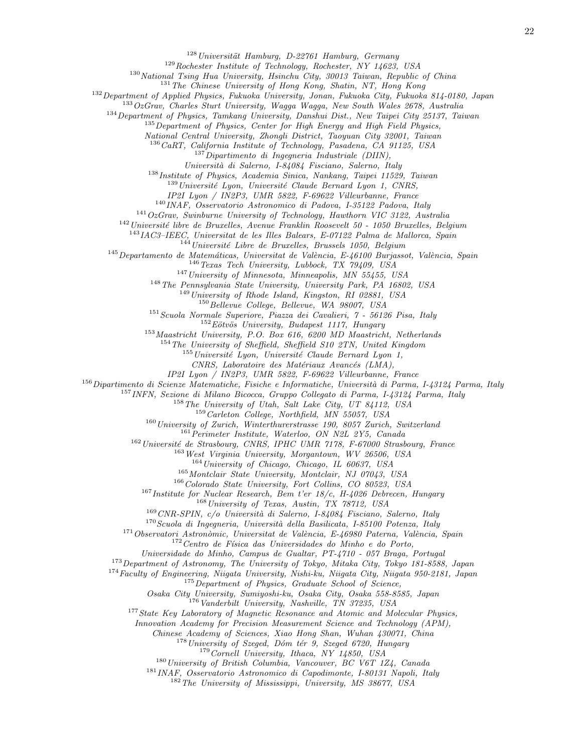[128] *Universität Hamburg, D-22761 Hamburg, Germany*
[129] *Rochester Institute of Technology, Rochester, NY 14623, USA*
[130] *National Tsing Hua University, Hsinchu City, 30013 Taiwan, Republic of China*
[131] *The Chinese University of Hong Kong, Shatin, NT, Hong Kong*
[132] *Department of Applied Physics, Fukuoka University, Jonan, Fukuoka City, Fukuoka 814-0180, Japan*
[133] *OzGrav, Charles Sturt University, Wagga Wagga, New South Wales 2678, Australia*
[134] *Department of Physics, Tamkang University, Danshui Dist., New Taipei City 25137, Taiwan*
[135] *Department of Physics, Center for High Energy and High Field Physics, National Central University, Zhongli District, Taoyuan City 32001, Taiwan*
[136] *CaRT, California Institute of Technology, Pasadena, CA 91125, USA*
[137] *Dipartimento di Ingegneria Industriale (DIIN), Università di Salerno, I-84084 Fisciano, Salerno, Italy*
[138] *Institute of Physics, Academia Sinica, Nankang, Taipei 11529, Taiwan*
[139] *Université Lyon, Université Claude Bernard Lyon 1, CNRS, IP2I Lyon / IN2P3, UMR 5822, F-69622 Villeurbanne, France*
[140] *INAF, Osservatorio Astronomico di Padova, I-35122 Padova, Italy*
[141] *OzGrav, Swinburne University of Technology, Hawthorn VIC 3122, Australia*
[142] *Université libre de Bruxelles, Avenue Franklin Roosevelt 50 - 1050 Bruxelles, Belgium*
[143] *IAC3–IEEC, Universitat de les Illes Balears, E-07122 Palma de Mallorca, Spain*
[144] *Université Libre de Bruxelles, Brussels 1050, Belgium*
[145] *Departamento de Matemáticas, Universitat de València, E-46100 Burjassot, València, Spain*
[146] *Texas Tech University, Lubbock, TX 79409, USA*
[147] *University of Minnesota, Minneapolis, MN 55455, USA*
[148] *The Pennsylvania State University, University Park, PA 16802, USA*
[149] *University of Rhode Island, Kingston, RI 02881, USA*
[150] *Bellevue College, Bellevue, WA 98007, USA*
[151] *Scuola Normale Superiore, Piazza dei Cavalieri, 7 - 56126 Pisa, Italy*
[152] *Eötvös University, Budapest 1117, Hungary*
[153] *Maastricht University, P.O. Box 616, 6200 MD Maastricht, Netherlands*
[154] *The University of Sheffield, Sheffield S10 2TN, United Kingdom*
[155] *Université Lyon, Université Claude Bernard Lyon 1, CNRS, Laboratoire des Matériaux Avancés (LMA), IP2I Lyon / IN2P3, UMR 5822, F-69622 Villeurbanne, France*
[156] *Dipartimento di Scienze Matematiche, Fisiche e Informatiche, Università di Parma, I-43124 Parma, Italy*
[157] *INFN, Sezione di Milano Bicocca, Gruppo Collegato di Parma, I-43124 Parma, Italy*
[158] *The University of Utah, Salt Lake City, UT 84112, USA*
[159] *Carleton College, Northfield, MN 55057, USA*
[160] *University of Zurich, Winterthurerstrasse 190, 8057 Zurich, Switzerland*
[161] *Perimeter Institute, Waterloo, ON N2L 2Y5, Canada*
[162] *Université de Strasbourg, CNRS, IPHC UMR 7178, F-67000 Strasbourg, France*
[163] *West Virginia University, Morgantown, WV 26506, USA*
[164] *University of Chicago, Chicago, IL 60637, USA*
[165] *Montclair State University, Montclair, NJ 07043, USA*
[166] *Colorado State University, Fort Collins, CO 80523, USA*
[167] *Institute for Nuclear Research, Bem t'er 18/c, H-4026 Debrecen, Hungary*
[168] *University of Texas, Austin, TX 78712, USA*
[169] *CNR-SPIN, c/o Università di Salerno, I-84084 Fisciano, Salerno, Italy*
[170] *Scuola di Ingegneria, Università della Basilicata, I-85100 Potenza, Italy*
[171] *Observatori Astronòmic, Universitat de València, E-46980 Paterna, València, Spain*
[172] *Centro de Física das Universidades do Minho e do Porto, Universidade do Minho, Campus de Gualtar, PT-4710 - 057 Braga, Portugal*
[173] *Department of Astronomy, The University of Tokyo, Mitaka City, Tokyo 181-8588, Japan*
[174] *Faculty of Engineering, Niigata University, Nishi-ku, Niigata City, Niigata 950-2181, Japan*
[175] *Department of Physics, Graduate School of Science, Osaka City University, Sumiyoshi-ku, Osaka City, Osaka 558-8585, Japan*
[176] *Vanderbilt University, Nashville, TN 37235, USA*
[177] *State Key Laboratory of Magnetic Resonance and Atomic and Molecular Physics, Innovation Academy for Precision Measurement Science and Technology (APM), Chinese Academy of Sciences, Xiao Hong Shan, Wuhan 430071, China*
[178] *University of Szeged, Dóm tér 9, Szeged 6720, Hungary*
[179] *Cornell University, Ithaca, NY 14850, USA*
[180] *University of British Columbia, Vancouver, BC V6T 1Z4, Canada*
[181] *INAF, Osservatorio Astronomico di Capodimonte, I-80131 Napoli, Italy*
[182] *The University of Mississippi, University, MS 38677, USA*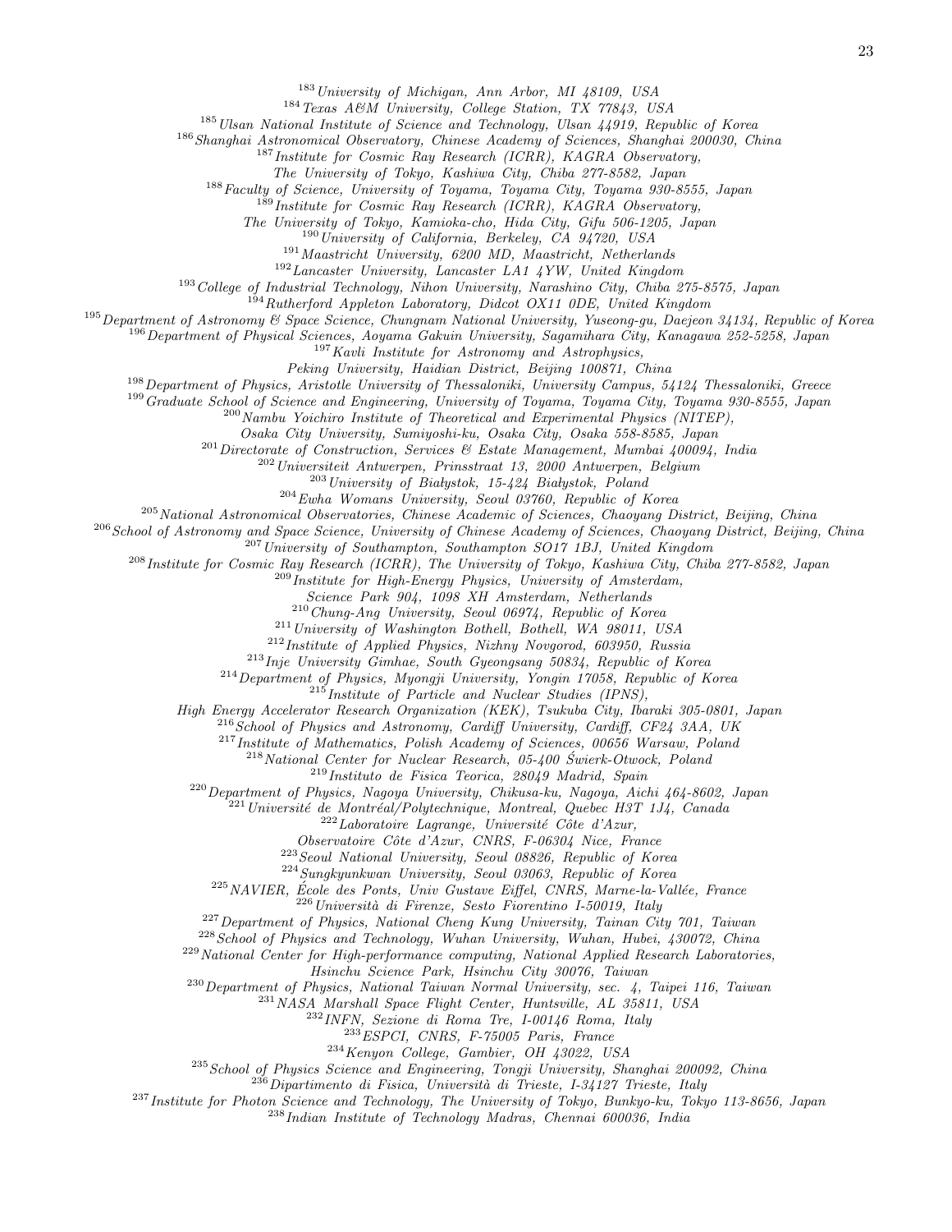[183] *University of Michigan, Ann Arbor, MI 48109, USA*
[184] *Texas A&M University, College Station, TX 77843, USA*
[185] *Ulsan National Institute of Science and Technology, Ulsan 44919, Republic of Korea*
[186] *Shanghai Astronomical Observatory, Chinese Academy of Sciences, Shanghai 200030, China*
[187] *Institute for Cosmic Ray Research (ICRR), KAGRA Observatory, The University of Tokyo, Kashiwa City, Chiba 277-8582, Japan*
[188] *Faculty of Science, University of Toyama, Toyama City, Toyama 930-8555, Japan*
[189] *Institute for Cosmic Ray Research (ICRR), KAGRA Observatory, The University of Tokyo, Kamioka-cho, Hida City, Gifu 506-1205, Japan*
[190] *University of California, Berkeley, CA 94720, USA*
[191] *Maastricht University, 6200 MD, Maastricht, Netherlands*
[192] *Lancaster University, Lancaster LA1 4YW, United Kingdom*
[193] *College of Industrial Technology, Nihon University, Narashino City, Chiba 275-8575, Japan*
[194] *Rutherford Appleton Laboratory, Didcot OX11 0DE, United Kingdom*
[195] *Department of Astronomy & Space Science, Chungnam National University, Yuseong-gu, Daejeon 34134, Republic of Korea*
[196] *Department of Physical Sciences, Aoyama Gakuin University, Sagamihara City, Kanagawa 252-5258, Japan*
[197] *Kavli Institute for Astronomy and Astrophysics, Peking University, Haidian District, Beijing 100871, China*
[198] *Department of Physics, Aristotle University of Thessaloniki, University Campus, 54124 Thessaloniki, Greece*
[199] *Graduate School of Science and Engineering, University of Toyama, Toyama City, Toyama 930-8555, Japan*
[200] *Nambu Yoichiro Institute of Theoretical and Experimental Physics (NITEP), Osaka City University, Sumiyoshi-ku, Osaka City, Osaka 558-8585, Japan*
[201] *Directorate of Construction, Services & Estate Management, Mumbai 400094, India*
[202] *Universiteit Antwerpen, Prinsstraat 13, 2000 Antwerpen, Belgium*
[203] *University of Białystok, 15-424 Białystok, Poland*
[204] *Ewha Womans University, Seoul 03760, Republic of Korea*
[205] *National Astronomical Observatories, Chinese Academic of Sciences, Chaoyang District, Beijing, China*
[206] *School of Astronomy and Space Science, University of Chinese Academy of Sciences, Chaoyang District, Beijing, China*
[207] *University of Southampton, Southampton SO17 1BJ, United Kingdom*
[208] *Institute for Cosmic Ray Research (ICRR), The University of Tokyo, Kashiwa City, Chiba 277-8582, Japan*
[209] *Institute for High-Energy Physics, University of Amsterdam, Science Park 904, 1098 XH Amsterdam, Netherlands*
[210] *Chung-Ang University, Seoul 06974, Republic of Korea*
[211] *University of Washington Bothell, Bothell, WA 98011, USA*
[212] *Institute of Applied Physics, Nizhny Novgorod, 603950, Russia*
[213] *Inje University Gimhae, South Gyeongsang 50834, Republic of Korea*
[214] *Department of Physics, Myongji University, Yongin 17058, Republic of Korea*
[215] *Institute of Particle and Nuclear Studies (IPNS), High Energy Accelerator Research Organization (KEK), Tsukuba City, Ibaraki 305-0801, Japan*
[216] *School of Physics and Astronomy, Cardiff University, Cardiff, CF24 3AA, UK*
[217] *Institute of Mathematics, Polish Academy of Sciences, 00656 Warsaw, Poland*
[218] *National Center for Nuclear Research, 05-400 Świerk-Otwock, Poland*
[219] *Instituto de Fisica Teorica, 28049 Madrid, Spain*
[220] *Department of Physics, Nagoya University, Chikusa-ku, Nagoya, Aichi 464-8602, Japan*
[221] *Université de Montréal/Polytechnique, Montreal, Quebec H3T 1J4, Canada*
[222] *Laboratoire Lagrange, Université Côte d'Azur, Observatoire Côte d'Azur, CNRS, F-06304 Nice, France*
[223] *Seoul National University, Seoul 08826, Republic of Korea*
[224] *Sungkyunkwan University, Seoul 03063, Republic of Korea*
[225] *NAVIER, École des Ponts, Univ Gustave Eiffel, CNRS, Marne-la-Vallée, France*
[226] *Università di Firenze, Sesto Fiorentino I-50019, Italy*
[227] *Department of Physics, National Cheng Kung University, Tainan City 701, Taiwan*
[228] *School of Physics and Technology, Wuhan University, Wuhan, Hubei, 430072, China*
[229] *National Center for High-performance computing, National Applied Research Laboratories, Hsinchu Science Park, Hsinchu City 30076, Taiwan*
[230] *Department of Physics, National Taiwan Normal University, sec. 4, Taipei 116, Taiwan*
[231] *NASA Marshall Space Flight Center, Huntsville, AL 35811, USA*
[232] *INFN, Sezione di Roma Tre, I-00146 Roma, Italy*
[233] *ESPCI, CNRS, F-75005 Paris, France*
[234] *Kenyon College, Gambier, OH 43022, USA*
[235] *School of Physics Science and Engineering, Tongji University, Shanghai 200092, China*
[236] *Dipartimento di Fisica, Università di Trieste, I-34127 Trieste, Italy*
[237] *Institute for Photon Science and Technology, The University of Tokyo, Bunkyo-ku, Tokyo 113-8656, Japan*
[238] *Indian Institute of Technology Madras, Chennai 600036, India*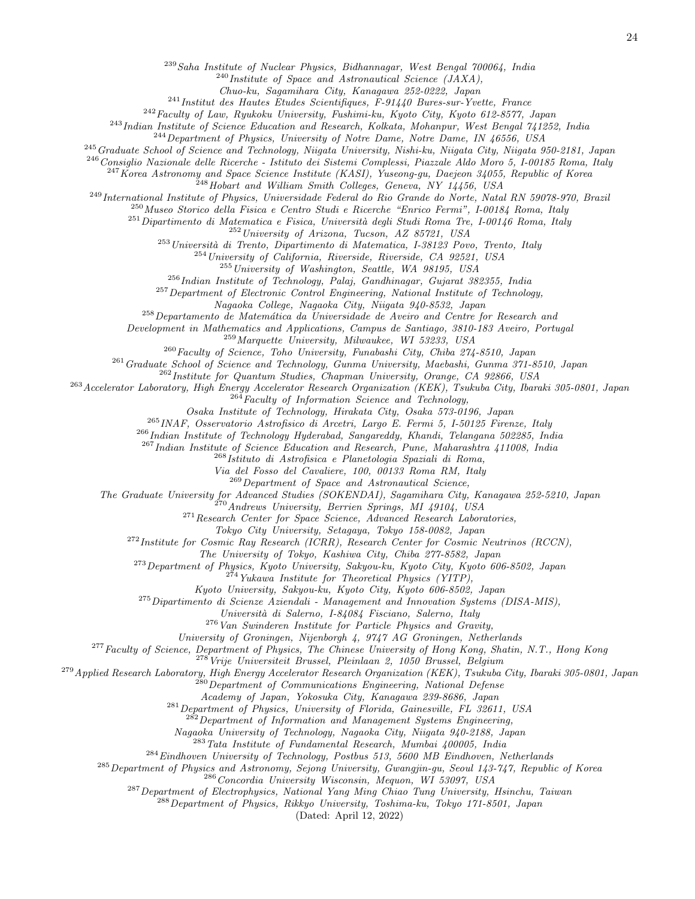[239]*Saha Institute of Nuclear Physics, Bidhannagar, West Bengal 700064, India*
[240]*Institute of Space and Astronautical Science (JAXA), Chuo-ku, Sagamihara City, Kanagawa 252-0222, Japan*
[241]*Institut des Hautes Etudes Scientifiques, F-91440 Bures-sur-Yvette, France*
[242]*Faculty of Law, Ryukoku University, Fushimi-ku, Kyoto City, Kyoto 612-8577, Japan*
[243]*Indian Institute of Science Education and Research, Kolkata, Mohanpur, West Bengal 741252, India*
[244]*Department of Physics, University of Notre Dame, Notre Dame, IN 46556, USA*
[245]*Graduate School of Science and Technology, Niigata University, Nishi-ku, Niigata City, Niigata 950-2181, Japan*
[246]*Consiglio Nazionale delle Ricerche - Istituto dei Sistemi Complessi, Piazzale Aldo Moro 5, I-00185 Roma, Italy*
[247]*Korea Astronomy and Space Science Institute (KASI), Yuseong-gu, Daejeon 34055, Republic of Korea*
[248]*Hobart and William Smith Colleges, Geneva, NY 14456, USA*
[249]*International Institute of Physics, Universidade Federal do Rio Grande do Norte, Natal RN 59078-970, Brazil*
[250]*Museo Storico della Fisica e Centro Studi e Ricerche "Enrico Fermi", I-00184 Roma, Italy*
[251]*Dipartimento di Matematica e Fisica, Università degli Studi Roma Tre, I-00146 Roma, Italy*
[252]*University of Arizona, Tucson, AZ 85721, USA*
[253]*Università di Trento, Dipartimento di Matematica, I-38123 Povo, Trento, Italy*
[254]*University of California, Riverside, Riverside, CA 92521, USA*
[255]*University of Washington, Seattle, WA 98195, USA*
[256]*Indian Institute of Technology, Palaj, Gandhinagar, Gujarat 382355, India*
[257]*Department of Electronic Control Engineering, National Institute of Technology, Nagaoka College, Nagaoka City, Niigata 940-8532, Japan*
[258]*Departamento de Matemática da Universidade de Aveiro and Centre for Research and Development in Mathematics and Applications, Campus de Santiago, 3810-183 Aveiro, Portugal*
[259]*Marquette University, Milwaukee, WI 53233, USA*
[260]*Faculty of Science, Toho University, Funabashi City, Chiba 274-8510, Japan*
[261]*Graduate School of Science and Technology, Gunma University, Maebashi, Gunma 371-8510, Japan*
[262]*Institute for Quantum Studies, Chapman University, Orange, CA 92866, USA*
[263]*Accelerator Laboratory, High Energy Accelerator Research Organization (KEK), Tsukuba City, Ibaraki 305-0801, Japan*
[264]*Faculty of Information Science and Technology, Osaka Institute of Technology, Hirakata City, Osaka 573-0196, Japan*
[265]*INAF, Osservatorio Astrofisico di Arcetri, Largo E. Fermi 5, I-50125 Firenze, Italy*
[266]*Indian Institute of Technology Hyderabad, Sangareddy, Khandi, Telangana 502285, India*
[267]*Indian Institute of Science Education and Research, Pune, Maharashtra 411008, India*
[268]*Istituto di Astrofisica e Planetologia Spaziali di Roma, Via del Fosso del Cavaliere, 100, 00133 Roma RM, Italy*
[269]*Department of Space and Astronautical Science, The Graduate University for Advanced Studies (SOKENDAI), Sagamihara City, Kanagawa 252-5210, Japan*
[270]*Andrews University, Berrien Springs, MI 49104, USA*
[271]*Research Center for Space Science, Advanced Research Laboratories, Tokyo City University, Setagaya, Tokyo 158-0082, Japan*
[272]*Institute for Cosmic Ray Research (ICRR), Research Center for Cosmic Neutrinos (RCCN), The University of Tokyo, Kashiwa City, Chiba 277-8582, Japan*
[273]*Department of Physics, Kyoto University, Sakyou-ku, Kyoto City, Kyoto 606-8502, Japan*
[274]*Yukawa Institute for Theoretical Physics (YITP), Kyoto University, Sakyou-ku, Kyoto City, Kyoto 606-8502, Japan*
[275]*Dipartimento di Scienze Aziendali - Management and Innovation Systems (DISA-MIS), Università di Salerno, I-84084 Fisciano, Salerno, Italy*
[276]*Van Swinderen Institute for Particle Physics and Gravity, University of Groningen, Nijenborgh 4, 9747 AG Groningen, Netherlands*
[277]*Faculty of Science, Department of Physics, The Chinese University of Hong Kong, Shatin, N.T., Hong Kong*
[278]*Vrije Universiteit Brussel, Pleinlaan 2, 1050 Brussel, Belgium*
[279]*Applied Research Laboratory, High Energy Accelerator Research Organization (KEK), Tsukuba City, Ibaraki 305-0801, Japan*
[280]*Department of Communications Engineering, National Defense Academy of Japan, Yokosuka City, Kanagawa 239-8686, Japan*
[281]*Department of Physics, University of Florida, Gainesville, FL 32611, USA*
[282]*Department of Information and Management Systems Engineering, Nagaoka University of Technology, Nagaoka City, Niigata 940-2188, Japan*
[283]*Tata Institute of Fundamental Research, Mumbai 400005, India*
[284]*Eindhoven University of Technology, Postbus 513, 5600 MB Eindhoven, Netherlands*
[285]*Department of Physics and Astronomy, Sejong University, Gwangjin-gu, Seoul 143-747, Republic of Korea*
[286]*Concordia University Wisconsin, Mequon, WI 53097, USA*
[287]*Department of Electrophysics, National Yang Ming Chiao Tung University, Hsinchu, Taiwan*
[288]*Department of Physics, Rikkyo University, Toshima-ku, Tokyo 171-8501, Japan*

(Dated: April 12, 2022)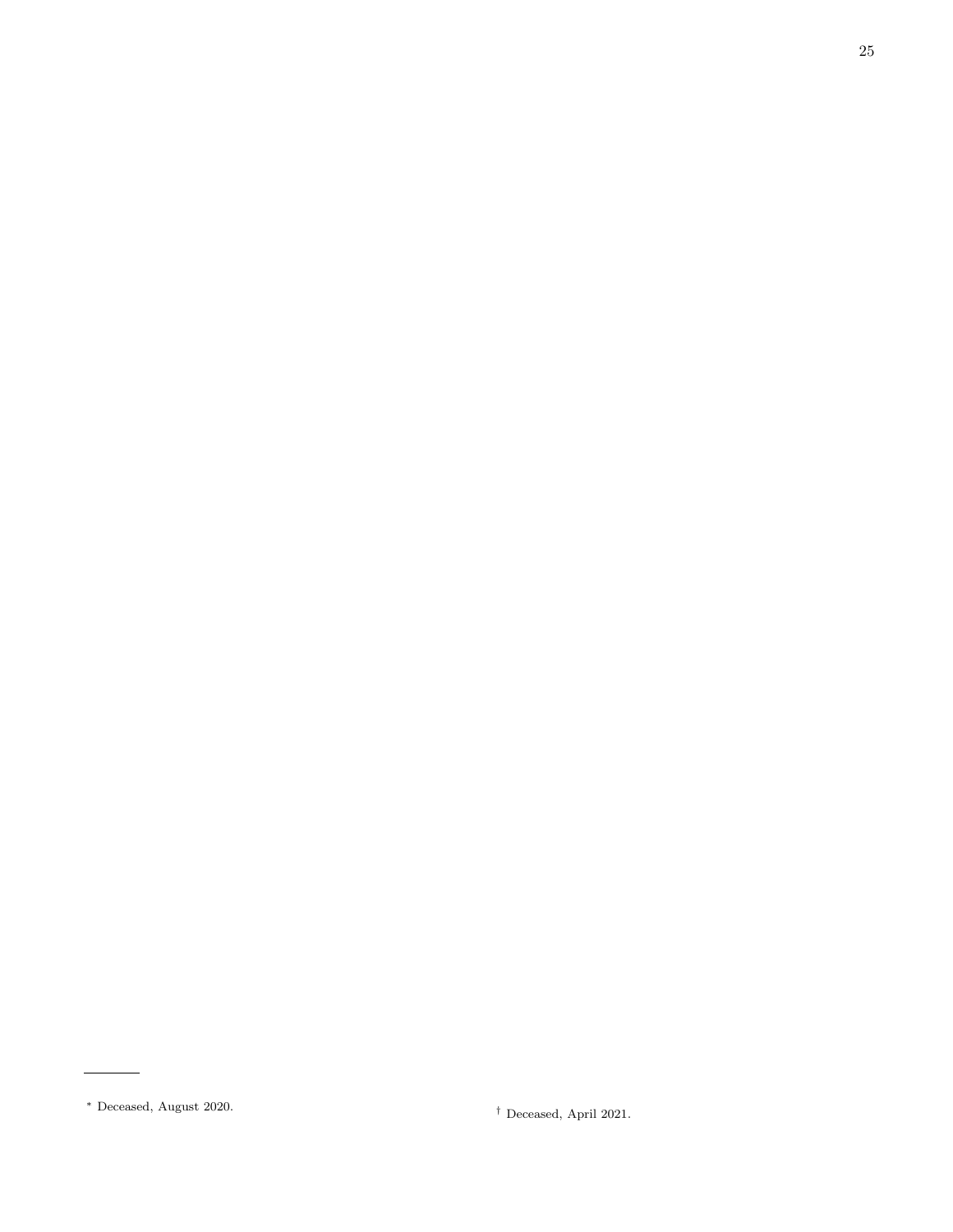[*] Deceased, August 2020.

[†] Deceased, April 2021.